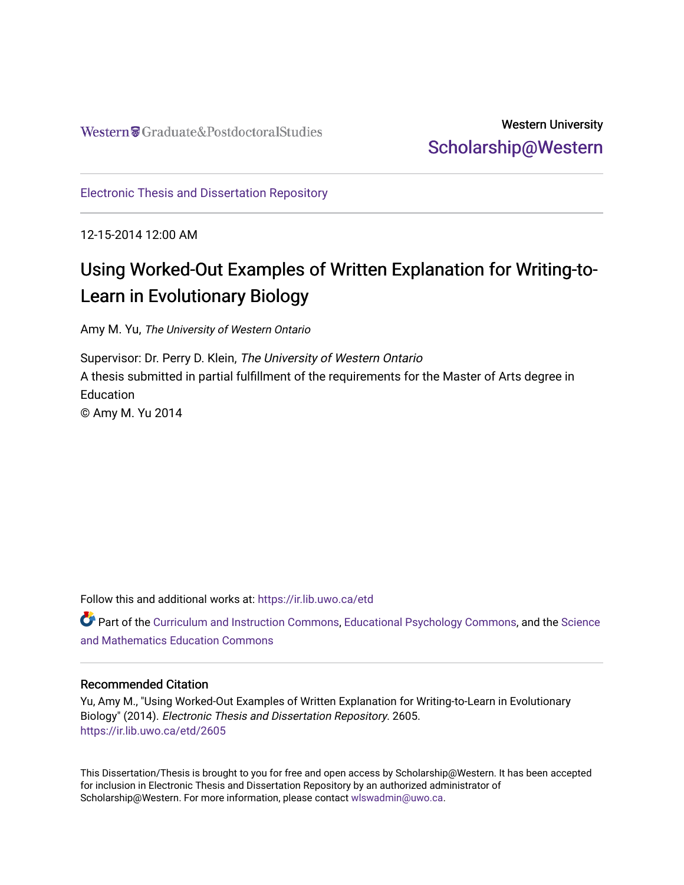Western Graduate&PostdoctoralStudies

Western University
Scholarship@Western

Electronic Thesis and Dissertation Repository

12-15-2014 12:00 AM

# Using Worked-Out Examples of Written Explanation for Writing-to-Learn in Evolutionary Biology

Amy M. Yu, *The University of Western Ontario*

Supervisor: Dr. Perry D. Klein, *The University of Western Ontario*
A thesis submitted in partial fulfillment of the requirements for the Master of Arts degree in Education
© Amy M. Yu 2014

Follow this and additional works at: https://ir.lib.uwo.ca/etd

Part of the Curriculum and Instruction Commons, Educational Psychology Commons, and the Science and Mathematics Education Commons

## Recommended Citation

Yu, Amy M., "Using Worked-Out Examples of Written Explanation for Writing-to-Learn in Evolutionary Biology" (2014). *Electronic Thesis and Dissertation Repository*. 2605.
https://ir.lib.uwo.ca/etd/2605

This Dissertation/Thesis is brought to you for free and open access by Scholarship@Western. It has been accepted for inclusion in Electronic Thesis and Dissertation Repository by an authorized administrator of Scholarship@Western. For more information, please contact wlswadmin@uwo.ca.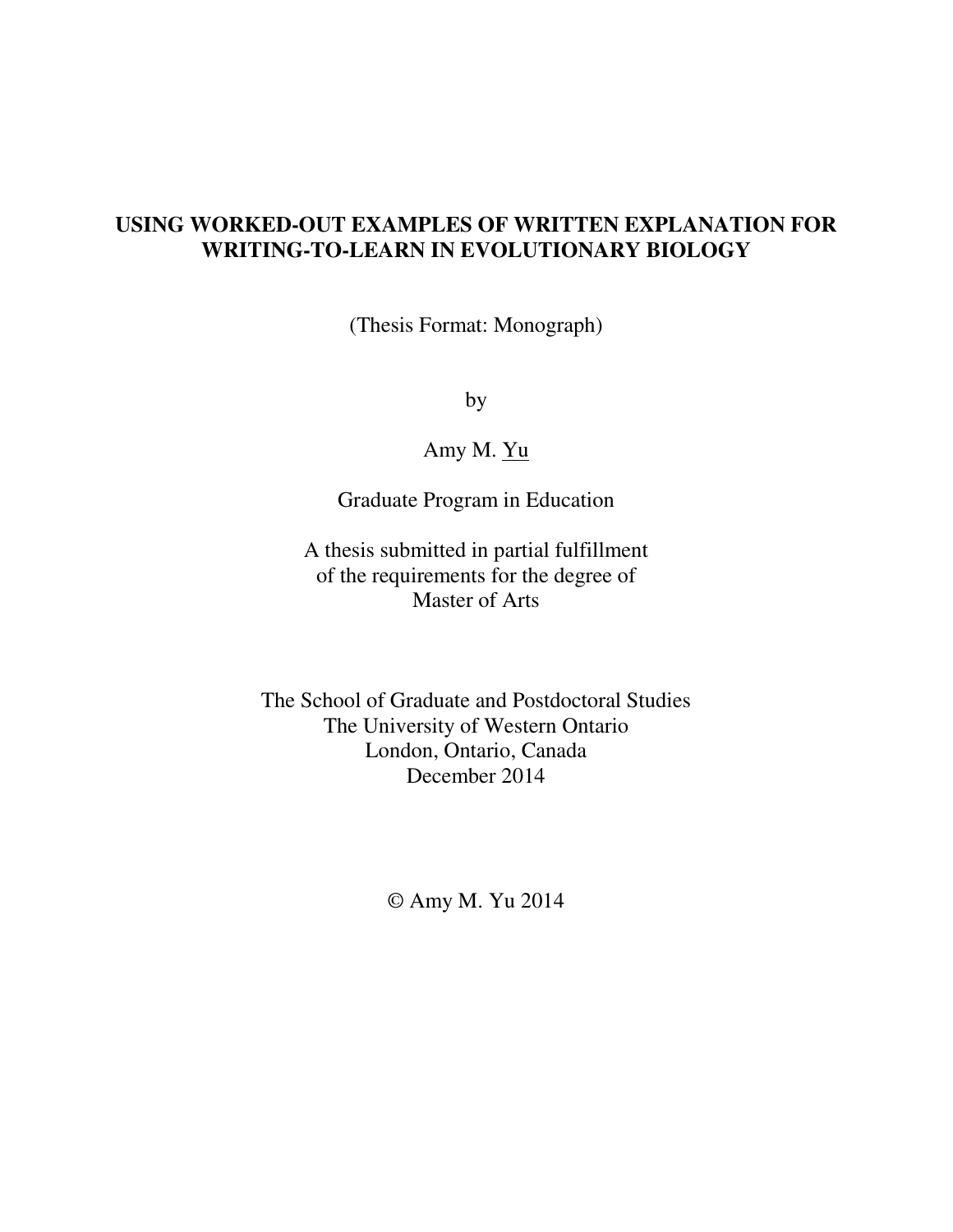# USING WORKED-OUT EXAMPLES OF WRITTEN EXPLANATION FOR WRITING-TO-LEARN IN EVOLUTIONARY BIOLOGY

(Thesis Format: Monograph)

by

Amy M. Yu

Graduate Program in Education

A thesis submitted in partial fulfillment
of the requirements for the degree of
Master of Arts

The School of Graduate and Postdoctoral Studies
The University of Western Ontario
London, Ontario, Canada
December 2014

© Amy M. Yu 2014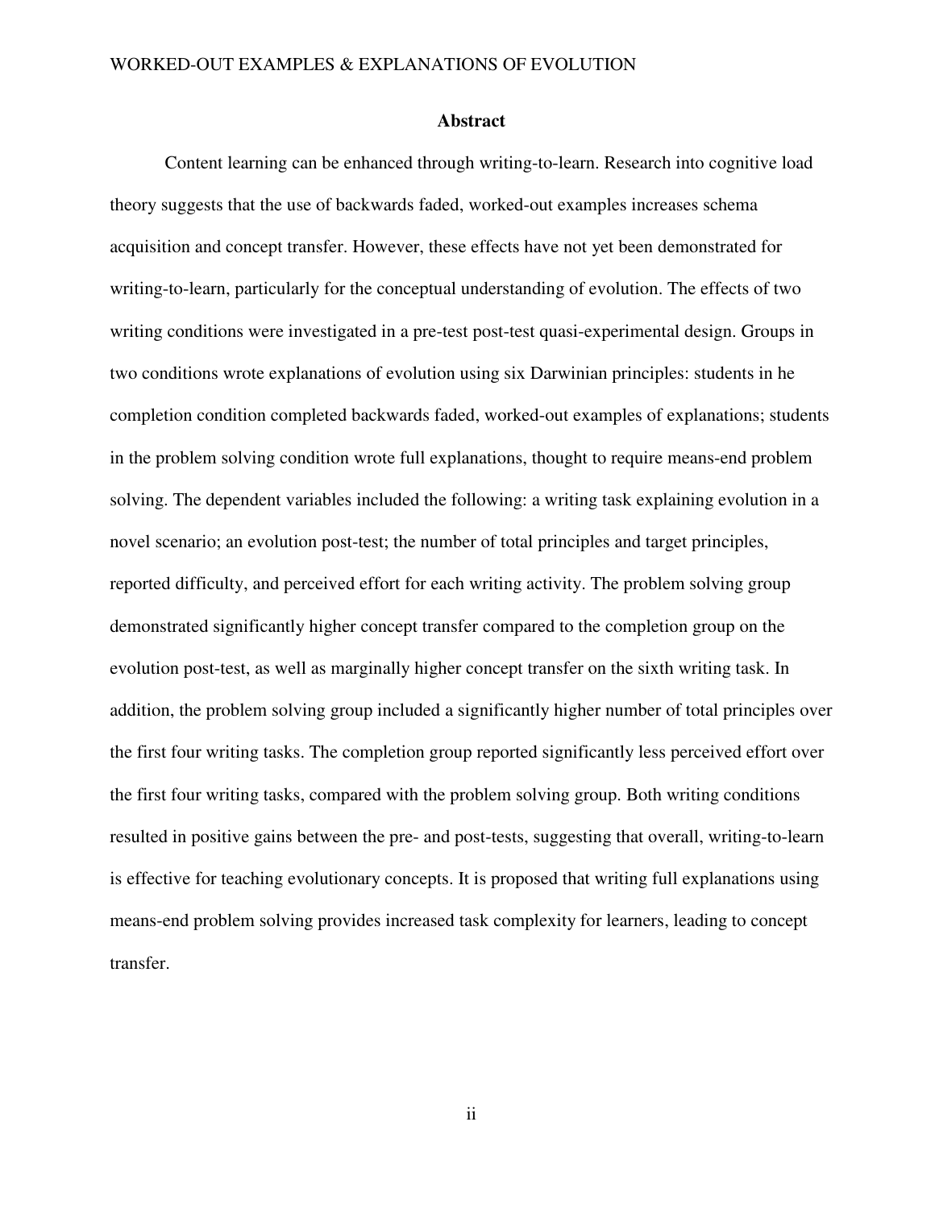## Abstract

Content learning can be enhanced through writing-to-learn. Research into cognitive load theory suggests that the use of backwards faded, worked-out examples increases schema acquisition and concept transfer. However, these effects have not yet been demonstrated for writing-to-learn, particularly for the conceptual understanding of evolution. The effects of two writing conditions were investigated in a pre-test post-test quasi-experimental design. Groups in two conditions wrote explanations of evolution using six Darwinian principles: students in he completion condition completed backwards faded, worked-out examples of explanations; students in the problem solving condition wrote full explanations, thought to require means-end problem solving. The dependent variables included the following: a writing task explaining evolution in a novel scenario; an evolution post-test; the number of total principles and target principles, reported difficulty, and perceived effort for each writing activity. The problem solving group demonstrated significantly higher concept transfer compared to the completion group on the evolution post-test, as well as marginally higher concept transfer on the sixth writing task. In addition, the problem solving group included a significantly higher number of total principles over the first four writing tasks. The completion group reported significantly less perceived effort over the first four writing tasks, compared with the problem solving group. Both writing conditions resulted in positive gains between the pre- and post-tests, suggesting that overall, writing-to-learn is effective for teaching evolutionary concepts. It is proposed that writing full explanations using means-end problem solving provides increased task complexity for learners, leading to concept transfer.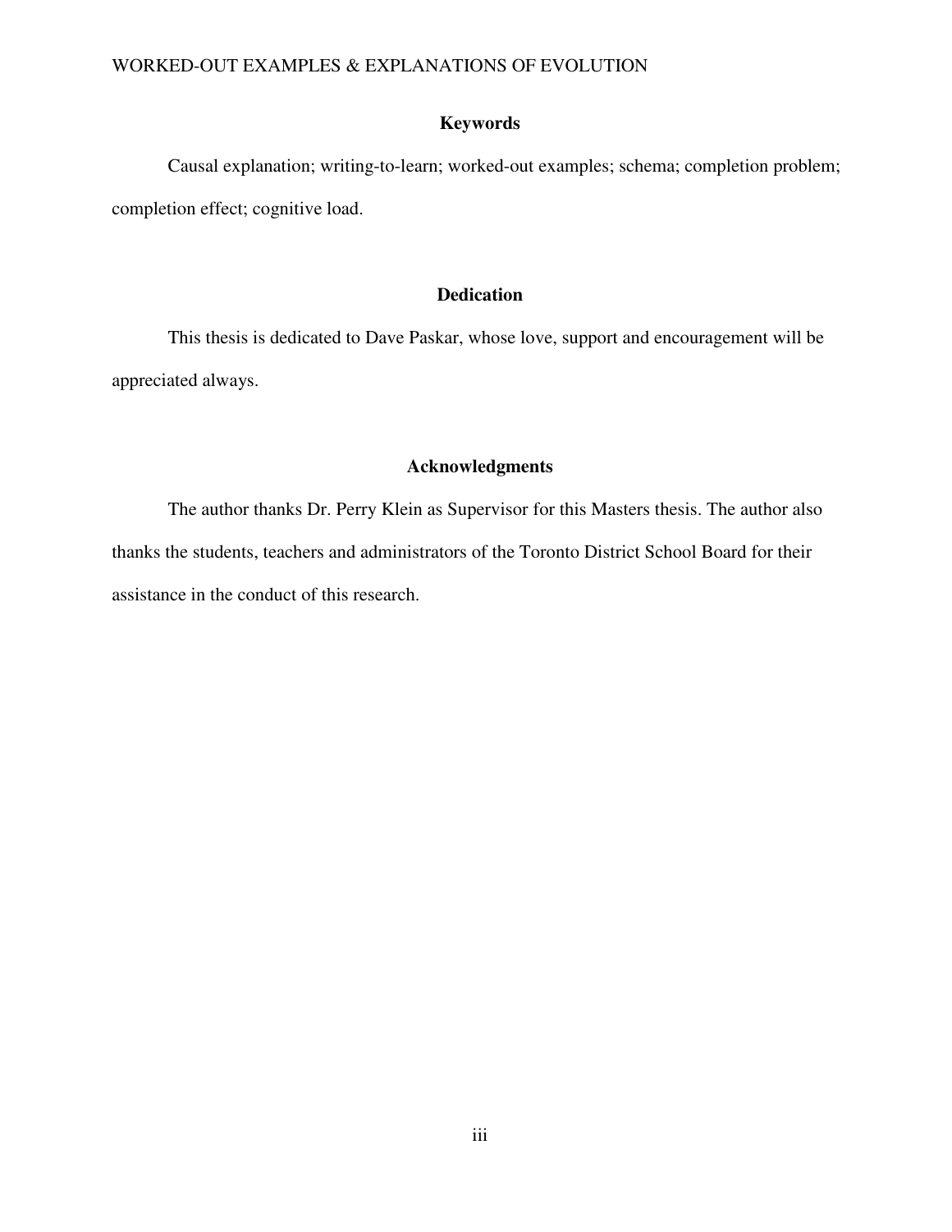## Keywords

Causal explanation; writing-to-learn; worked-out examples; schema; completion problem; completion effect; cognitive load.

## Dedication

This thesis is dedicated to Dave Paskar, whose love, support and encouragement will be appreciated always.

## Acknowledgments

The author thanks Dr. Perry Klein as Supervisor for this Masters thesis. The author also thanks the students, teachers and administrators of the Toronto District School Board for their assistance in the conduct of this research.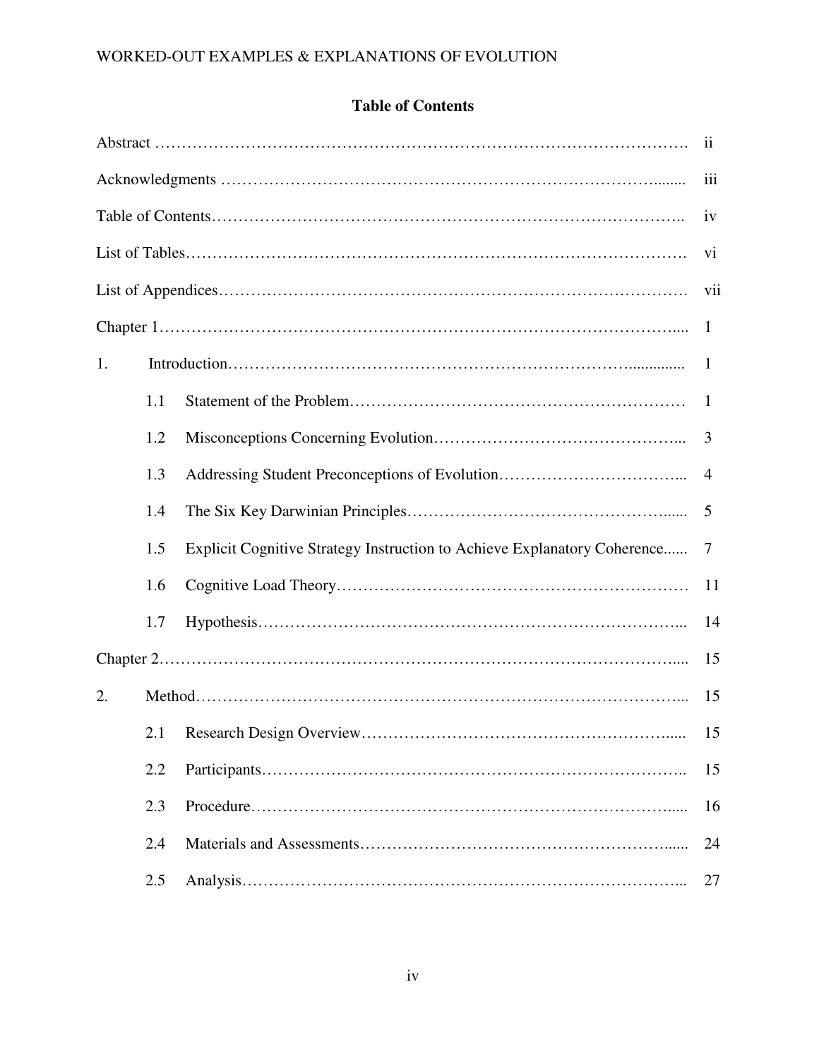## Table of Contents

| | | | |
|---|---|---|---|
| Abstract | | | ii |
| Acknowledgments | | | iii |
| Table of Contents | | | iv |
| List of Tables | | | vi |
| List of Appendices | | | vii |
| Chapter 1 | | | 1 |
| 1. | Introduction | | 1 |
| | 1.1 | Statement of the Problem | 1 |
| | 1.2 | Misconceptions Concerning Evolution | 3 |
| | 1.3 | Addressing Student Preconceptions of Evolution | 4 |
| | 1.4 | The Six Key Darwinian Principles | 5 |
| | 1.5 | Explicit Cognitive Strategy Instruction to Achieve Explanatory Coherence | 7 |
| | 1.6 | Cognitive Load Theory | 11 |
| | 1.7 | Hypothesis | 14 |
| Chapter 2 | | | 15 |
| 2. | Method | | 15 |
| | 2.1 | Research Design Overview | 15 |
| | 2.2 | Participants | 15 |
| | 2.3 | Procedure | 16 |
| | 2.4 | Materials and Assessments | 24 |
| | 2.5 | Analysis | 27 |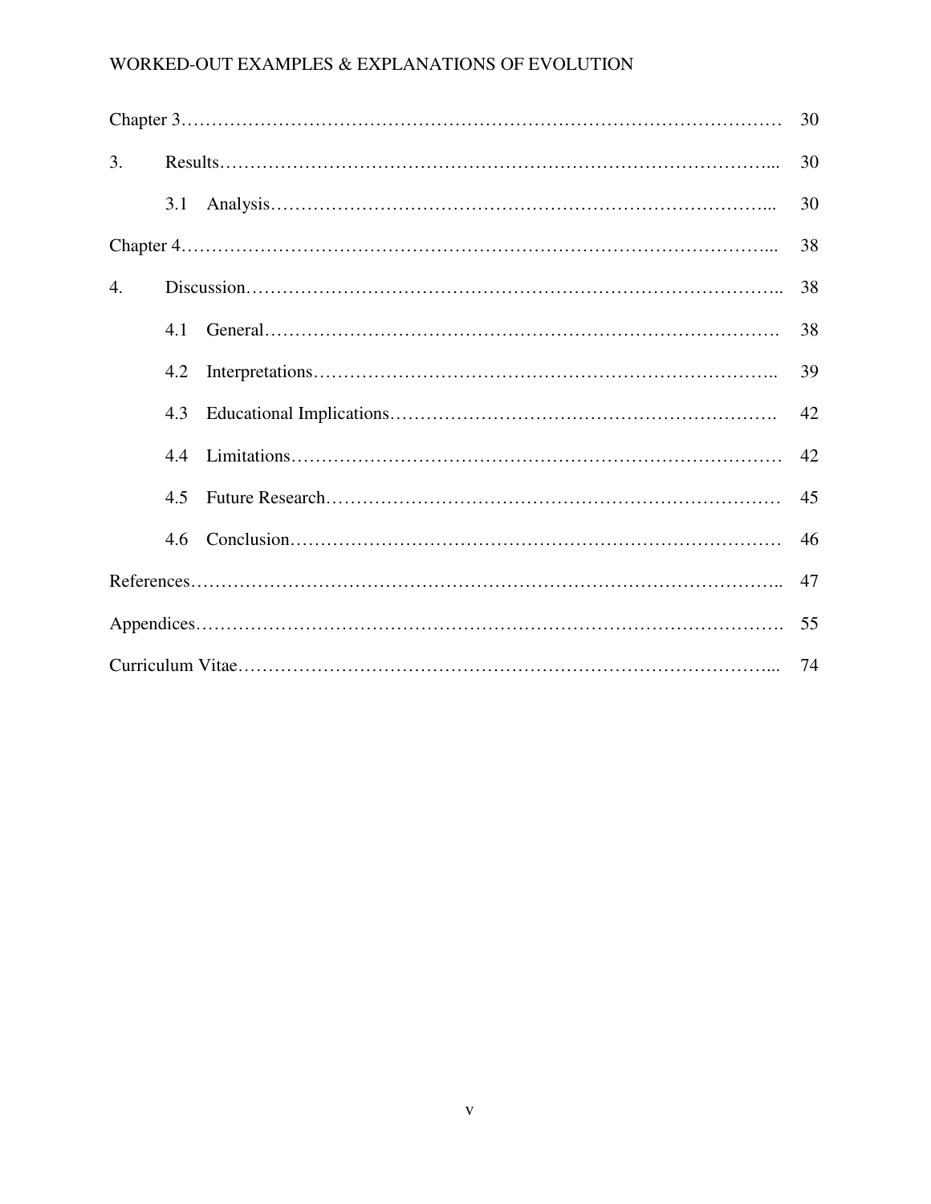| | | |
|---|---|---|
| Chapter 3 | | 30 |
| 3. | Results | 30 |
| | 3.1 Analysis | 30 |
| Chapter 4 | | 38 |
| 4. | Discussion | 38 |
| | 4.1 General | 38 |
| | 4.2 Interpretations | 39 |
| | 4.3 Educational Implications | 42 |
| | 4.4 Limitations | 42 |
| | 4.5 Future Research | 45 |
| | 4.6 Conclusion | 46 |
| References | | 47 |
| Appendices | | 55 |
| Curriculum Vitae | | 74 |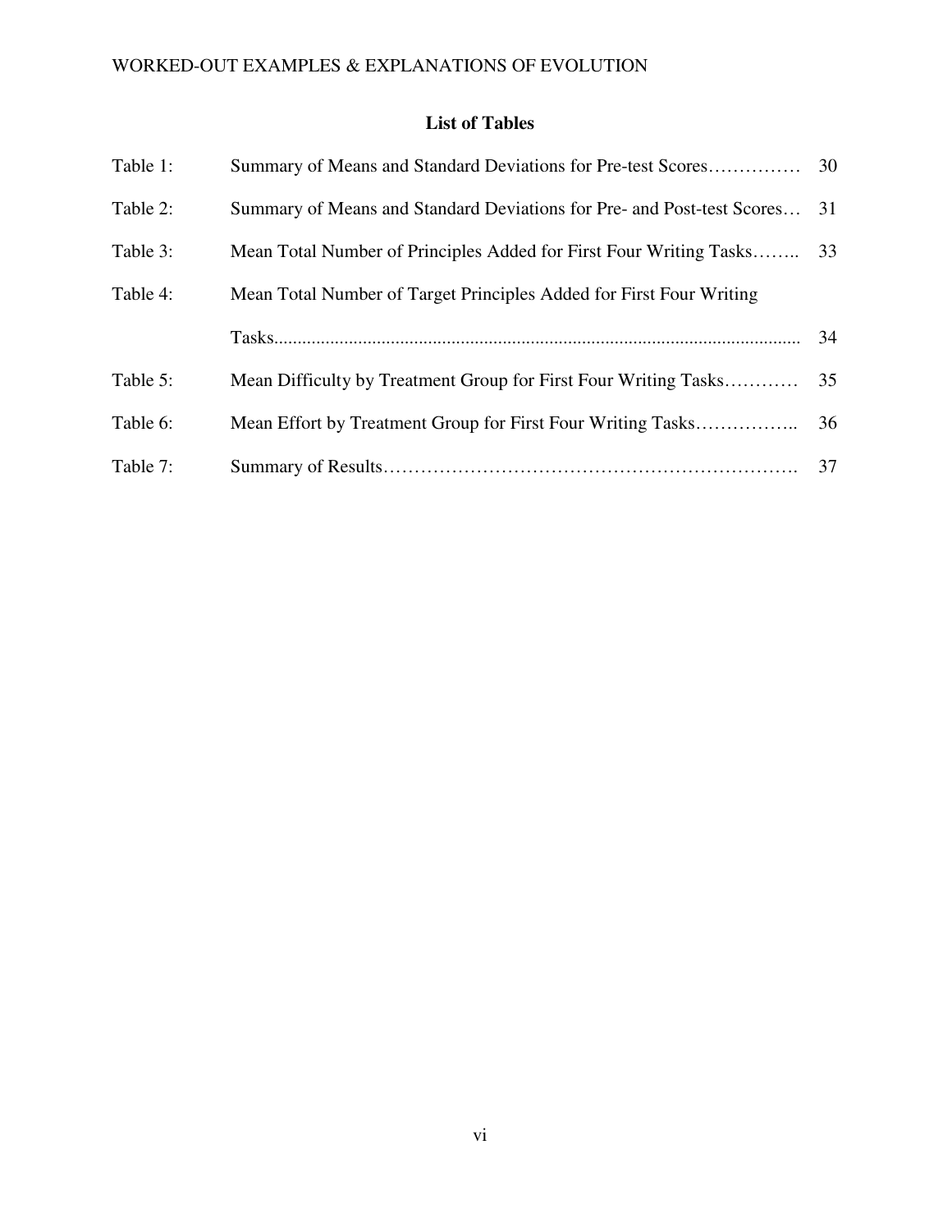## List of Tables

| | | |
|---|---|---|
| Table 1: | Summary of Means and Standard Deviations for Pre-test Scores | 30 |
| Table 2: | Summary of Means and Standard Deviations for Pre- and Post-test Scores | 31 |
| Table 3: | Mean Total Number of Principles Added for First Four Writing Tasks | 33 |
| Table 4: | Mean Total Number of Target Principles Added for First Four Writing Tasks | 34 |
| Table 5: | Mean Difficulty by Treatment Group for First Four Writing Tasks | 35 |
| Table 6: | Mean Effort by Treatment Group for First Four Writing Tasks | 36 |
| Table 7: | Summary of Results | 37 |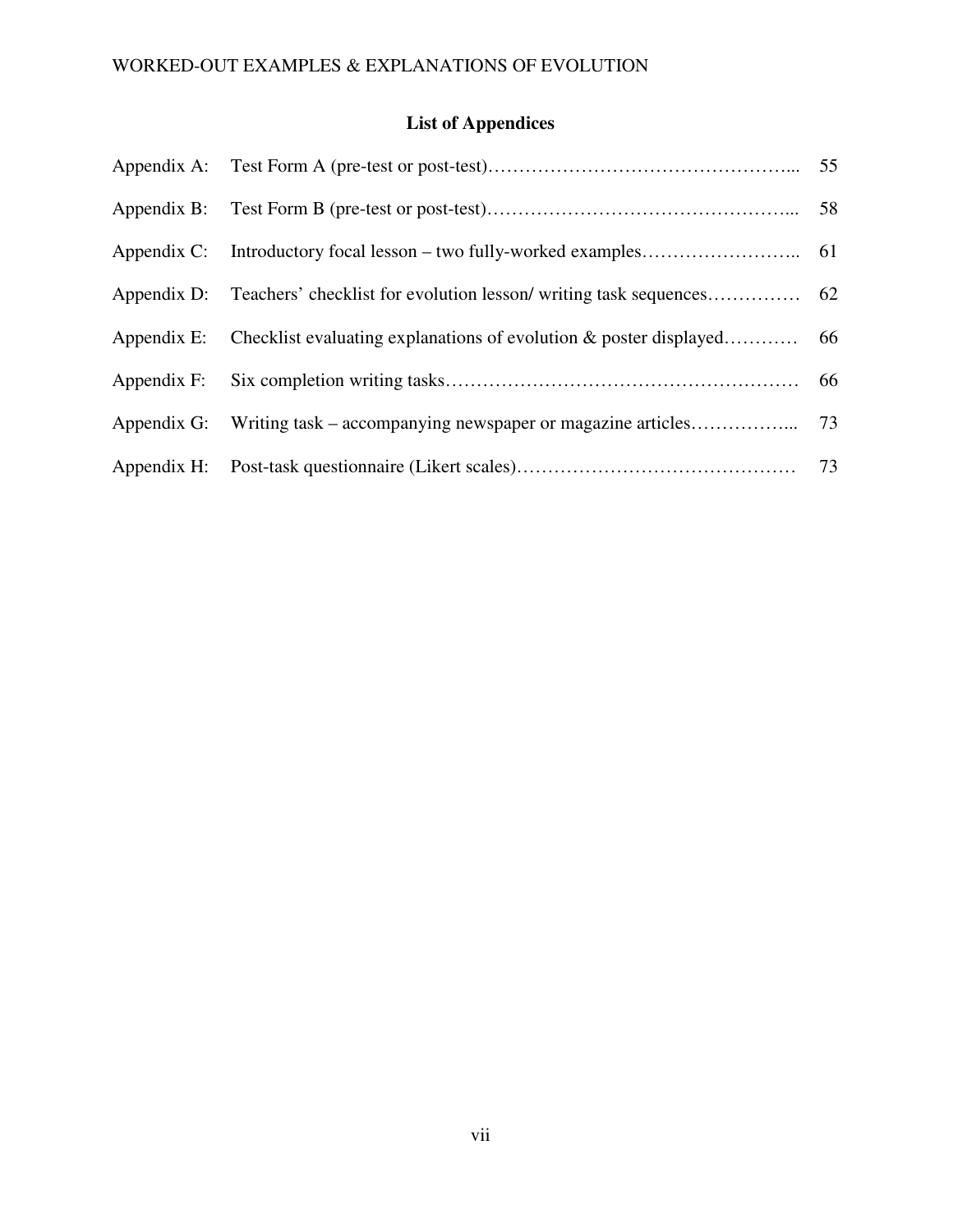## List of Appendices

| | | |
|---|---|---|
| Appendix A: | Test Form A (pre-test or post-test)………………………………………….... | 55 |
| Appendix B: | Test Form B (pre-test or post-test)………………………………………….... | 58 |
| Appendix C: | Introductory focal lesson – two fully-worked examples…………………….. | 61 |
| Appendix D: | Teachers' checklist for evolution lesson/ writing task sequences…………… | 62 |
| Appendix E: | Checklist evaluating explanations of evolution & poster displayed………… | 66 |
| Appendix F: | Six completion writing tasks……………………………………………… | 66 |
| Appendix G: | Writing task – accompanying newspaper or magazine articles…………….... | 73 |
| Appendix H: | Post-task questionnaire (Likert scales)……………………………………… | 73 |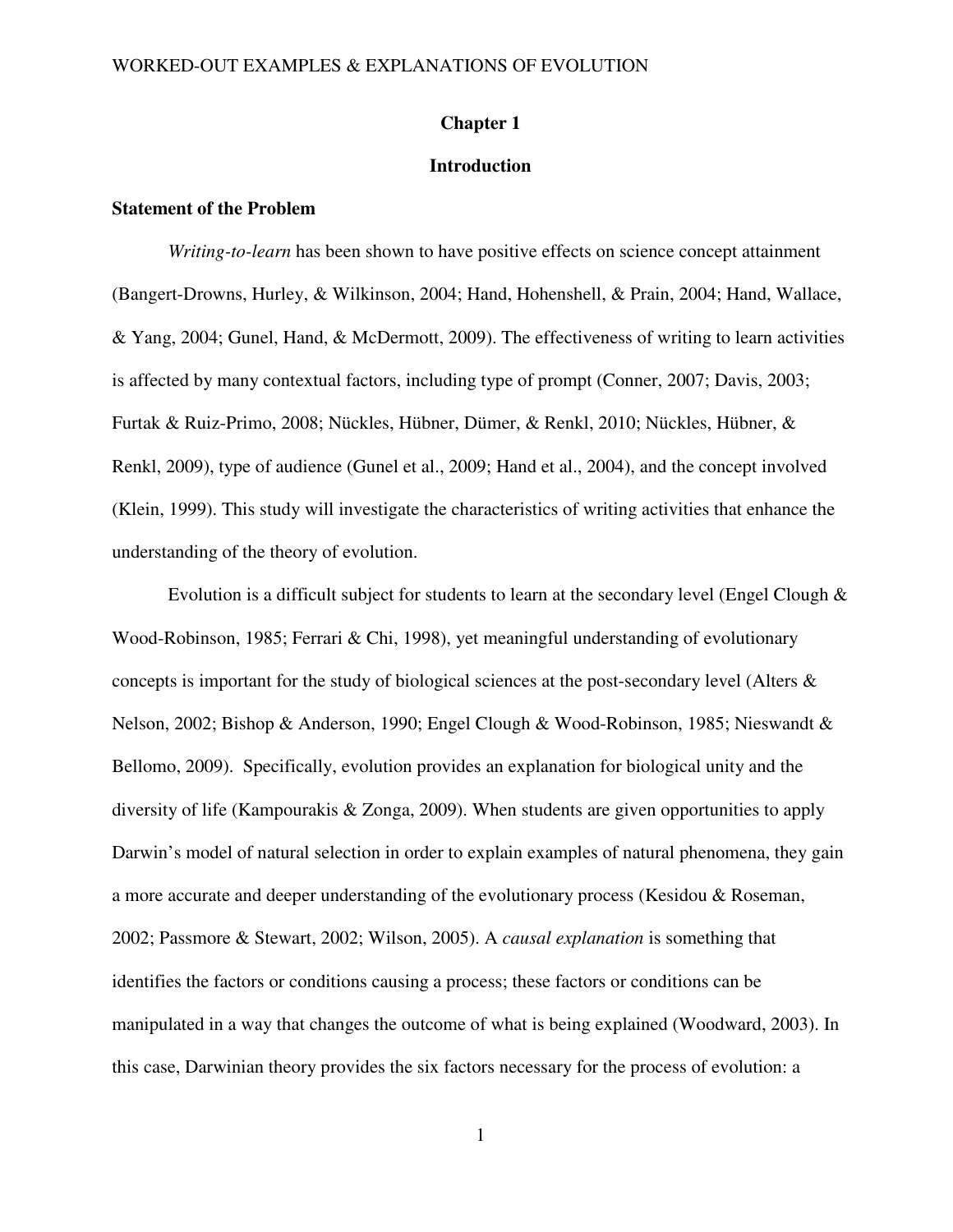# Chapter 1

# Introduction

## Statement of the Problem

*Writing-to-learn* has been shown to have positive effects on science concept attainment (Bangert-Drowns, Hurley, & Wilkinson, 2004; Hand, Hohenshell, & Prain, 2004; Hand, Wallace, & Yang, 2004; Gunel, Hand, & McDermott, 2009). The effectiveness of writing to learn activities is affected by many contextual factors, including type of prompt (Conner, 2007; Davis, 2003; Furtak & Ruiz-Primo, 2008; Nückles, Hübner, Dümer, & Renkl, 2010; Nückles, Hübner, & Renkl, 2009), type of audience (Gunel et al., 2009; Hand et al., 2004), and the concept involved (Klein, 1999). This study will investigate the characteristics of writing activities that enhance the understanding of the theory of evolution.

Evolution is a difficult subject for students to learn at the secondary level (Engel Clough & Wood-Robinson, 1985; Ferrari & Chi, 1998), yet meaningful understanding of evolutionary concepts is important for the study of biological sciences at the post-secondary level (Alters & Nelson, 2002; Bishop & Anderson, 1990; Engel Clough & Wood-Robinson, 1985; Nieswandt & Bellomo, 2009). Specifically, evolution provides an explanation for biological unity and the diversity of life (Kampourakis & Zonga, 2009). When students are given opportunities to apply Darwin's model of natural selection in order to explain examples of natural phenomena, they gain a more accurate and deeper understanding of the evolutionary process (Kesidou & Roseman, 2002; Passmore & Stewart, 2002; Wilson, 2005). A *causal explanation* is something that identifies the factors or conditions causing a process; these factors or conditions can be manipulated in a way that changes the outcome of what is being explained (Woodward, 2003). In this case, Darwinian theory provides the six factors necessary for the process of evolution: a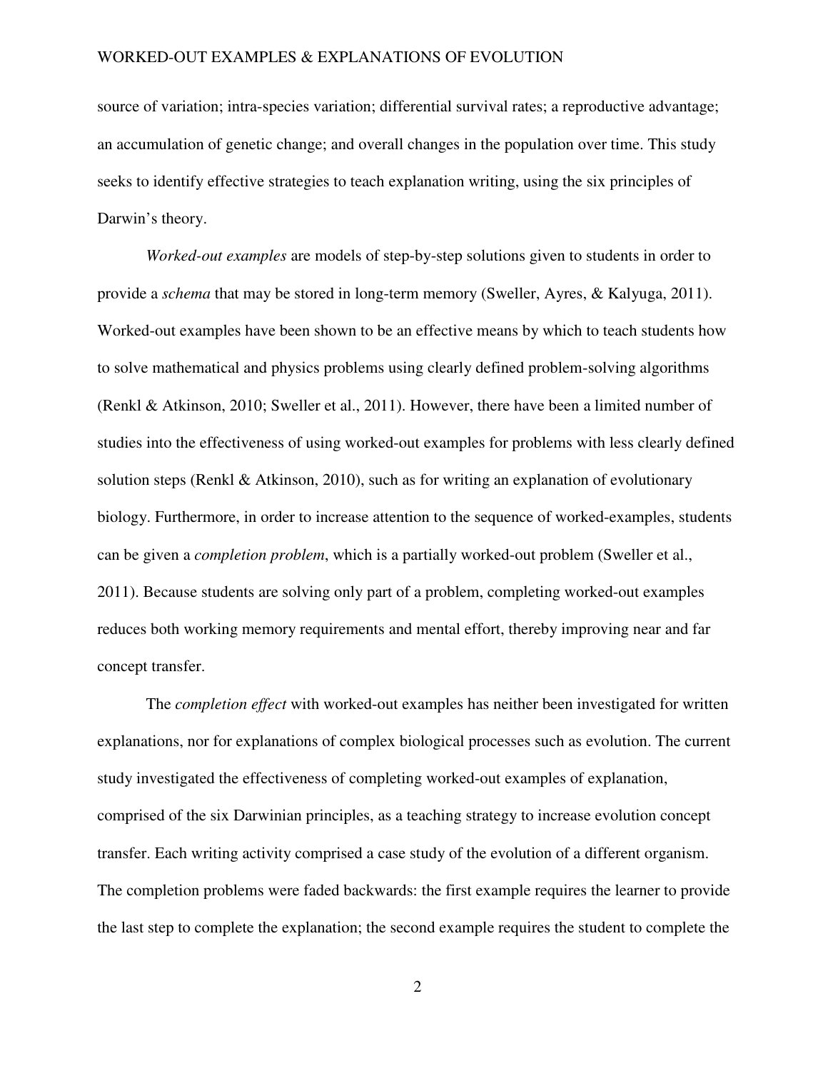source of variation; intra-species variation; differential survival rates; a reproductive advantage; an accumulation of genetic change; and overall changes in the population over time. This study seeks to identify effective strategies to teach explanation writing, using the six principles of Darwin's theory.

*Worked-out examples* are models of step-by-step solutions given to students in order to provide a *schema* that may be stored in long-term memory (Sweller, Ayres, & Kalyuga, 2011). Worked-out examples have been shown to be an effective means by which to teach students how to solve mathematical and physics problems using clearly defined problem-solving algorithms (Renkl & Atkinson, 2010; Sweller et al., 2011). However, there have been a limited number of studies into the effectiveness of using worked-out examples for problems with less clearly defined solution steps (Renkl & Atkinson, 2010), such as for writing an explanation of evolutionary biology. Furthermore, in order to increase attention to the sequence of worked-examples, students can be given a *completion problem*, which is a partially worked-out problem (Sweller et al., 2011). Because students are solving only part of a problem, completing worked-out examples reduces both working memory requirements and mental effort, thereby improving near and far concept transfer.

The *completion effect* with worked-out examples has neither been investigated for written explanations, nor for explanations of complex biological processes such as evolution. The current study investigated the effectiveness of completing worked-out examples of explanation, comprised of the six Darwinian principles, as a teaching strategy to increase evolution concept transfer. Each writing activity comprised a case study of the evolution of a different organism. The completion problems were faded backwards: the first example requires the learner to provide the last step to complete the explanation; the second example requires the student to complete the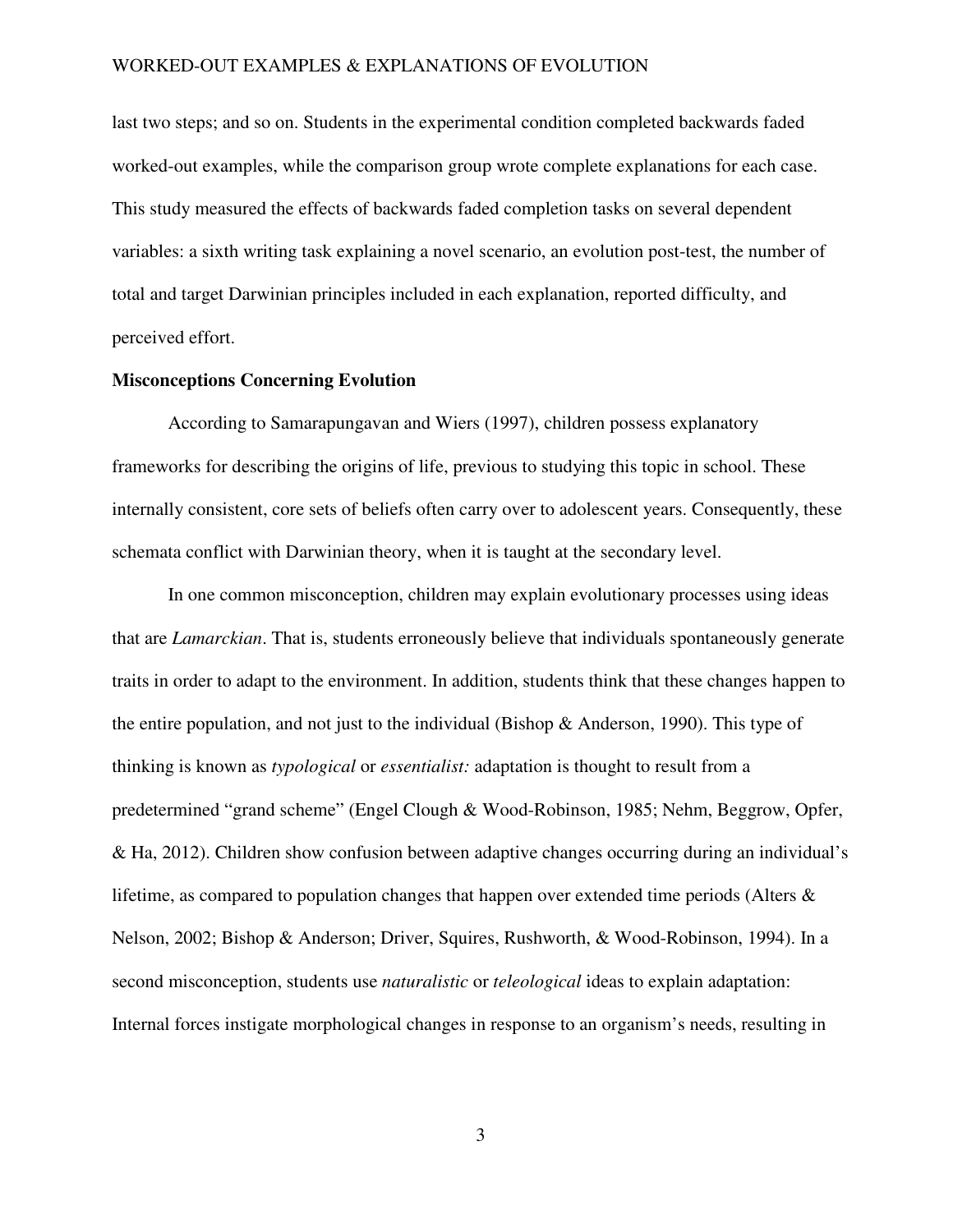last two steps; and so on. Students in the experimental condition completed backwards faded worked-out examples, while the comparison group wrote complete explanations for each case. This study measured the effects of backwards faded completion tasks on several dependent variables: a sixth writing task explaining a novel scenario, an evolution post-test, the number of total and target Darwinian principles included in each explanation, reported difficulty, and perceived effort.

**Misconceptions Concerning Evolution**

According to Samarapungavan and Wiers (1997), children possess explanatory frameworks for describing the origins of life, previous to studying this topic in school. These internally consistent, core sets of beliefs often carry over to adolescent years. Consequently, these schemata conflict with Darwinian theory, when it is taught at the secondary level.

In one common misconception, children may explain evolutionary processes using ideas that are *Lamarckian*. That is, students erroneously believe that individuals spontaneously generate traits in order to adapt to the environment. In addition, students think that these changes happen to the entire population, and not just to the individual (Bishop & Anderson, 1990). This type of thinking is known as *typological* or *essentialist:* adaptation is thought to result from a predetermined "grand scheme" (Engel Clough & Wood-Robinson, 1985; Nehm, Beggrow, Opfer, & Ha, 2012). Children show confusion between adaptive changes occurring during an individual's lifetime, as compared to population changes that happen over extended time periods (Alters & Nelson, 2002; Bishop & Anderson; Driver, Squires, Rushworth, & Wood-Robinson, 1994). In a second misconception, students use *naturalistic* or *teleological* ideas to explain adaptation: Internal forces instigate morphological changes in response to an organism's needs, resulting in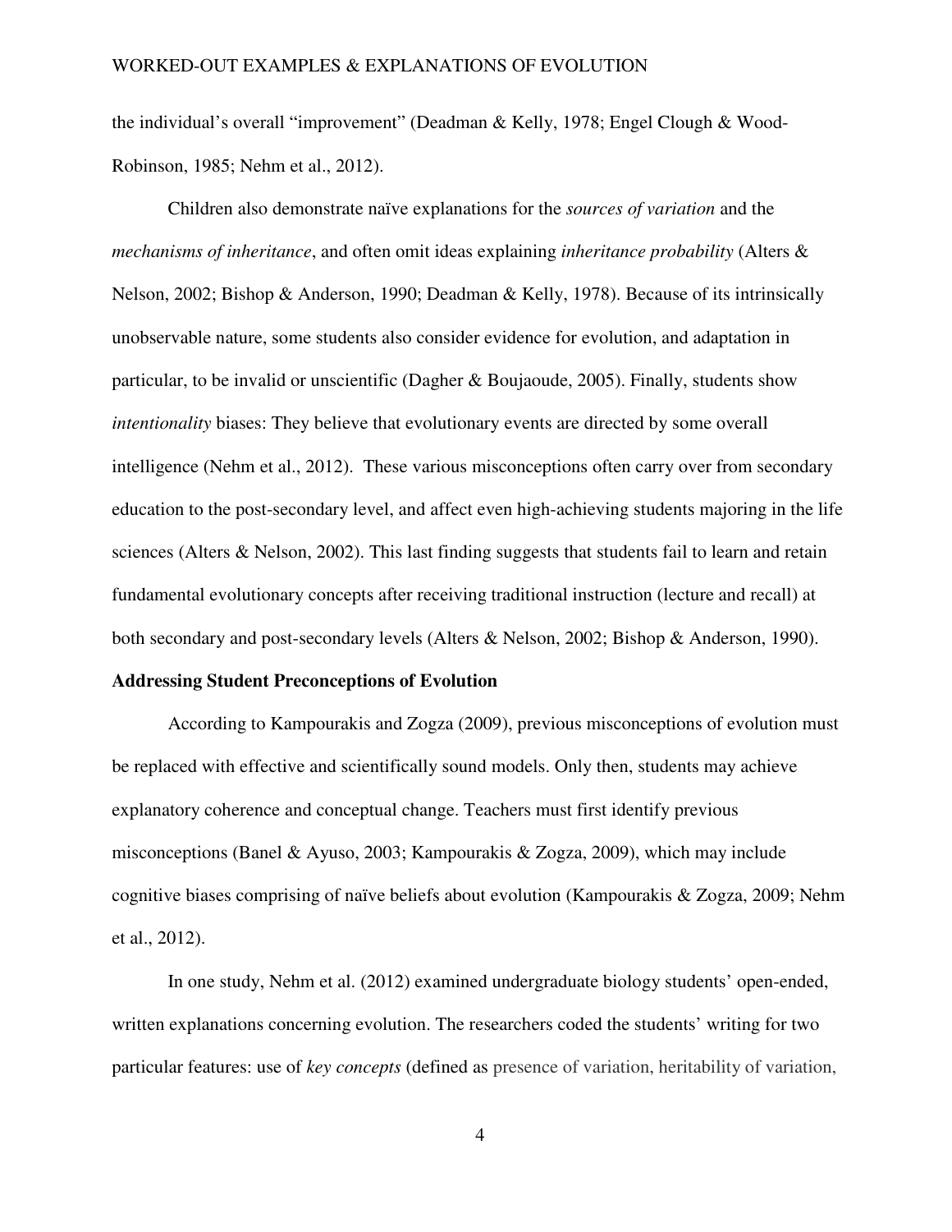the individual's overall "improvement" (Deadman & Kelly, 1978; Engel Clough & Wood-Robinson, 1985; Nehm et al., 2012).

Children also demonstrate naïve explanations for the *sources of variation* and the *mechanisms of inheritance*, and often omit ideas explaining *inheritance probability* (Alters & Nelson, 2002; Bishop & Anderson, 1990; Deadman & Kelly, 1978). Because of its intrinsically unobservable nature, some students also consider evidence for evolution, and adaptation in particular, to be invalid or unscientific (Dagher & Boujaoude, 2005). Finally, students show *intentionality* biases: They believe that evolutionary events are directed by some overall intelligence (Nehm et al., 2012). These various misconceptions often carry over from secondary education to the post-secondary level, and affect even high-achieving students majoring in the life sciences (Alters & Nelson, 2002). This last finding suggests that students fail to learn and retain fundamental evolutionary concepts after receiving traditional instruction (lecture and recall) at both secondary and post-secondary levels (Alters & Nelson, 2002; Bishop & Anderson, 1990).

## Addressing Student Preconceptions of Evolution

According to Kampourakis and Zogza (2009), previous misconceptions of evolution must be replaced with effective and scientifically sound models. Only then, students may achieve explanatory coherence and conceptual change. Teachers must first identify previous misconceptions (Banel & Ayuso, 2003; Kampourakis & Zogza, 2009), which may include cognitive biases comprising of naïve beliefs about evolution (Kampourakis & Zogza, 2009; Nehm et al., 2012).

In one study, Nehm et al. (2012) examined undergraduate biology students' open-ended, written explanations concerning evolution. The researchers coded the students' writing for two particular features: use of *key concepts* (defined as presence of variation, heritability of variation,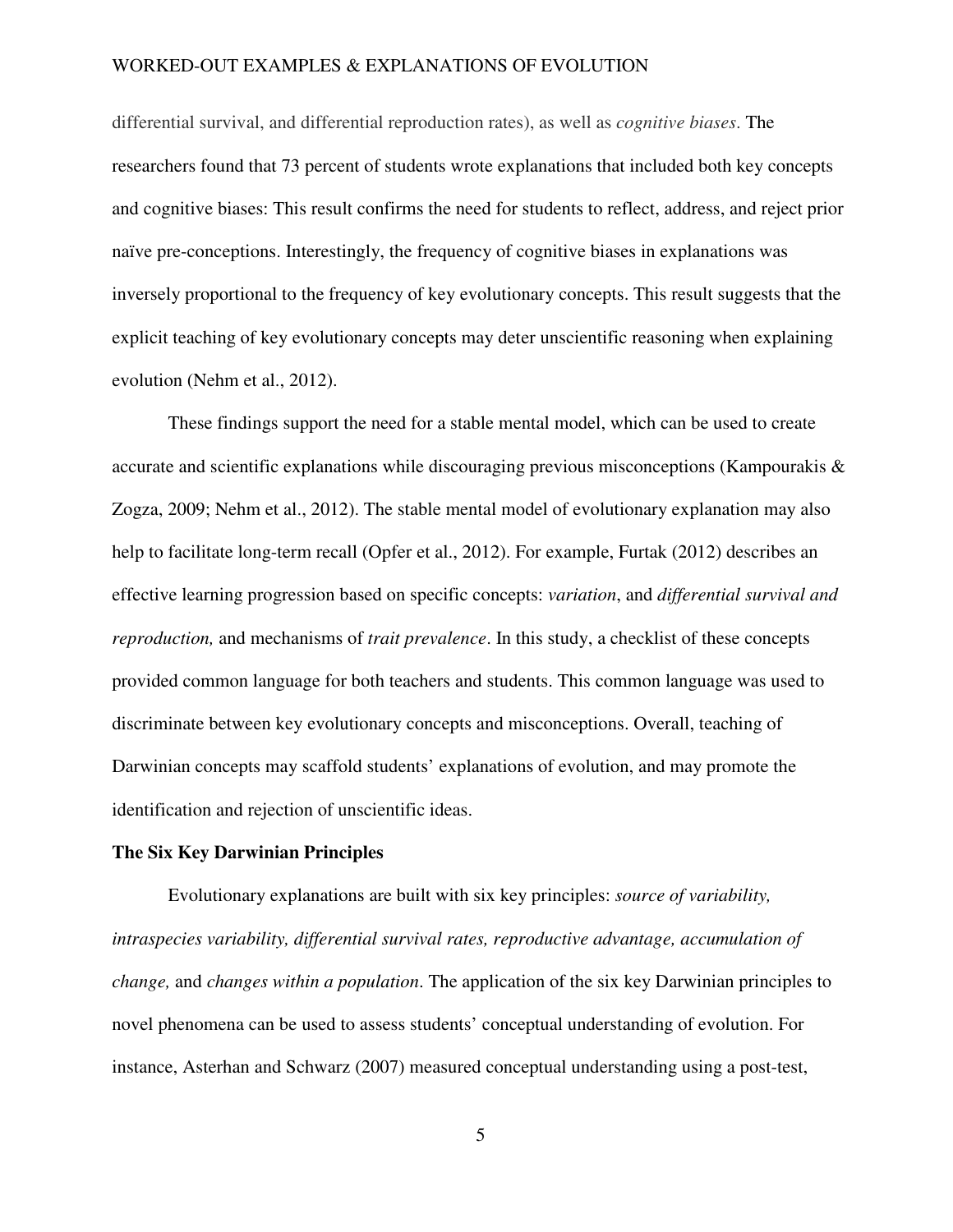differential survival, and differential reproduction rates), as well as *cognitive biases*. The researchers found that 73 percent of students wrote explanations that included both key concepts and cognitive biases: This result confirms the need for students to reflect, address, and reject prior naïve pre-conceptions. Interestingly, the frequency of cognitive biases in explanations was inversely proportional to the frequency of key evolutionary concepts. This result suggests that the explicit teaching of key evolutionary concepts may deter unscientific reasoning when explaining evolution (Nehm et al., 2012).

These findings support the need for a stable mental model, which can be used to create accurate and scientific explanations while discouraging previous misconceptions (Kampourakis & Zogza, 2009; Nehm et al., 2012). The stable mental model of evolutionary explanation may also help to facilitate long-term recall (Opfer et al., 2012). For example, Furtak (2012) describes an effective learning progression based on specific concepts: *variation*, and *differential survival and reproduction,* and mechanisms of *trait prevalence*. In this study, a checklist of these concepts provided common language for both teachers and students. This common language was used to discriminate between key evolutionary concepts and misconceptions. Overall, teaching of Darwinian concepts may scaffold students' explanations of evolution, and may promote the identification and rejection of unscientific ideas.

**The Six Key Darwinian Principles**

Evolutionary explanations are built with six key principles: *source of variability, intraspecies variability, differential survival rates, reproductive advantage, accumulation of change,* and *changes within a population*. The application of the six key Darwinian principles to novel phenomena can be used to assess students' conceptual understanding of evolution. For instance, Asterhan and Schwarz (2007) measured conceptual understanding using a post-test,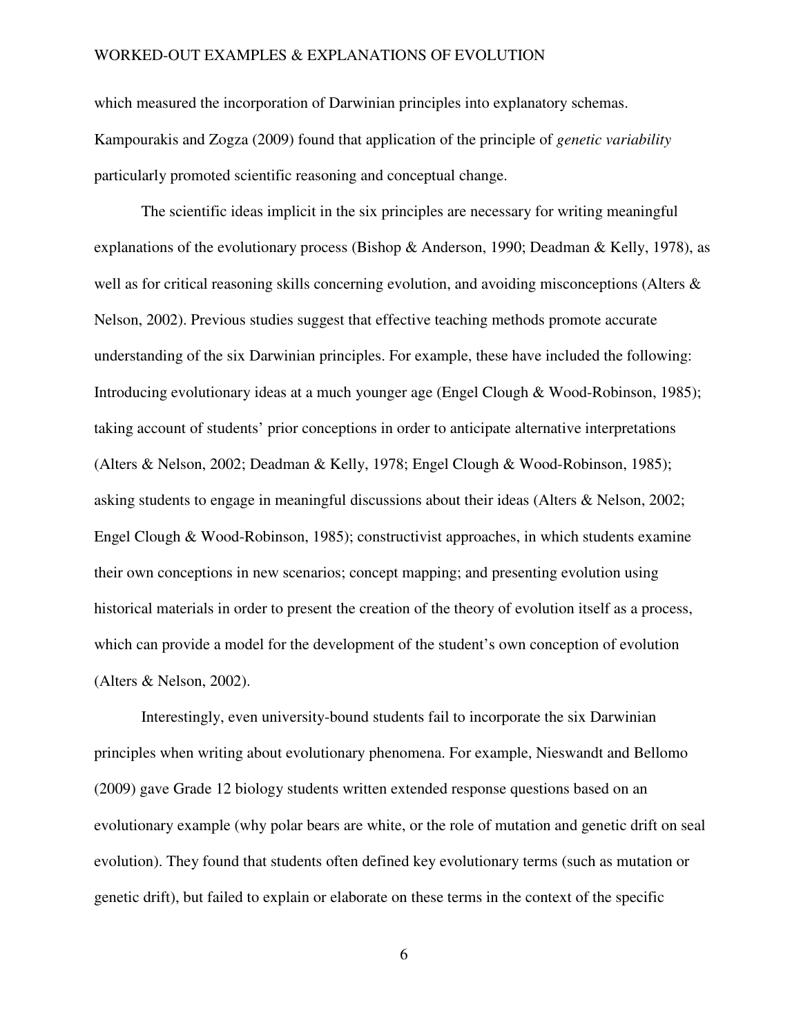which measured the incorporation of Darwinian principles into explanatory schemas. Kampourakis and Zogza (2009) found that application of the principle of *genetic variability* particularly promoted scientific reasoning and conceptual change.

The scientific ideas implicit in the six principles are necessary for writing meaningful explanations of the evolutionary process (Bishop & Anderson, 1990; Deadman & Kelly, 1978), as well as for critical reasoning skills concerning evolution, and avoiding misconceptions (Alters & Nelson, 2002). Previous studies suggest that effective teaching methods promote accurate understanding of the six Darwinian principles. For example, these have included the following: Introducing evolutionary ideas at a much younger age (Engel Clough & Wood-Robinson, 1985); taking account of students' prior conceptions in order to anticipate alternative interpretations (Alters & Nelson, 2002; Deadman & Kelly, 1978; Engel Clough & Wood-Robinson, 1985); asking students to engage in meaningful discussions about their ideas (Alters & Nelson, 2002; Engel Clough & Wood-Robinson, 1985); constructivist approaches, in which students examine their own conceptions in new scenarios; concept mapping; and presenting evolution using historical materials in order to present the creation of the theory of evolution itself as a process, which can provide a model for the development of the student's own conception of evolution (Alters & Nelson, 2002).

Interestingly, even university-bound students fail to incorporate the six Darwinian principles when writing about evolutionary phenomena. For example, Nieswandt and Bellomo (2009) gave Grade 12 biology students written extended response questions based on an evolutionary example (why polar bears are white, or the role of mutation and genetic drift on seal evolution). They found that students often defined key evolutionary terms (such as mutation or genetic drift), but failed to explain or elaborate on these terms in the context of the specific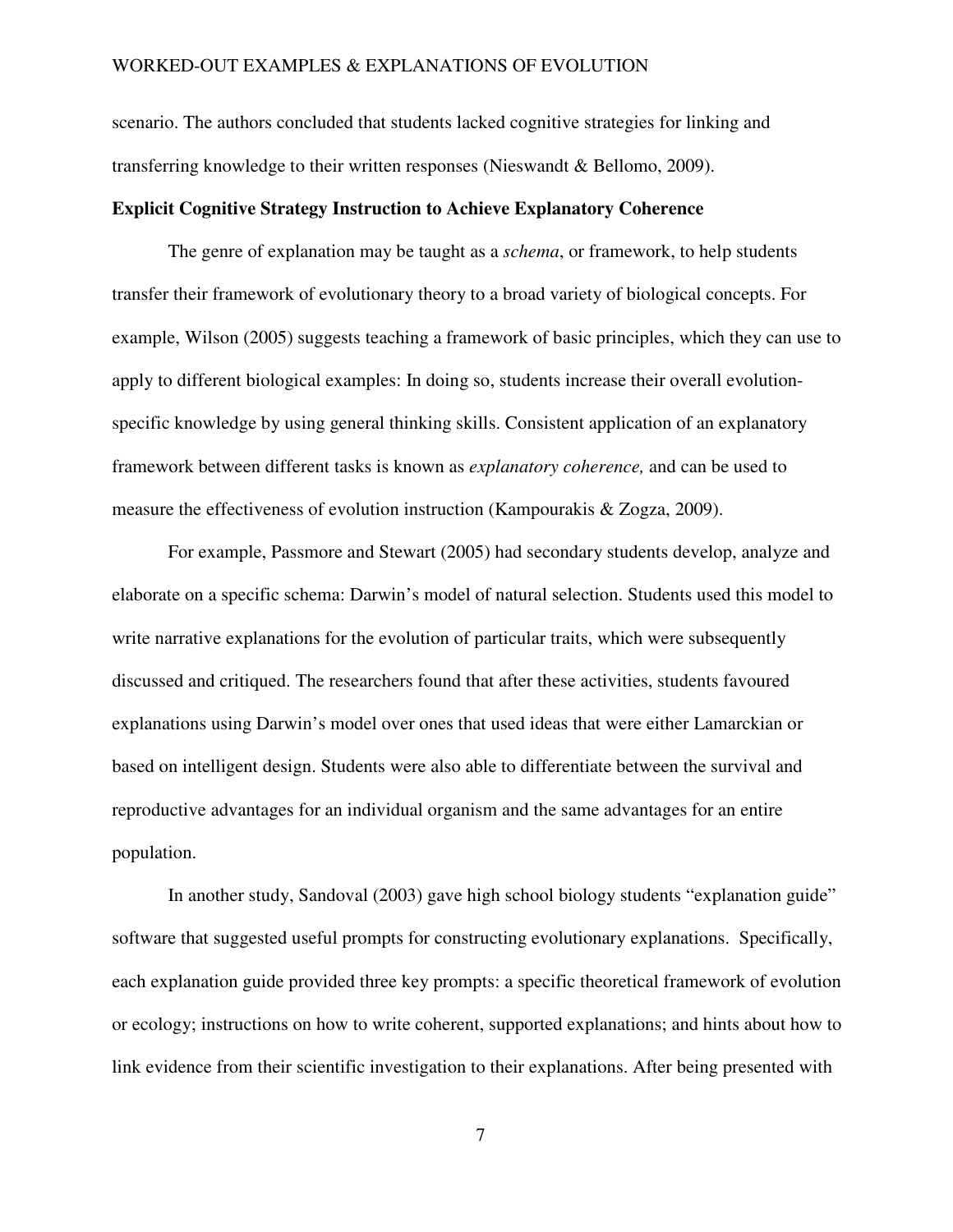scenario. The authors concluded that students lacked cognitive strategies for linking and transferring knowledge to their written responses (Nieswandt & Bellomo, 2009).

**Explicit Cognitive Strategy Instruction to Achieve Explanatory Coherence**

The genre of explanation may be taught as a *schema*, or framework, to help students transfer their framework of evolutionary theory to a broad variety of biological concepts. For example, Wilson (2005) suggests teaching a framework of basic principles, which they can use to apply to different biological examples: In doing so, students increase their overall evolution-specific knowledge by using general thinking skills. Consistent application of an explanatory framework between different tasks is known as *explanatory coherence,* and can be used to measure the effectiveness of evolution instruction (Kampourakis & Zogza, 2009).

For example, Passmore and Stewart (2005) had secondary students develop, analyze and elaborate on a specific schema: Darwin's model of natural selection. Students used this model to write narrative explanations for the evolution of particular traits, which were subsequently discussed and critiqued. The researchers found that after these activities, students favoured explanations using Darwin's model over ones that used ideas that were either Lamarckian or based on intelligent design. Students were also able to differentiate between the survival and reproductive advantages for an individual organism and the same advantages for an entire population.

In another study, Sandoval (2003) gave high school biology students "explanation guide" software that suggested useful prompts for constructing evolutionary explanations. Specifically, each explanation guide provided three key prompts: a specific theoretical framework of evolution or ecology; instructions on how to write coherent, supported explanations; and hints about how to link evidence from their scientific investigation to their explanations. After being presented with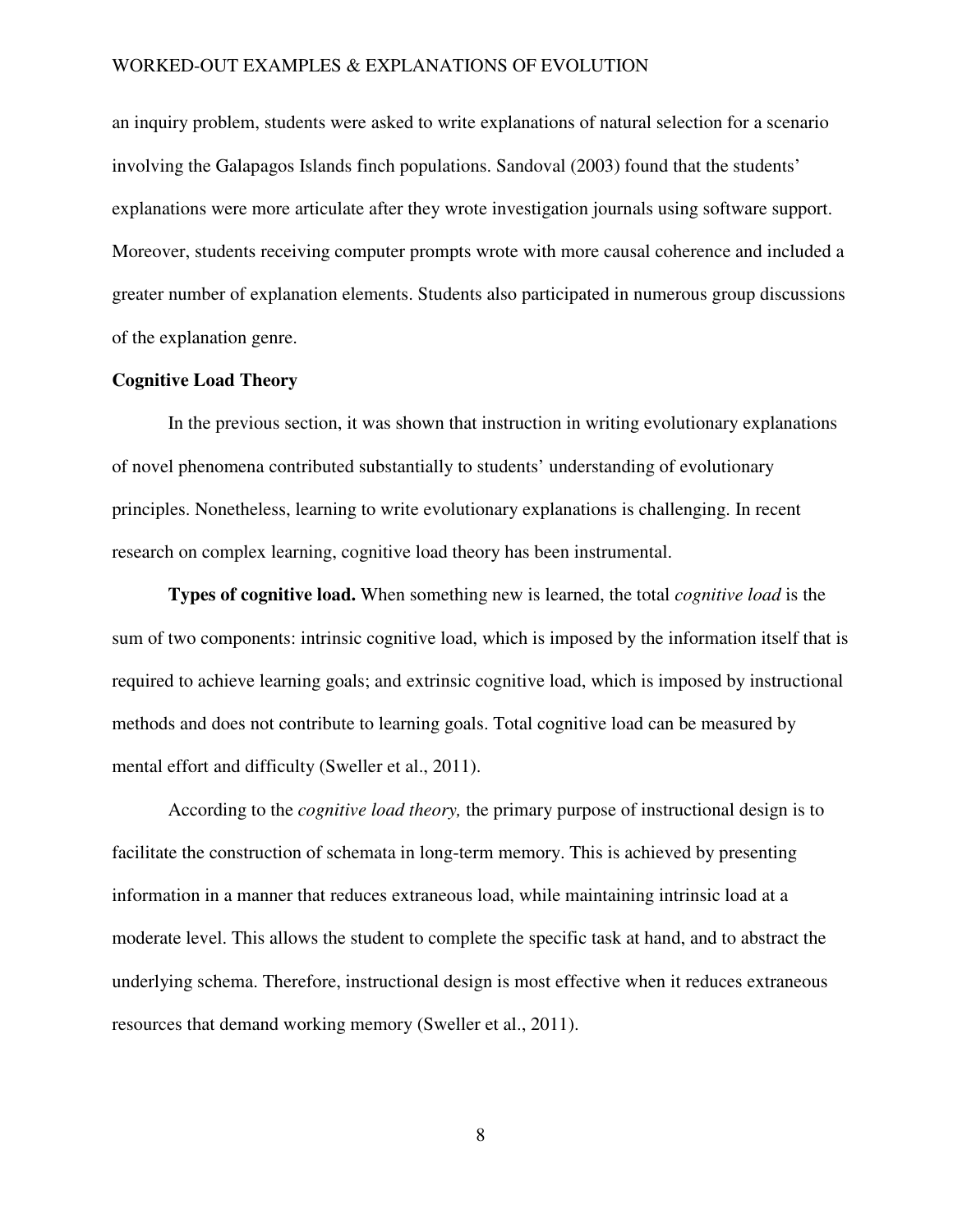an inquiry problem, students were asked to write explanations of natural selection for a scenario involving the Galapagos Islands finch populations. Sandoval (2003) found that the students' explanations were more articulate after they wrote investigation journals using software support. Moreover, students receiving computer prompts wrote with more causal coherence and included a greater number of explanation elements. Students also participated in numerous group discussions of the explanation genre.

## Cognitive Load Theory

In the previous section, it was shown that instruction in writing evolutionary explanations of novel phenomena contributed substantially to students' understanding of evolutionary principles. Nonetheless, learning to write evolutionary explanations is challenging. In recent research on complex learning, cognitive load theory has been instrumental.

**Types of cognitive load.** When something new is learned, the total *cognitive load* is the sum of two components: intrinsic cognitive load, which is imposed by the information itself that is required to achieve learning goals; and extrinsic cognitive load, which is imposed by instructional methods and does not contribute to learning goals. Total cognitive load can be measured by mental effort and difficulty (Sweller et al., 2011).

According to the *cognitive load theory,* the primary purpose of instructional design is to facilitate the construction of schemata in long-term memory. This is achieved by presenting information in a manner that reduces extraneous load, while maintaining intrinsic load at a moderate level. This allows the student to complete the specific task at hand, and to abstract the underlying schema. Therefore, instructional design is most effective when it reduces extraneous resources that demand working memory (Sweller et al., 2011).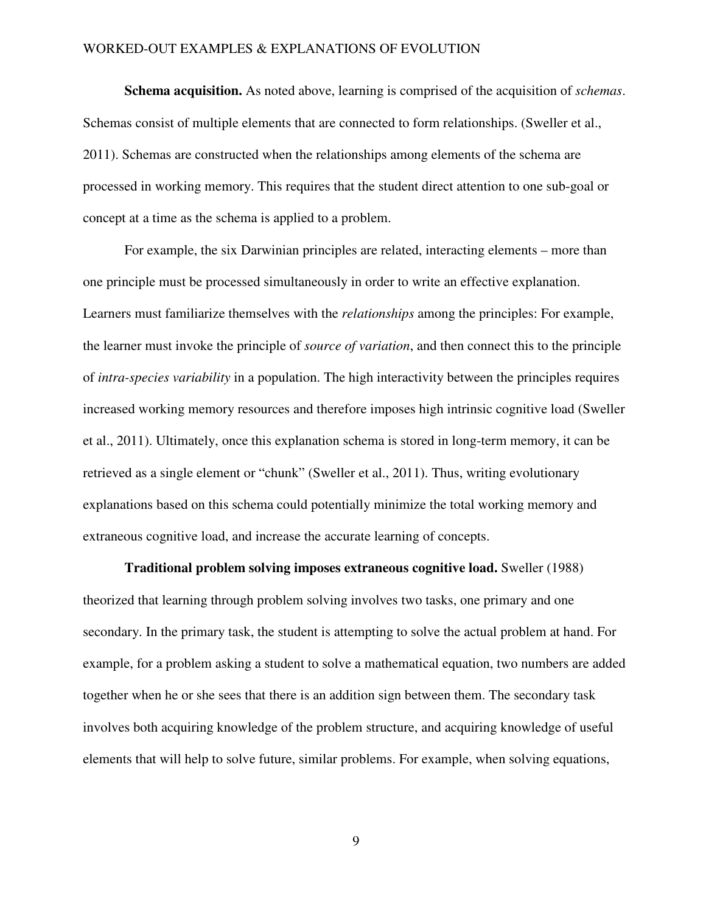**Schema acquisition.** As noted above, learning is comprised of the acquisition of *schemas*. Schemas consist of multiple elements that are connected to form relationships. (Sweller et al., 2011). Schemas are constructed when the relationships among elements of the schema are processed in working memory. This requires that the student direct attention to one sub-goal or concept at a time as the schema is applied to a problem.

For example, the six Darwinian principles are related, interacting elements – more than one principle must be processed simultaneously in order to write an effective explanation. Learners must familiarize themselves with the *relationships* among the principles: For example, the learner must invoke the principle of *source of variation*, and then connect this to the principle of *intra-species variability* in a population. The high interactivity between the principles requires increased working memory resources and therefore imposes high intrinsic cognitive load (Sweller et al., 2011). Ultimately, once this explanation schema is stored in long-term memory, it can be retrieved as a single element or "chunk" (Sweller et al., 2011). Thus, writing evolutionary explanations based on this schema could potentially minimize the total working memory and extraneous cognitive load, and increase the accurate learning of concepts.

**Traditional problem solving imposes extraneous cognitive load.** Sweller (1988) theorized that learning through problem solving involves two tasks, one primary and one secondary. In the primary task, the student is attempting to solve the actual problem at hand. For example, for a problem asking a student to solve a mathematical equation, two numbers are added together when he or she sees that there is an addition sign between them. The secondary task involves both acquiring knowledge of the problem structure, and acquiring knowledge of useful elements that will help to solve future, similar problems. For example, when solving equations,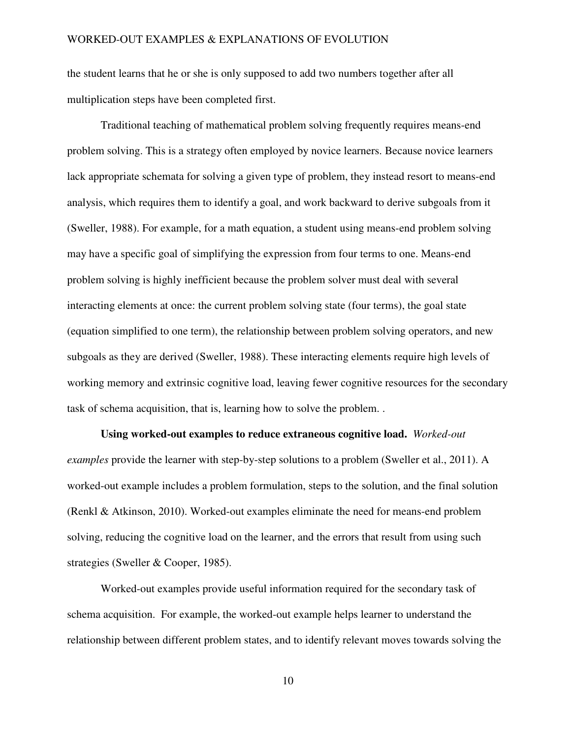the student learns that he or she is only supposed to add two numbers together after all multiplication steps have been completed first.

Traditional teaching of mathematical problem solving frequently requires means-end problem solving. This is a strategy often employed by novice learners. Because novice learners lack appropriate schemata for solving a given type of problem, they instead resort to means-end analysis, which requires them to identify a goal, and work backward to derive subgoals from it (Sweller, 1988). For example, for a math equation, a student using means-end problem solving may have a specific goal of simplifying the expression from four terms to one. Means-end problem solving is highly inefficient because the problem solver must deal with several interacting elements at once: the current problem solving state (four terms), the goal state (equation simplified to one term), the relationship between problem solving operators, and new subgoals as they are derived (Sweller, 1988). These interacting elements require high levels of working memory and extrinsic cognitive load, leaving fewer cognitive resources for the secondary task of schema acquisition, that is, learning how to solve the problem. .

**Using worked-out examples to reduce extraneous cognitive load.** *Worked-out examples* provide the learner with step-by-step solutions to a problem (Sweller et al., 2011). A worked-out example includes a problem formulation, steps to the solution, and the final solution (Renkl & Atkinson, 2010). Worked-out examples eliminate the need for means-end problem solving, reducing the cognitive load on the learner, and the errors that result from using such strategies (Sweller & Cooper, 1985).

Worked-out examples provide useful information required for the secondary task of schema acquisition. For example, the worked-out example helps learner to understand the relationship between different problem states, and to identify relevant moves towards solving the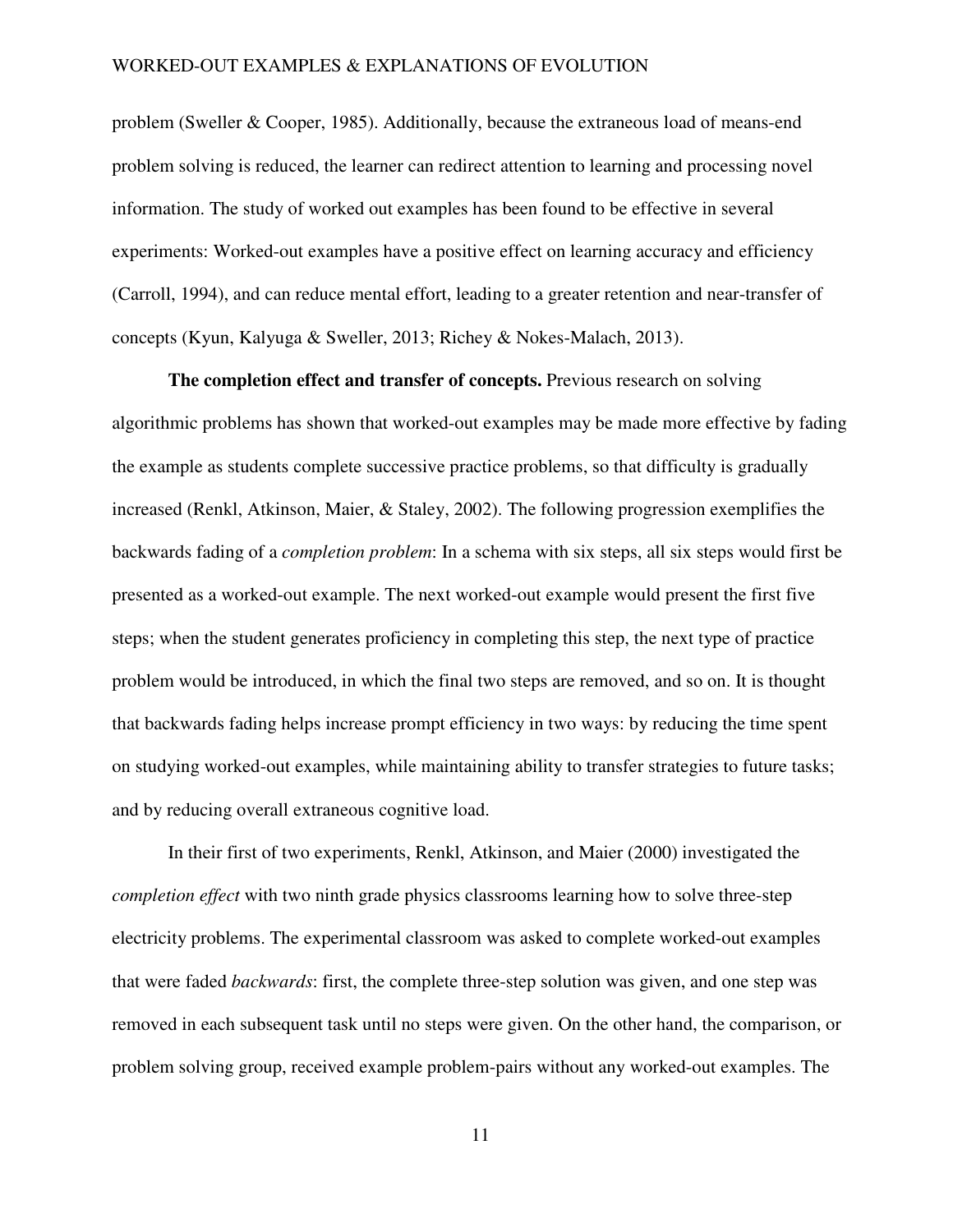problem (Sweller & Cooper, 1985). Additionally, because the extraneous load of means-end problem solving is reduced, the learner can redirect attention to learning and processing novel information. The study of worked out examples has been found to be effective in several experiments: Worked-out examples have a positive effect on learning accuracy and efficiency (Carroll, 1994), and can reduce mental effort, leading to a greater retention and near-transfer of concepts (Kyun, Kalyuga & Sweller, 2013; Richey & Nokes-Malach, 2013).

**The completion effect and transfer of concepts.** Previous research on solving algorithmic problems has shown that worked-out examples may be made more effective by fading the example as students complete successive practice problems, so that difficulty is gradually increased (Renkl, Atkinson, Maier, & Staley, 2002). The following progression exemplifies the backwards fading of a *completion problem*: In a schema with six steps, all six steps would first be presented as a worked-out example. The next worked-out example would present the first five steps; when the student generates proficiency in completing this step, the next type of practice problem would be introduced, in which the final two steps are removed, and so on. It is thought that backwards fading helps increase prompt efficiency in two ways: by reducing the time spent on studying worked-out examples, while maintaining ability to transfer strategies to future tasks; and by reducing overall extraneous cognitive load.

In their first of two experiments, Renkl, Atkinson, and Maier (2000) investigated the *completion effect* with two ninth grade physics classrooms learning how to solve three-step electricity problems. The experimental classroom was asked to complete worked-out examples that were faded *backwards*: first, the complete three-step solution was given, and one step was removed in each subsequent task until no steps were given. On the other hand, the comparison, or problem solving group, received example problem-pairs without any worked-out examples. The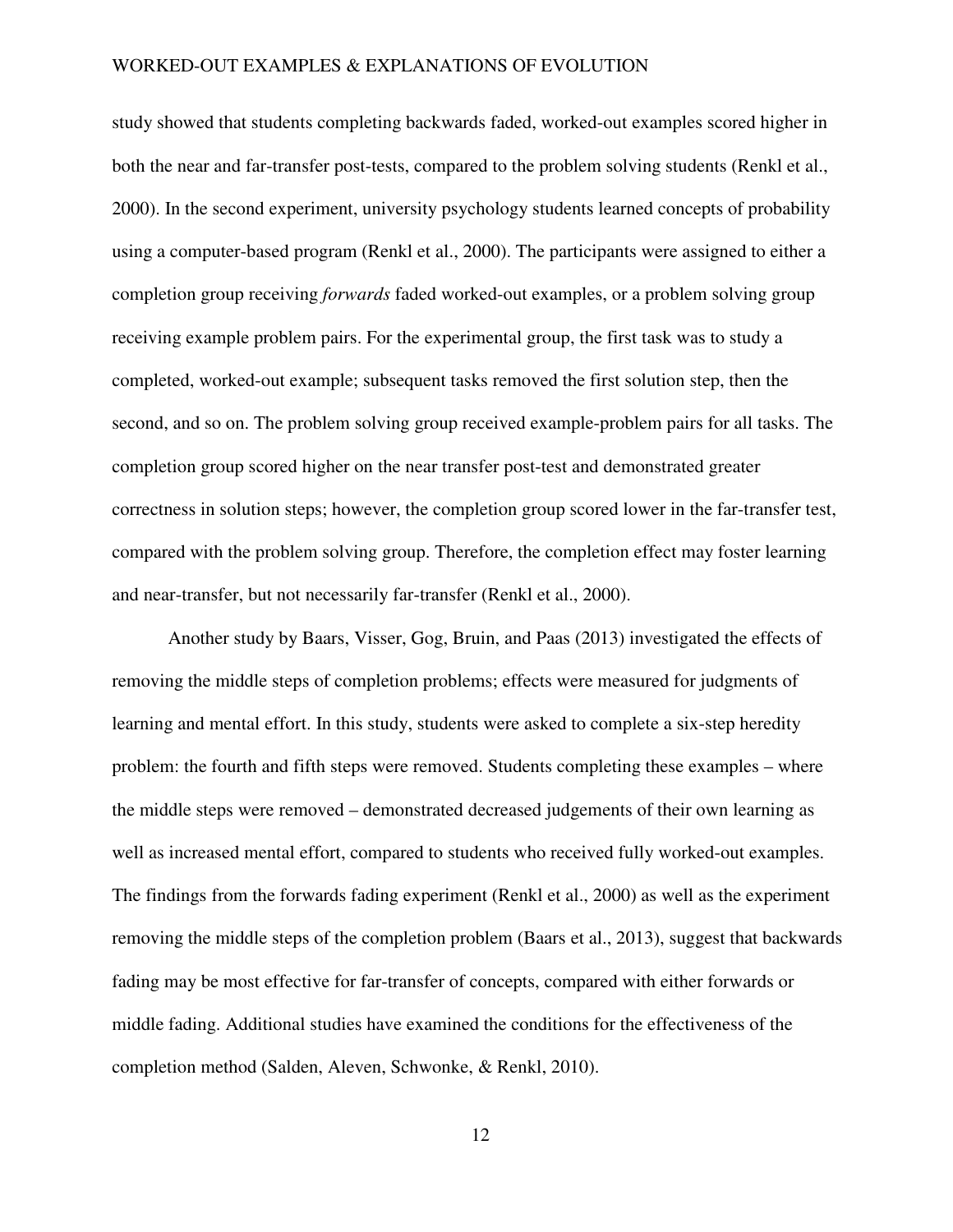study showed that students completing backwards faded, worked-out examples scored higher in both the near and far-transfer post-tests, compared to the problem solving students (Renkl et al., 2000). In the second experiment, university psychology students learned concepts of probability using a computer-based program (Renkl et al., 2000). The participants were assigned to either a completion group receiving *forwards* faded worked-out examples, or a problem solving group receiving example problem pairs. For the experimental group, the first task was to study a completed, worked-out example; subsequent tasks removed the first solution step, then the second, and so on. The problem solving group received example-problem pairs for all tasks. The completion group scored higher on the near transfer post-test and demonstrated greater correctness in solution steps; however, the completion group scored lower in the far-transfer test, compared with the problem solving group. Therefore, the completion effect may foster learning and near-transfer, but not necessarily far-transfer (Renkl et al., 2000).

Another study by Baars, Visser, Gog, Bruin, and Paas (2013) investigated the effects of removing the middle steps of completion problems; effects were measured for judgments of learning and mental effort. In this study, students were asked to complete a six-step heredity problem: the fourth and fifth steps were removed. Students completing these examples – where the middle steps were removed – demonstrated decreased judgements of their own learning as well as increased mental effort, compared to students who received fully worked-out examples. The findings from the forwards fading experiment (Renkl et al., 2000) as well as the experiment removing the middle steps of the completion problem (Baars et al., 2013), suggest that backwards fading may be most effective for far-transfer of concepts, compared with either forwards or middle fading. Additional studies have examined the conditions for the effectiveness of the completion method (Salden, Aleven, Schwonke, & Renkl, 2010).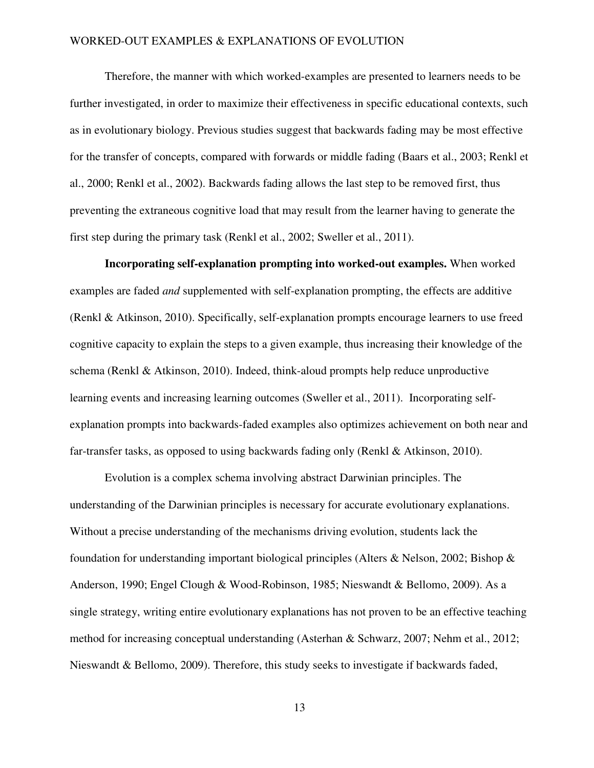Therefore, the manner with which worked-examples are presented to learners needs to be further investigated, in order to maximize their effectiveness in specific educational contexts, such as in evolutionary biology. Previous studies suggest that backwards fading may be most effective for the transfer of concepts, compared with forwards or middle fading (Baars et al., 2003; Renkl et al., 2000; Renkl et al., 2002). Backwards fading allows the last step to be removed first, thus preventing the extraneous cognitive load that may result from the learner having to generate the first step during the primary task (Renkl et al., 2002; Sweller et al., 2011).

**Incorporating self-explanation prompting into worked-out examples.** When worked examples are faded *and* supplemented with self-explanation prompting, the effects are additive (Renkl & Atkinson, 2010). Specifically, self-explanation prompts encourage learners to use freed cognitive capacity to explain the steps to a given example, thus increasing their knowledge of the schema (Renkl & Atkinson, 2010). Indeed, think-aloud prompts help reduce unproductive learning events and increasing learning outcomes (Sweller et al., 2011). Incorporating self-explanation prompts into backwards-faded examples also optimizes achievement on both near and far-transfer tasks, as opposed to using backwards fading only (Renkl & Atkinson, 2010).

Evolution is a complex schema involving abstract Darwinian principles. The understanding of the Darwinian principles is necessary for accurate evolutionary explanations. Without a precise understanding of the mechanisms driving evolution, students lack the foundation for understanding important biological principles (Alters & Nelson, 2002; Bishop & Anderson, 1990; Engel Clough & Wood-Robinson, 1985; Nieswandt & Bellomo, 2009). As a single strategy, writing entire evolutionary explanations has not proven to be an effective teaching method for increasing conceptual understanding (Asterhan & Schwarz, 2007; Nehm et al., 2012; Nieswandt & Bellomo, 2009). Therefore, this study seeks to investigate if backwards faded,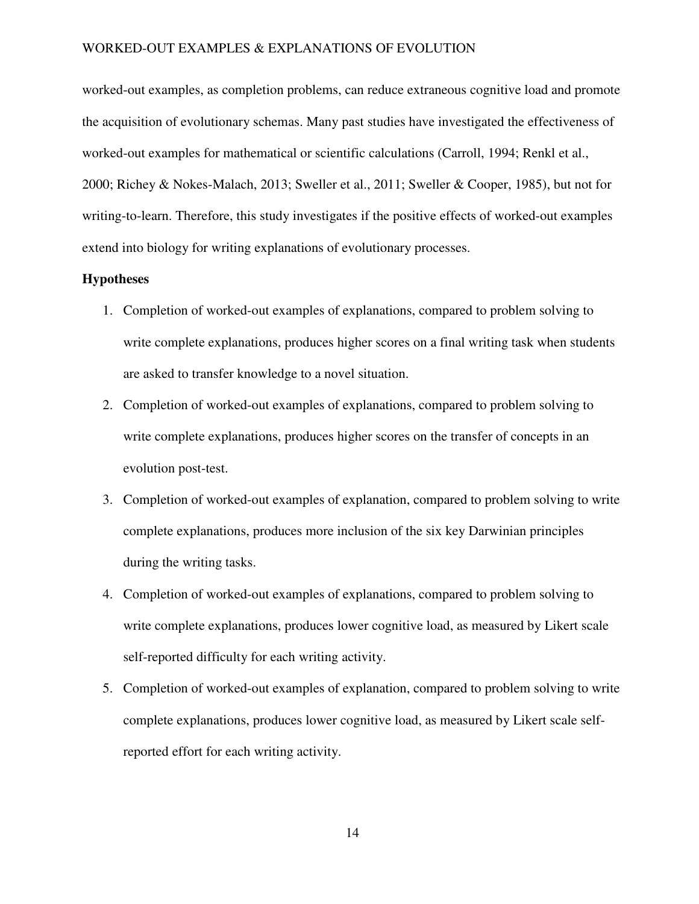worked-out examples, as completion problems, can reduce extraneous cognitive load and promote the acquisition of evolutionary schemas. Many past studies have investigated the effectiveness of worked-out examples for mathematical or scientific calculations (Carroll, 1994; Renkl et al., 2000; Richey & Nokes-Malach, 2013; Sweller et al., 2011; Sweller & Cooper, 1985), but not for writing-to-learn. Therefore, this study investigates if the positive effects of worked-out examples extend into biology for writing explanations of evolutionary processes.

**Hypotheses**

1. Completion of worked-out examples of explanations, compared to problem solving to write complete explanations, produces higher scores on a final writing task when students are asked to transfer knowledge to a novel situation.
2. Completion of worked-out examples of explanations, compared to problem solving to write complete explanations, produces higher scores on the transfer of concepts in an evolution post-test.
3. Completion of worked-out examples of explanation, compared to problem solving to write complete explanations, produces more inclusion of the six key Darwinian principles during the writing tasks.
4. Completion of worked-out examples of explanations, compared to problem solving to write complete explanations, produces lower cognitive load, as measured by Likert scale self-reported difficulty for each writing activity.
5. Completion of worked-out examples of explanation, compared to problem solving to write complete explanations, produces lower cognitive load, as measured by Likert scale self-reported effort for each writing activity.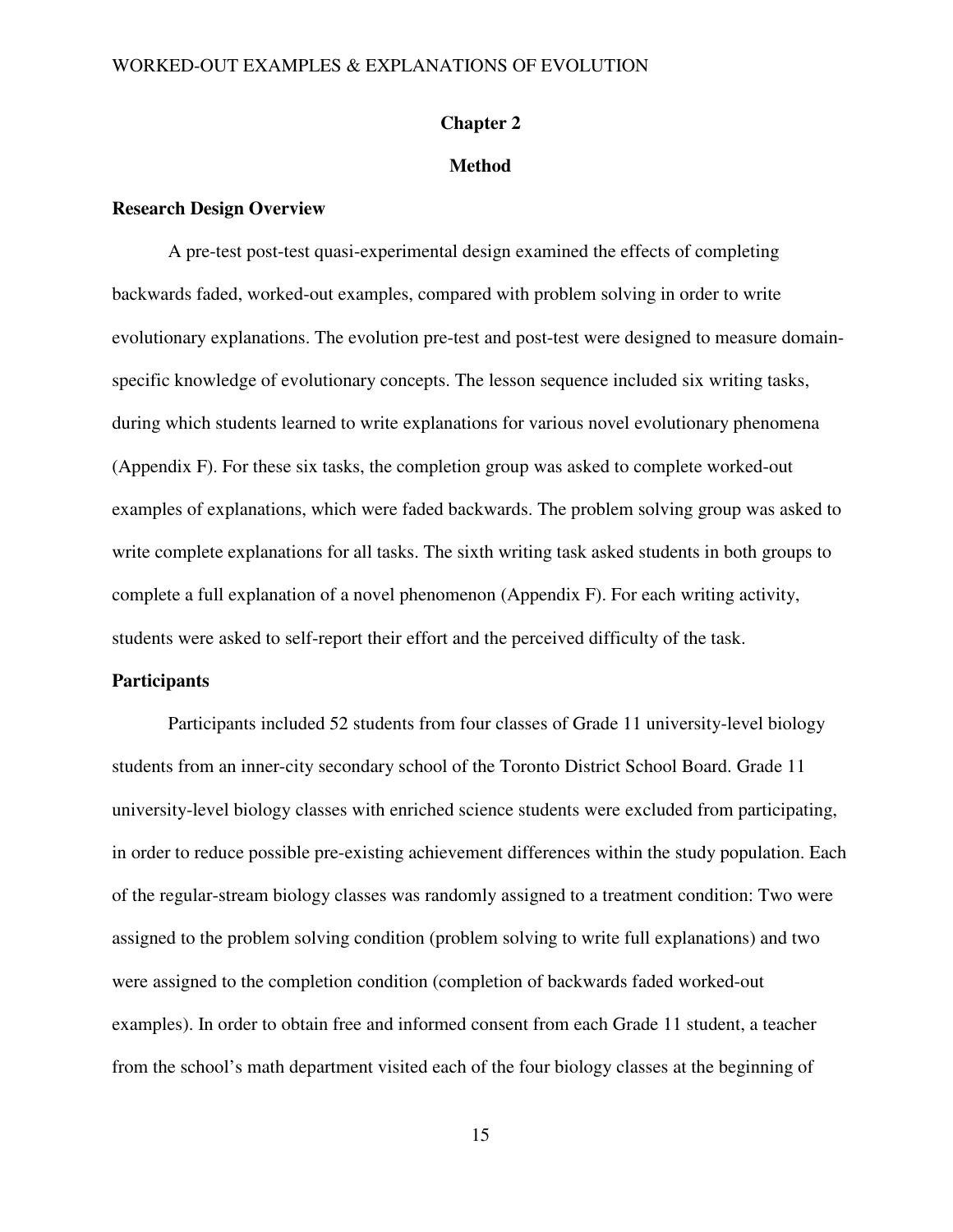# Chapter 2

# Method

### Research Design Overview

A pre-test post-test quasi-experimental design examined the effects of completing backwards faded, worked-out examples, compared with problem solving in order to write evolutionary explanations. The evolution pre-test and post-test were designed to measure domain-specific knowledge of evolutionary concepts. The lesson sequence included six writing tasks, during which students learned to write explanations for various novel evolutionary phenomena (Appendix F). For these six tasks, the completion group was asked to complete worked-out examples of explanations, which were faded backwards. The problem solving group was asked to write complete explanations for all tasks. The sixth writing task asked students in both groups to complete a full explanation of a novel phenomenon (Appendix F). For each writing activity, students were asked to self-report their effort and the perceived difficulty of the task.

### Participants

Participants included 52 students from four classes of Grade 11 university-level biology students from an inner-city secondary school of the Toronto District School Board. Grade 11 university-level biology classes with enriched science students were excluded from participating, in order to reduce possible pre-existing achievement differences within the study population. Each of the regular-stream biology classes was randomly assigned to a treatment condition: Two were assigned to the problem solving condition (problem solving to write full explanations) and two were assigned to the completion condition (completion of backwards faded worked-out examples). In order to obtain free and informed consent from each Grade 11 student, a teacher from the school's math department visited each of the four biology classes at the beginning of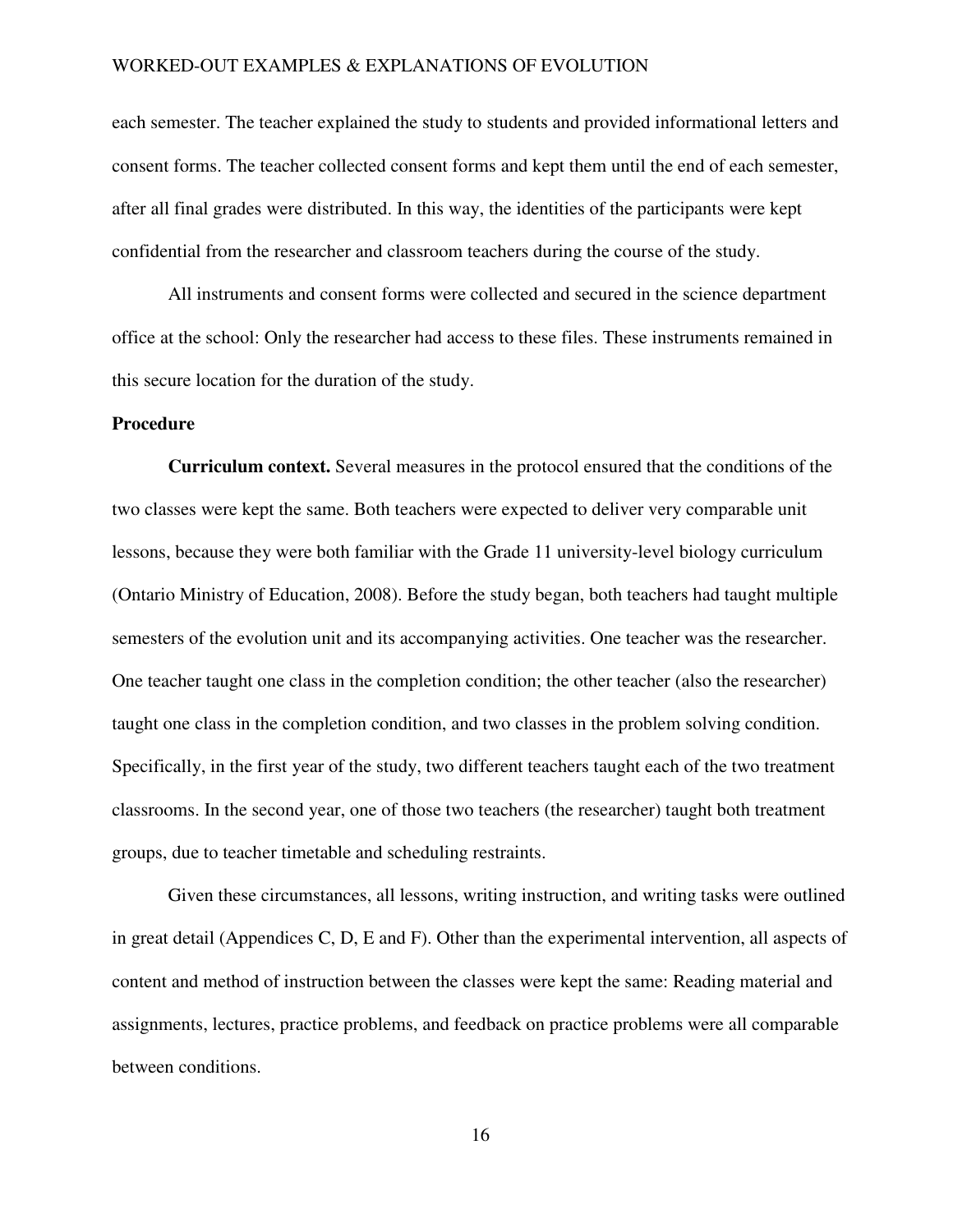each semester. The teacher explained the study to students and provided informational letters and consent forms. The teacher collected consent forms and kept them until the end of each semester, after all final grades were distributed. In this way, the identities of the participants were kept confidential from the researcher and classroom teachers during the course of the study.

All instruments and consent forms were collected and secured in the science department office at the school: Only the researcher had access to these files. These instruments remained in this secure location for the duration of the study.

**Procedure**

**Curriculum context.** Several measures in the protocol ensured that the conditions of the two classes were kept the same. Both teachers were expected to deliver very comparable unit lessons, because they were both familiar with the Grade 11 university-level biology curriculum (Ontario Ministry of Education, 2008). Before the study began, both teachers had taught multiple semesters of the evolution unit and its accompanying activities. One teacher was the researcher. One teacher taught one class in the completion condition; the other teacher (also the researcher) taught one class in the completion condition, and two classes in the problem solving condition. Specifically, in the first year of the study, two different teachers taught each of the two treatment classrooms. In the second year, one of those two teachers (the researcher) taught both treatment groups, due to teacher timetable and scheduling restraints.

Given these circumstances, all lessons, writing instruction, and writing tasks were outlined in great detail (Appendices C, D, E and F). Other than the experimental intervention, all aspects of content and method of instruction between the classes were kept the same: Reading material and assignments, lectures, practice problems, and feedback on practice problems were all comparable between conditions.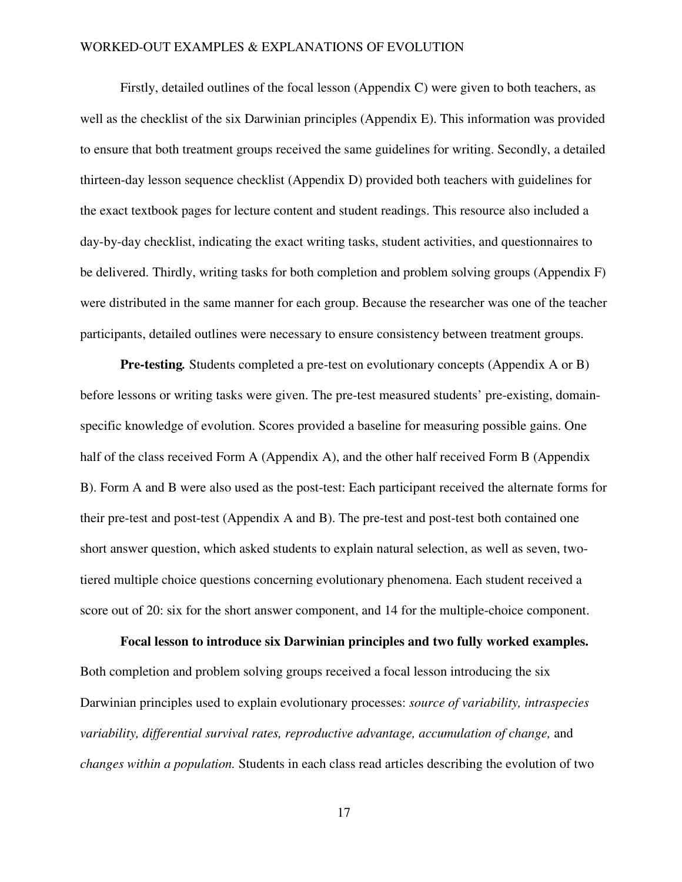Firstly, detailed outlines of the focal lesson (Appendix C) were given to both teachers, as well as the checklist of the six Darwinian principles (Appendix E). This information was provided to ensure that both treatment groups received the same guidelines for writing. Secondly, a detailed thirteen-day lesson sequence checklist (Appendix D) provided both teachers with guidelines for the exact textbook pages for lecture content and student readings. This resource also included a day-by-day checklist, indicating the exact writing tasks, student activities, and questionnaires to be delivered. Thirdly, writing tasks for both completion and problem solving groups (Appendix F) were distributed in the same manner for each group. Because the researcher was one of the teacher participants, detailed outlines were necessary to ensure consistency between treatment groups.

**Pre-testing.** Students completed a pre-test on evolutionary concepts (Appendix A or B) before lessons or writing tasks were given. The pre-test measured students' pre-existing, domain-specific knowledge of evolution. Scores provided a baseline for measuring possible gains. One half of the class received Form A (Appendix A), and the other half received Form B (Appendix B). Form A and B were also used as the post-test: Each participant received the alternate forms for their pre-test and post-test (Appendix A and B). The pre-test and post-test both contained one short answer question, which asked students to explain natural selection, as well as seven, two-tiered multiple choice questions concerning evolutionary phenomena. Each student received a score out of 20: six for the short answer component, and 14 for the multiple-choice component.

**Focal lesson to introduce six Darwinian principles and two fully worked examples.** Both completion and problem solving groups received a focal lesson introducing the six Darwinian principles used to explain evolutionary processes: *source of variability, intraspecies variability, differential survival rates, reproductive advantage, accumulation of change,* and *changes within a population.* Students in each class read articles describing the evolution of two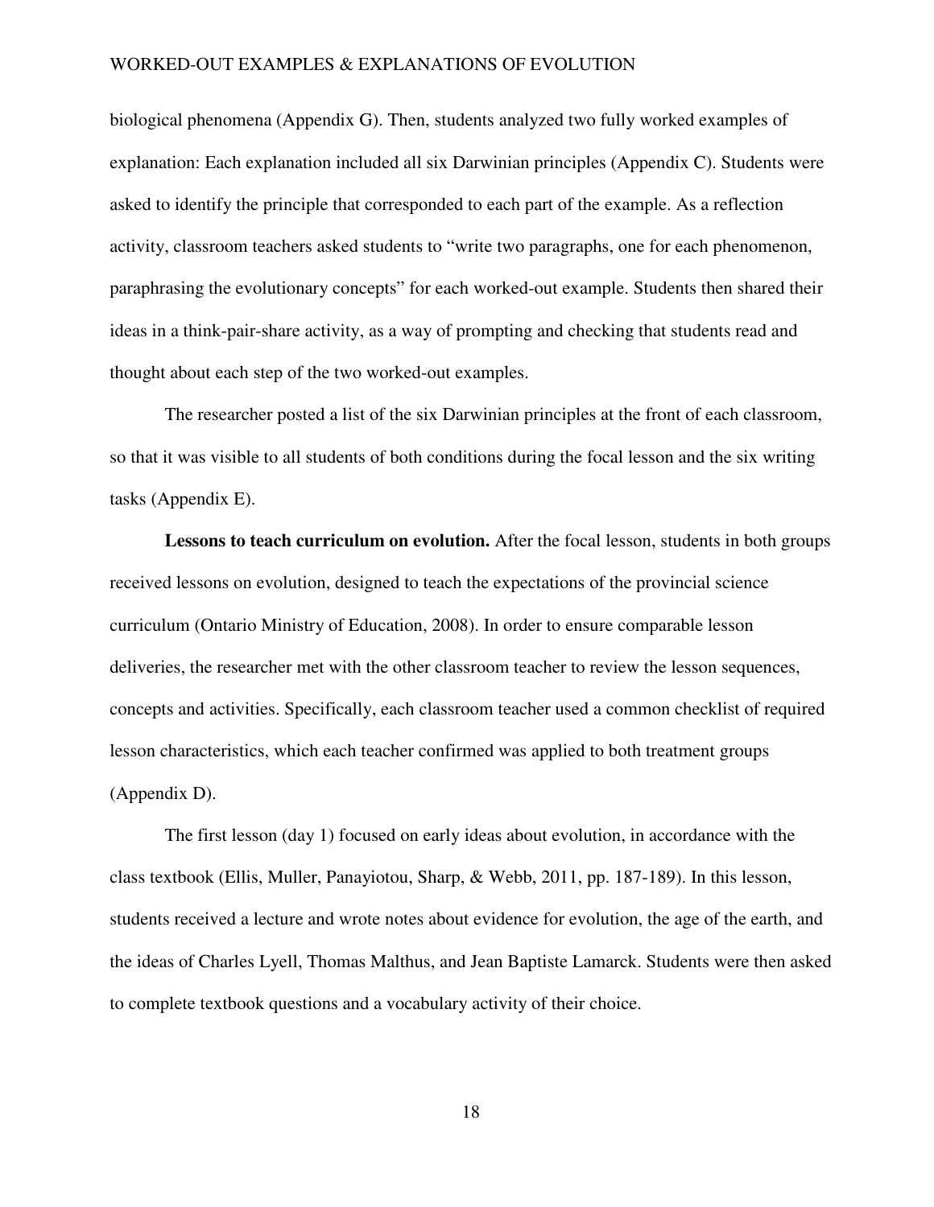biological phenomena (Appendix G). Then, students analyzed two fully worked examples of explanation: Each explanation included all six Darwinian principles (Appendix C). Students were asked to identify the principle that corresponded to each part of the example. As a reflection activity, classroom teachers asked students to “write two paragraphs, one for each phenomenon, paraphrasing the evolutionary concepts” for each worked-out example. Students then shared their ideas in a think-pair-share activity, as a way of prompting and checking that students read and thought about each step of the two worked-out examples.

The researcher posted a list of the six Darwinian principles at the front of each classroom, so that it was visible to all students of both conditions during the focal lesson and the six writing tasks (Appendix E).

**Lessons to teach curriculum on evolution.** After the focal lesson, students in both groups received lessons on evolution, designed to teach the expectations of the provincial science curriculum (Ontario Ministry of Education, 2008). In order to ensure comparable lesson deliveries, the researcher met with the other classroom teacher to review the lesson sequences, concepts and activities. Specifically, each classroom teacher used a common checklist of required lesson characteristics, which each teacher confirmed was applied to both treatment groups (Appendix D).

The first lesson (day 1) focused on early ideas about evolution, in accordance with the class textbook (Ellis, Muller, Panayiotou, Sharp, & Webb, 2011, pp. 187-189). In this lesson, students received a lecture and wrote notes about evidence for evolution, the age of the earth, and the ideas of Charles Lyell, Thomas Malthus, and Jean Baptiste Lamarck. Students were then asked to complete textbook questions and a vocabulary activity of their choice.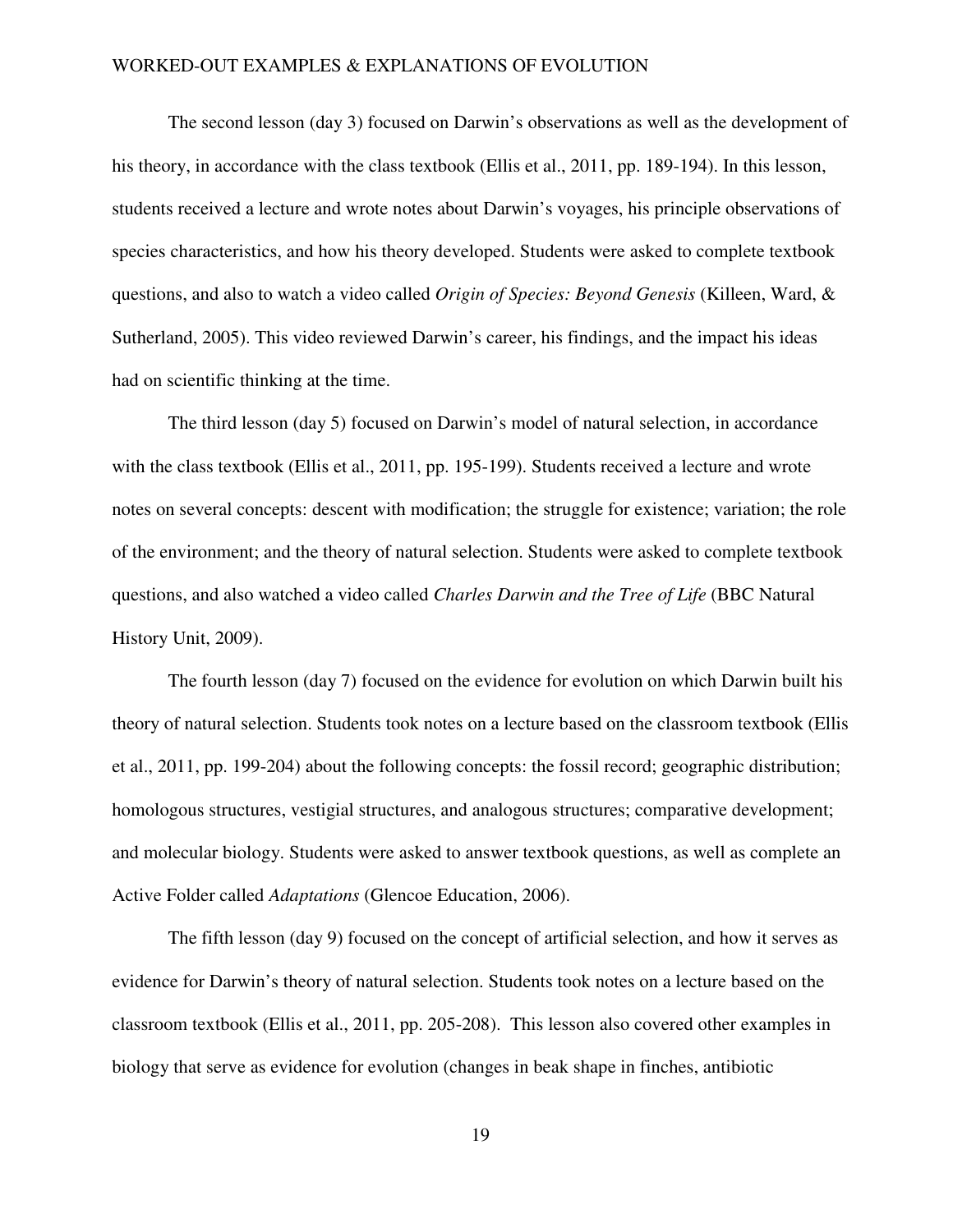The second lesson (day 3) focused on Darwin's observations as well as the development of his theory, in accordance with the class textbook (Ellis et al., 2011, pp. 189-194). In this lesson, students received a lecture and wrote notes about Darwin's voyages, his principle observations of species characteristics, and how his theory developed. Students were asked to complete textbook questions, and also to watch a video called *Origin of Species: Beyond Genesis* (Killeen, Ward, & Sutherland, 2005). This video reviewed Darwin's career, his findings, and the impact his ideas had on scientific thinking at the time.

The third lesson (day 5) focused on Darwin's model of natural selection, in accordance with the class textbook (Ellis et al., 2011, pp. 195-199). Students received a lecture and wrote notes on several concepts: descent with modification; the struggle for existence; variation; the role of the environment; and the theory of natural selection. Students were asked to complete textbook questions, and also watched a video called *Charles Darwin and the Tree of Life* (BBC Natural History Unit, 2009).

The fourth lesson (day 7) focused on the evidence for evolution on which Darwin built his theory of natural selection. Students took notes on a lecture based on the classroom textbook (Ellis et al., 2011, pp. 199-204) about the following concepts: the fossil record; geographic distribution; homologous structures, vestigial structures, and analogous structures; comparative development; and molecular biology. Students were asked to answer textbook questions, as well as complete an Active Folder called *Adaptations* (Glencoe Education, 2006).

The fifth lesson (day 9) focused on the concept of artificial selection, and how it serves as evidence for Darwin's theory of natural selection. Students took notes on a lecture based on the classroom textbook (Ellis et al., 2011, pp. 205-208). This lesson also covered other examples in biology that serve as evidence for evolution (changes in beak shape in finches, antibiotic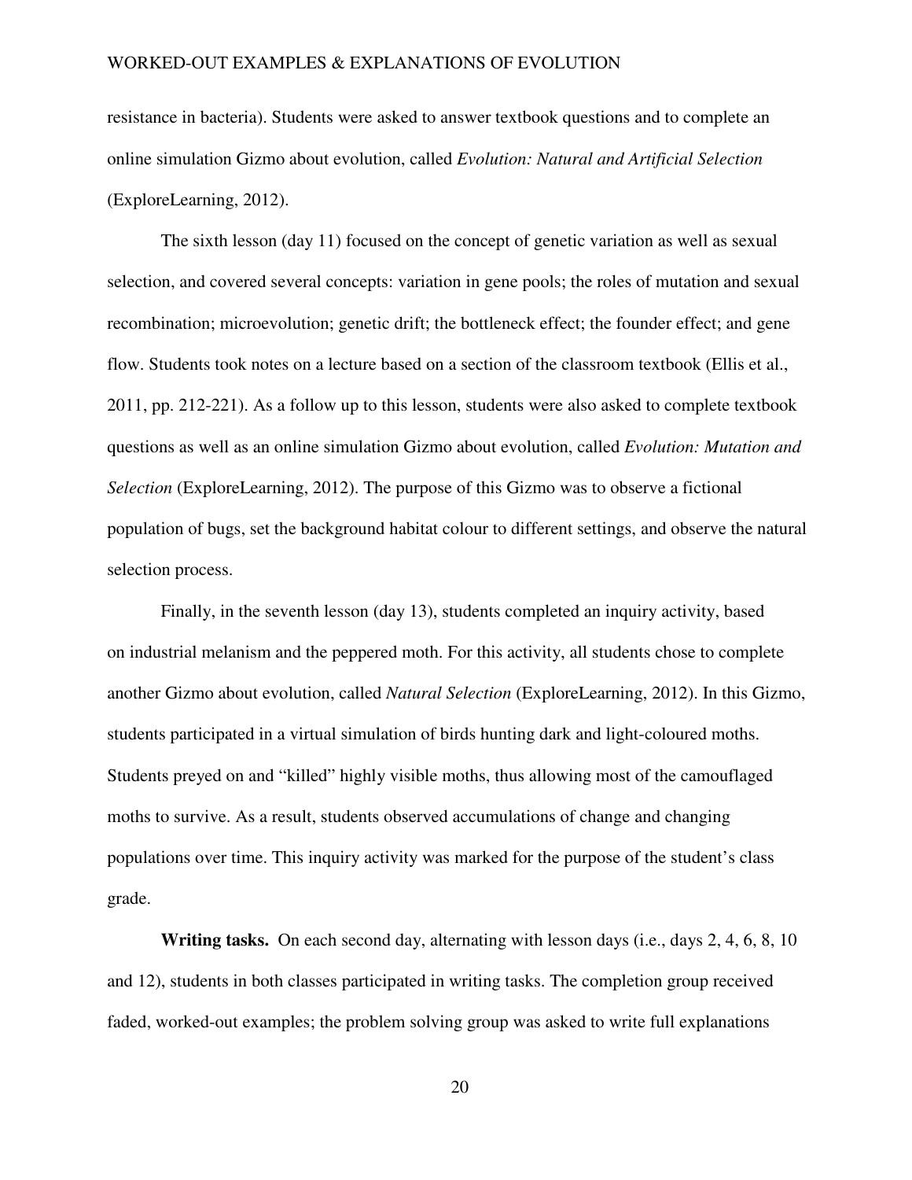resistance in bacteria). Students were asked to answer textbook questions and to complete an online simulation Gizmo about evolution, called *Evolution: Natural and Artificial Selection* (ExploreLearning, 2012).

The sixth lesson (day 11) focused on the concept of genetic variation as well as sexual selection, and covered several concepts: variation in gene pools; the roles of mutation and sexual recombination; microevolution; genetic drift; the bottleneck effect; the founder effect; and gene flow. Students took notes on a lecture based on a section of the classroom textbook (Ellis et al., 2011, pp. 212-221). As a follow up to this lesson, students were also asked to complete textbook questions as well as an online simulation Gizmo about evolution, called *Evolution: Mutation and Selection* (ExploreLearning, 2012). The purpose of this Gizmo was to observe a fictional population of bugs, set the background habitat colour to different settings, and observe the natural selection process.

Finally, in the seventh lesson (day 13), students completed an inquiry activity, based on industrial melanism and the peppered moth. For this activity, all students chose to complete another Gizmo about evolution, called *Natural Selection* (ExploreLearning, 2012). In this Gizmo, students participated in a virtual simulation of birds hunting dark and light-coloured moths. Students preyed on and "killed" highly visible moths, thus allowing most of the camouflaged moths to survive. As a result, students observed accumulations of change and changing populations over time. This inquiry activity was marked for the purpose of the student's class grade.

**Writing tasks.** On each second day, alternating with lesson days (i.e., days 2, 4, 6, 8, 10 and 12), students in both classes participated in writing tasks. The completion group received faded, worked-out examples; the problem solving group was asked to write full explanations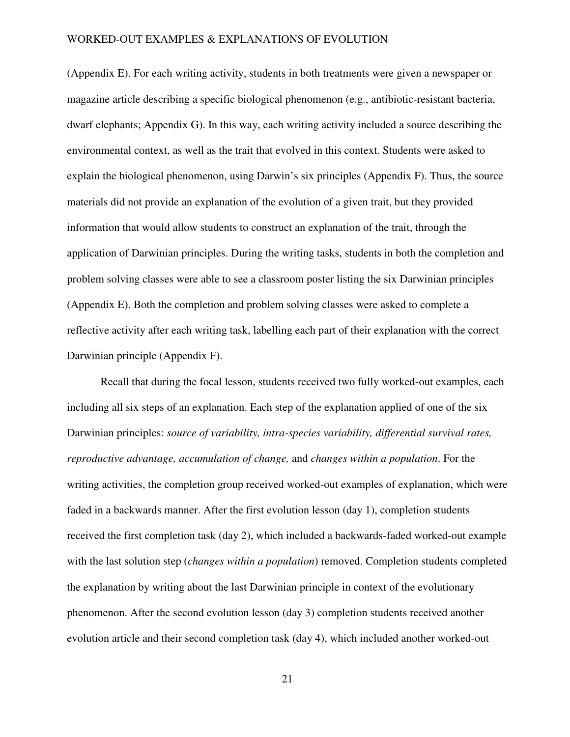(Appendix E). For each writing activity, students in both treatments were given a newspaper or magazine article describing a specific biological phenomenon (e.g., antibiotic-resistant bacteria, dwarf elephants; Appendix G). In this way, each writing activity included a source describing the environmental context, as well as the trait that evolved in this context. Students were asked to explain the biological phenomenon, using Darwin's six principles (Appendix F). Thus, the source materials did not provide an explanation of the evolution of a given trait, but they provided information that would allow students to construct an explanation of the trait, through the application of Darwinian principles. During the writing tasks, students in both the completion and problem solving classes were able to see a classroom poster listing the six Darwinian principles (Appendix E). Both the completion and problem solving classes were asked to complete a reflective activity after each writing task, labelling each part of their explanation with the correct Darwinian principle (Appendix F).

Recall that during the focal lesson, students received two fully worked-out examples, each including all six steps of an explanation. Each step of the explanation applied of one of the six Darwinian principles: *source of variability, intra-species variability, differential survival rates, reproductive advantage, accumulation of change,* and *changes within a population*. For the writing activities, the completion group received worked-out examples of explanation, which were faded in a backwards manner. After the first evolution lesson (day 1), completion students received the first completion task (day 2), which included a backwards-faded worked-out example with the last solution step (*changes within a population*) removed. Completion students completed the explanation by writing about the last Darwinian principle in context of the evolutionary phenomenon. After the second evolution lesson (day 3) completion students received another evolution article and their second completion task (day 4), which included another worked-out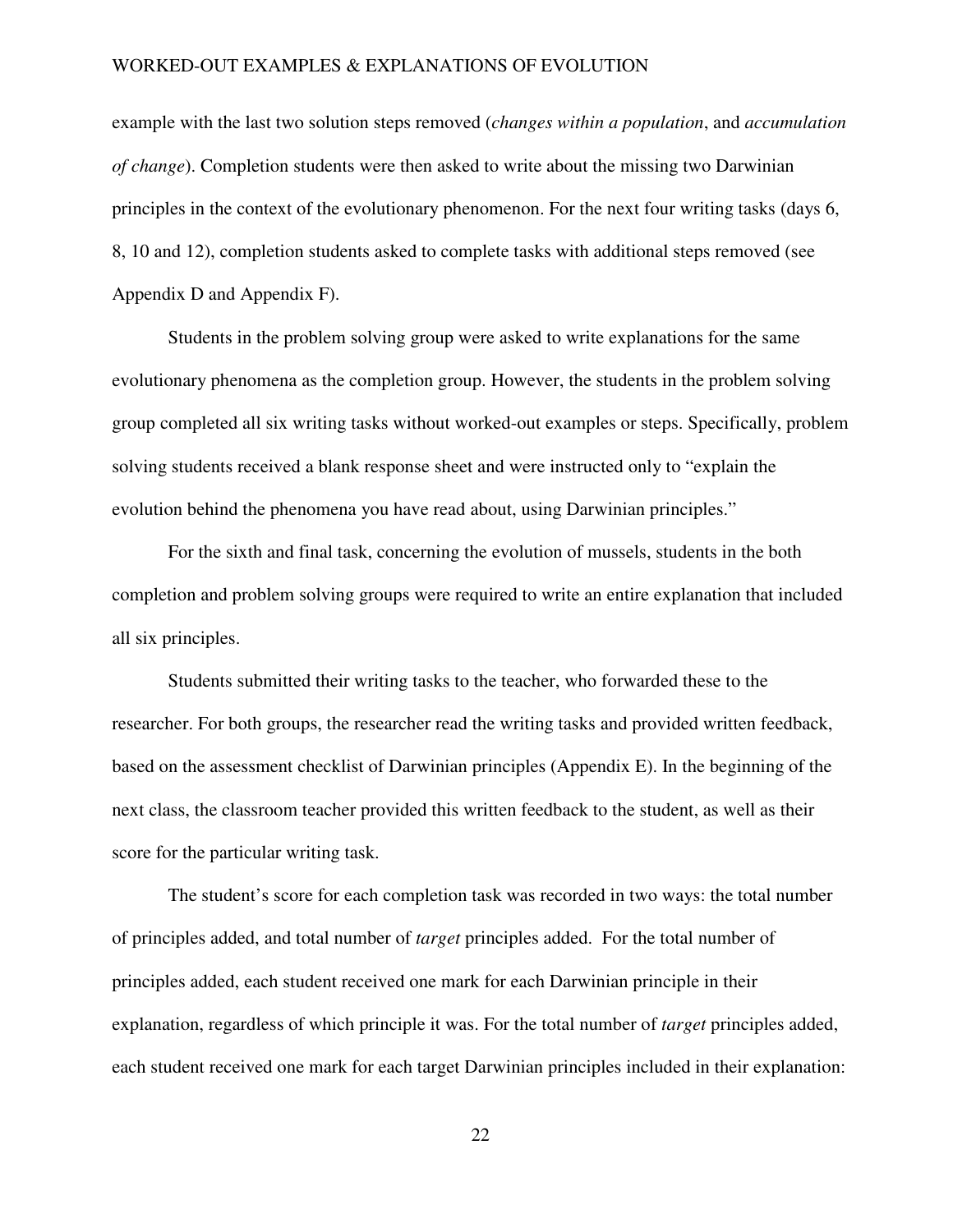example with the last two solution steps removed (*changes within a population*, and *accumulation of change*). Completion students were then asked to write about the missing two Darwinian principles in the context of the evolutionary phenomenon. For the next four writing tasks (days 6, 8, 10 and 12), completion students asked to complete tasks with additional steps removed (see Appendix D and Appendix F).

Students in the problem solving group were asked to write explanations for the same evolutionary phenomena as the completion group. However, the students in the problem solving group completed all six writing tasks without worked-out examples or steps. Specifically, problem solving students received a blank response sheet and were instructed only to "explain the evolution behind the phenomena you have read about, using Darwinian principles."

For the sixth and final task, concerning the evolution of mussels, students in the both completion and problem solving groups were required to write an entire explanation that included all six principles.

Students submitted their writing tasks to the teacher, who forwarded these to the researcher. For both groups, the researcher read the writing tasks and provided written feedback, based on the assessment checklist of Darwinian principles (Appendix E). In the beginning of the next class, the classroom teacher provided this written feedback to the student, as well as their score for the particular writing task.

The student's score for each completion task was recorded in two ways: the total number of principles added, and total number of *target* principles added. For the total number of principles added, each student received one mark for each Darwinian principle in their explanation, regardless of which principle it was. For the total number of *target* principles added, each student received one mark for each target Darwinian principles included in their explanation: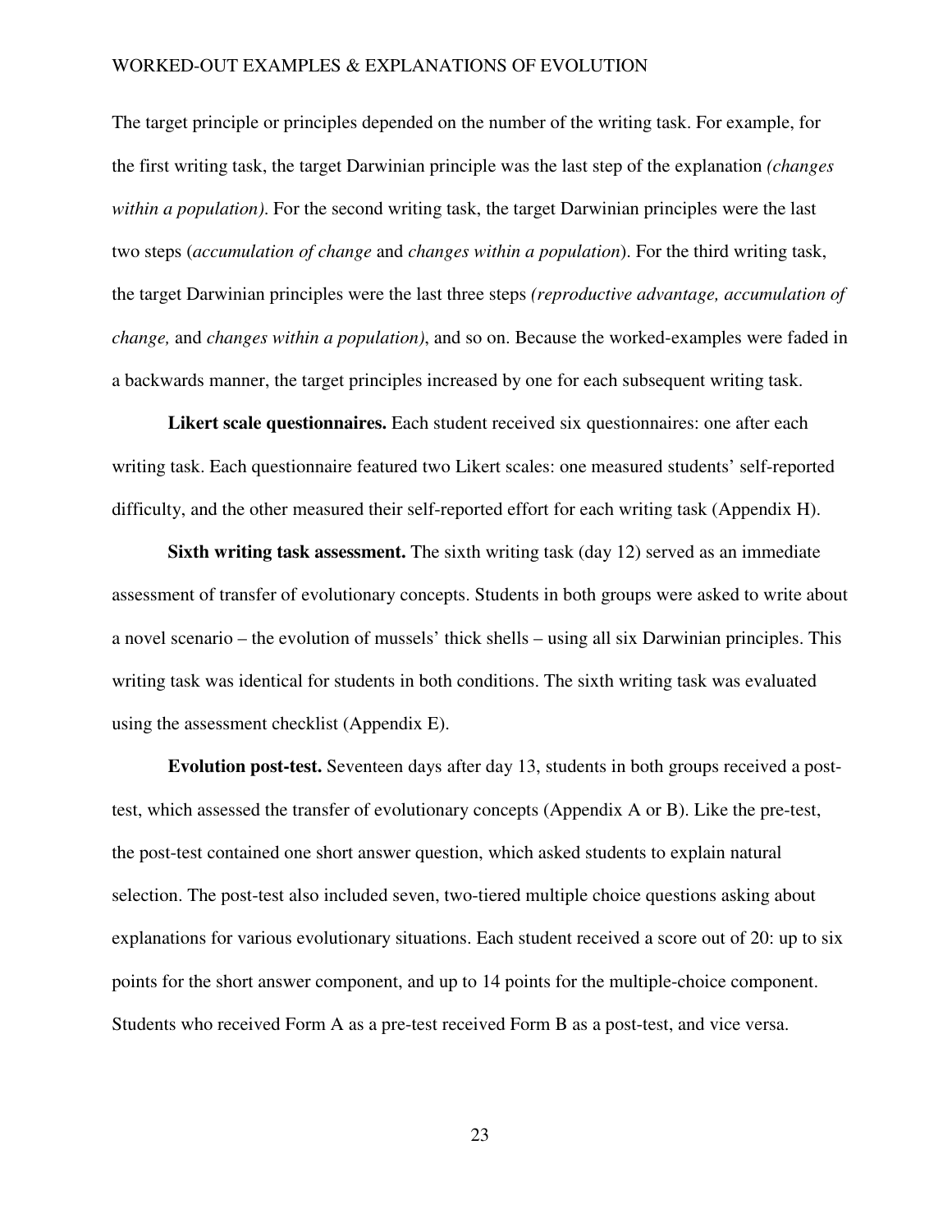The target principle or principles depended on the number of the writing task. For example, for the first writing task, the target Darwinian principle was the last step of the explanation *(changes within a population)*. For the second writing task, the target Darwinian principles were the last two steps (*accumulation of change* and *changes within a population*). For the third writing task, the target Darwinian principles were the last three steps *(reproductive advantage, accumulation of change,* and *changes within a population)*, and so on. Because the worked-examples were faded in a backwards manner, the target principles increased by one for each subsequent writing task.

**Likert scale questionnaires.** Each student received six questionnaires: one after each writing task. Each questionnaire featured two Likert scales: one measured students' self-reported difficulty, and the other measured their self-reported effort for each writing task (Appendix H).

**Sixth writing task assessment.** The sixth writing task (day 12) served as an immediate assessment of transfer of evolutionary concepts. Students in both groups were asked to write about a novel scenario – the evolution of mussels' thick shells – using all six Darwinian principles. This writing task was identical for students in both conditions. The sixth writing task was evaluated using the assessment checklist (Appendix E).

**Evolution post-test.** Seventeen days after day 13, students in both groups received a post-test, which assessed the transfer of evolutionary concepts (Appendix A or B). Like the pre-test, the post-test contained one short answer question, which asked students to explain natural selection. The post-test also included seven, two-tiered multiple choice questions asking about explanations for various evolutionary situations. Each student received a score out of 20: up to six points for the short answer component, and up to 14 points for the multiple-choice component. Students who received Form A as a pre-test received Form B as a post-test, and vice versa.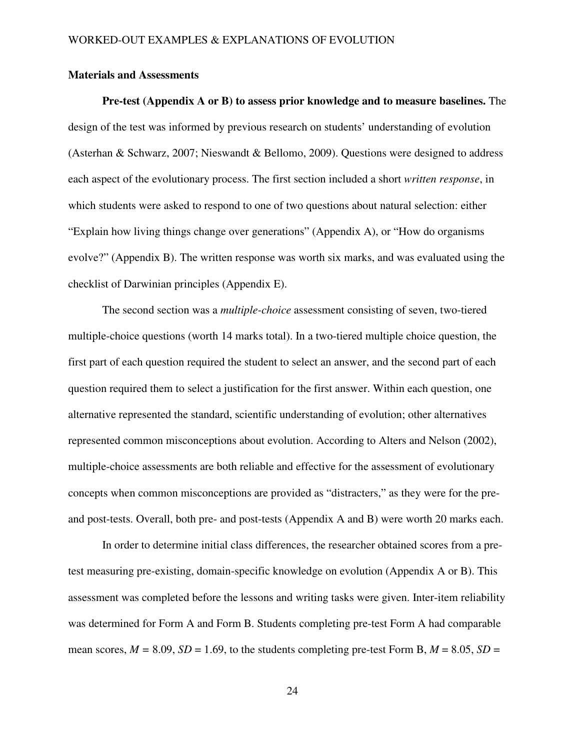**Materials and Assessments**

**Pre-test (Appendix A or B) to assess prior knowledge and to measure baselines.** The design of the test was informed by previous research on students' understanding of evolution (Asterhan & Schwarz, 2007; Nieswandt & Bellomo, 2009). Questions were designed to address each aspect of the evolutionary process. The first section included a short *written response*, in which students were asked to respond to one of two questions about natural selection: either "Explain how living things change over generations" (Appendix A), or "How do organisms evolve?" (Appendix B). The written response was worth six marks, and was evaluated using the checklist of Darwinian principles (Appendix E).

The second section was a *multiple-choice* assessment consisting of seven, two-tiered multiple-choice questions (worth 14 marks total). In a two-tiered multiple choice question, the first part of each question required the student to select an answer, and the second part of each question required them to select a justification for the first answer. Within each question, one alternative represented the standard, scientific understanding of evolution; other alternatives represented common misconceptions about evolution. According to Alters and Nelson (2002), multiple-choice assessments are both reliable and effective for the assessment of evolutionary concepts when common misconceptions are provided as "distracters," as they were for the pre- and post-tests. Overall, both pre- and post-tests (Appendix A and B) were worth 20 marks each.

In order to determine initial class differences, the researcher obtained scores from a pre-test measuring pre-existing, domain-specific knowledge on evolution (Appendix A or B). This assessment was completed before the lessons and writing tasks were given. Inter-item reliability was determined for Form A and Form B. Students completing pre-test Form A had comparable mean scores, $M = 8.09$, $SD = 1.69$, to the students completing pre-test Form B, $M = 8.05$, $SD =$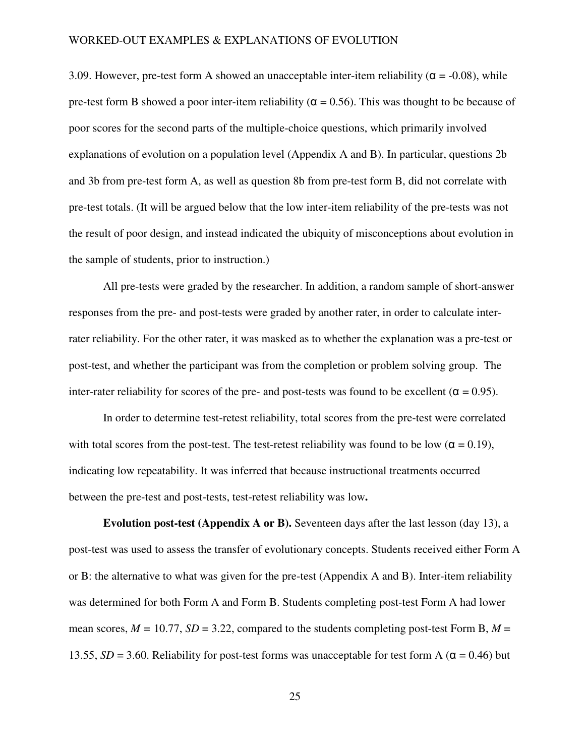3.09. However, pre-test form A showed an unacceptable inter-item reliability ($\alpha = -0.08$), while pre-test form B showed a poor inter-item reliability ($\alpha = 0.56$). This was thought to be because of poor scores for the second parts of the multiple-choice questions, which primarily involved explanations of evolution on a population level (Appendix A and B). In particular, questions 2b and 3b from pre-test form A, as well as question 8b from pre-test form B, did not correlate with pre-test totals. (It will be argued below that the low inter-item reliability of the pre-tests was not the result of poor design, and instead indicated the ubiquity of misconceptions about evolution in the sample of students, prior to instruction.)

All pre-tests were graded by the researcher. In addition, a random sample of short-answer responses from the pre- and post-tests were graded by another rater, in order to calculate inter-rater reliability. For the other rater, it was masked as to whether the explanation was a pre-test or post-test, and whether the participant was from the completion or problem solving group. The inter-rater reliability for scores of the pre- and post-tests was found to be excellent ($\alpha = 0.95$).

In order to determine test-retest reliability, total scores from the pre-test were correlated with total scores from the post-test. The test-retest reliability was found to be low ($\alpha = 0.19$), indicating low repeatability. It was inferred that because instructional treatments occurred between the pre-test and post-tests, test-retest reliability was low**.**

**Evolution post-test (Appendix A or B).** Seventeen days after the last lesson (day 13), a post-test was used to assess the transfer of evolutionary concepts. Students received either Form A or B: the alternative to what was given for the pre-test (Appendix A and B). Inter-item reliability was determined for both Form A and Form B. Students completing post-test Form A had lower mean scores, $M = 10.77$, $SD = 3.22$, compared to the students completing post-test Form B, $M = 13.55$, $SD = 3.60$. Reliability for post-test forms was unacceptable for test form A ($\alpha = 0.46$) but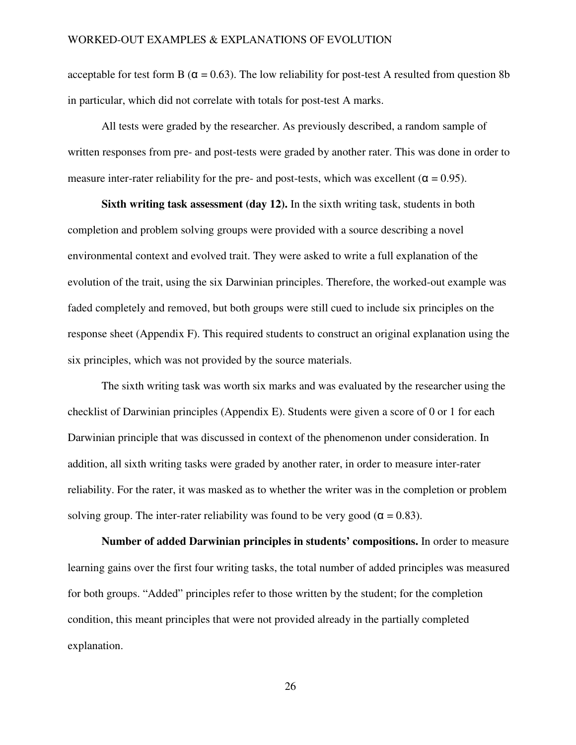acceptable for test form B (α = 0.63). The low reliability for post-test A resulted from question 8b in particular, which did not correlate with totals for post-test A marks.

All tests were graded by the researcher. As previously described, a random sample of written responses from pre- and post-tests were graded by another rater. This was done in order to measure inter-rater reliability for the pre- and post-tests, which was excellent (α = 0.95).

**Sixth writing task assessment (day 12).** In the sixth writing task, students in both completion and problem solving groups were provided with a source describing a novel environmental context and evolved trait. They were asked to write a full explanation of the evolution of the trait, using the six Darwinian principles. Therefore, the worked-out example was faded completely and removed, but both groups were still cued to include six principles on the response sheet (Appendix F). This required students to construct an original explanation using the six principles, which was not provided by the source materials.

The sixth writing task was worth six marks and was evaluated by the researcher using the checklist of Darwinian principles (Appendix E). Students were given a score of 0 or 1 for each Darwinian principle that was discussed in context of the phenomenon under consideration. In addition, all sixth writing tasks were graded by another rater, in order to measure inter-rater reliability. For the rater, it was masked as to whether the writer was in the completion or problem solving group. The inter-rater reliability was found to be very good (α = 0.83).

**Number of added Darwinian principles in students' compositions.** In order to measure learning gains over the first four writing tasks, the total number of added principles was measured for both groups. "Added" principles refer to those written by the student; for the completion condition, this meant principles that were not provided already in the partially completed explanation.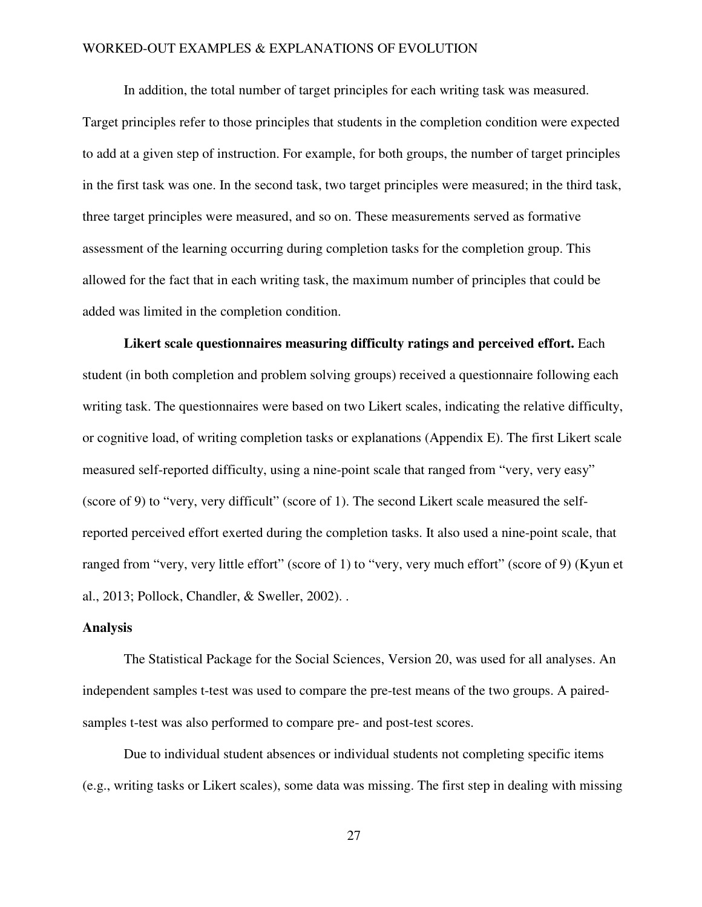In addition, the total number of target principles for each writing task was measured. Target principles refer to those principles that students in the completion condition were expected to add at a given step of instruction. For example, for both groups, the number of target principles in the first task was one. In the second task, two target principles were measured; in the third task, three target principles were measured, and so on. These measurements served as formative assessment of the learning occurring during completion tasks for the completion group. This allowed for the fact that in each writing task, the maximum number of principles that could be added was limited in the completion condition.

**Likert scale questionnaires measuring difficulty ratings and perceived effort.** Each student (in both completion and problem solving groups) received a questionnaire following each writing task. The questionnaires were based on two Likert scales, indicating the relative difficulty, or cognitive load, of writing completion tasks or explanations (Appendix E). The first Likert scale measured self-reported difficulty, using a nine-point scale that ranged from "very, very easy" (score of 9) to "very, very difficult" (score of 1). The second Likert scale measured the self-reported perceived effort exerted during the completion tasks. It also used a nine-point scale, that ranged from "very, very little effort" (score of 1) to "very, very much effort" (score of 9) (Kyun et al., 2013; Pollock, Chandler, & Sweller, 2002). .

## Analysis

The Statistical Package for the Social Sciences, Version 20, was used for all analyses. An independent samples t-test was used to compare the pre-test means of the two groups. A paired-samples t-test was also performed to compare pre- and post-test scores.

Due to individual student absences or individual students not completing specific items (e.g., writing tasks or Likert scales), some data was missing. The first step in dealing with missing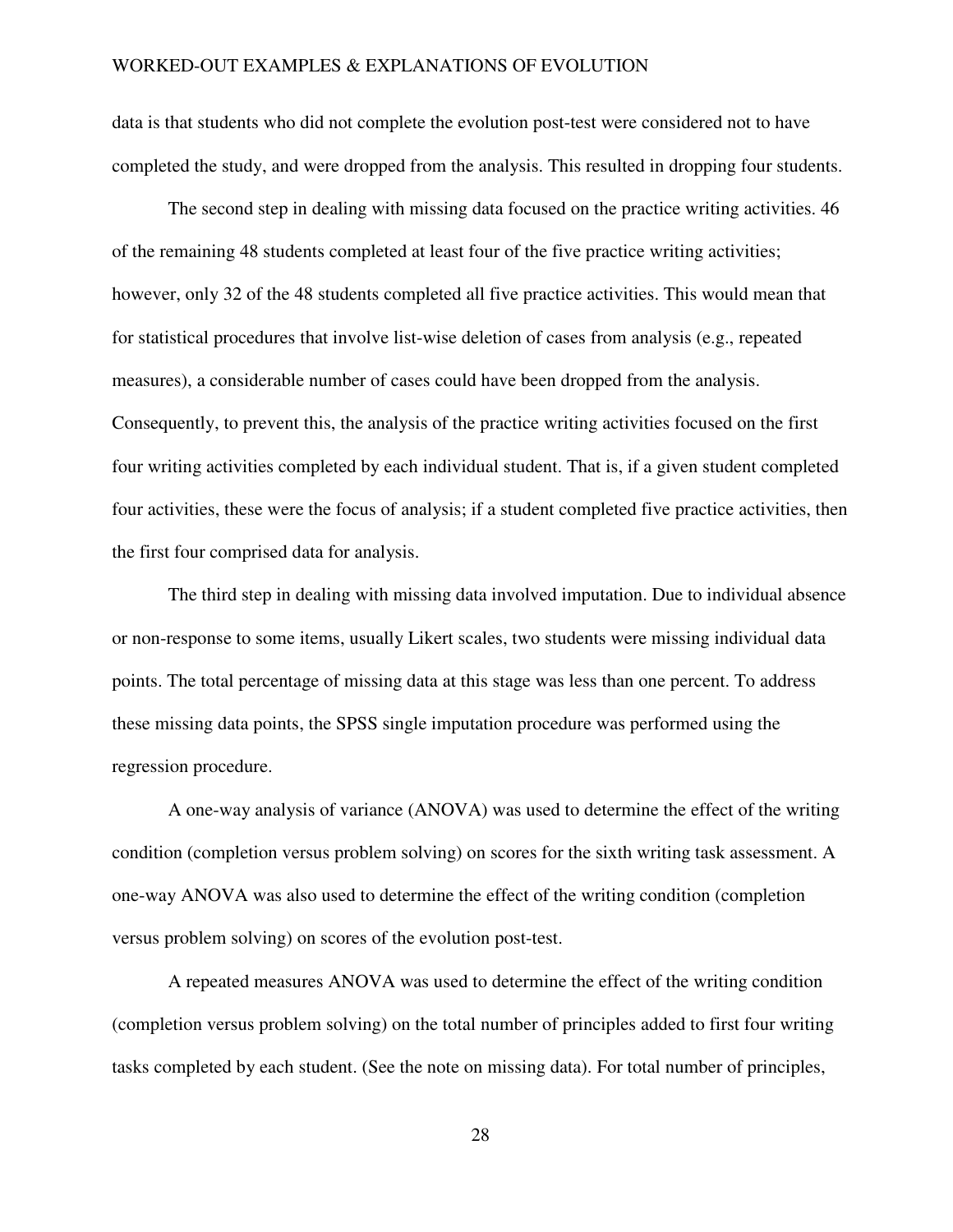data is that students who did not complete the evolution post-test were considered not to have completed the study, and were dropped from the analysis. This resulted in dropping four students.

The second step in dealing with missing data focused on the practice writing activities. 46 of the remaining 48 students completed at least four of the five practice writing activities; however, only 32 of the 48 students completed all five practice activities. This would mean that for statistical procedures that involve list-wise deletion of cases from analysis (e.g., repeated measures), a considerable number of cases could have been dropped from the analysis. Consequently, to prevent this, the analysis of the practice writing activities focused on the first four writing activities completed by each individual student. That is, if a given student completed four activities, these were the focus of analysis; if a student completed five practice activities, then the first four comprised data for analysis.

The third step in dealing with missing data involved imputation. Due to individual absence or non-response to some items, usually Likert scales, two students were missing individual data points. The total percentage of missing data at this stage was less than one percent. To address these missing data points, the SPSS single imputation procedure was performed using the regression procedure.

A one-way analysis of variance (ANOVA) was used to determine the effect of the writing condition (completion versus problem solving) on scores for the sixth writing task assessment. A one-way ANOVA was also used to determine the effect of the writing condition (completion versus problem solving) on scores of the evolution post-test.

A repeated measures ANOVA was used to determine the effect of the writing condition (completion versus problem solving) on the total number of principles added to first four writing tasks completed by each student. (See the note on missing data). For total number of principles,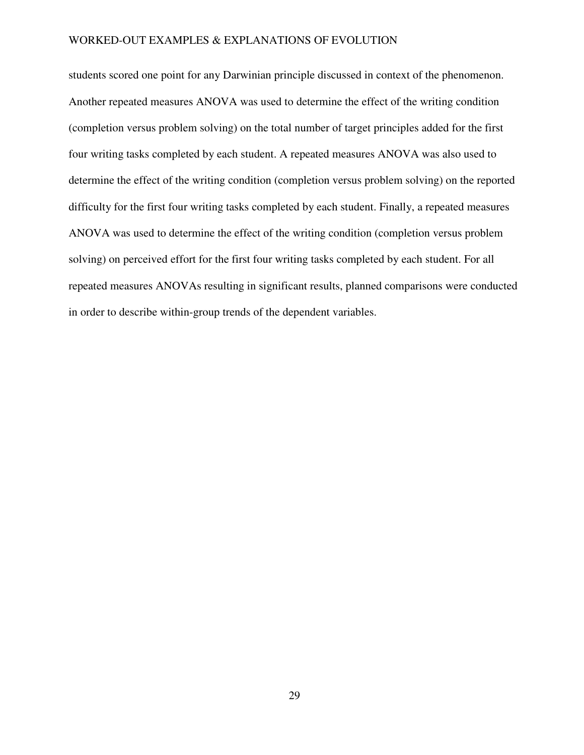students scored one point for any Darwinian principle discussed in context of the phenomenon. Another repeated measures ANOVA was used to determine the effect of the writing condition (completion versus problem solving) on the total number of target principles added for the first four writing tasks completed by each student. A repeated measures ANOVA was also used to determine the effect of the writing condition (completion versus problem solving) on the reported difficulty for the first four writing tasks completed by each student. Finally, a repeated measures ANOVA was used to determine the effect of the writing condition (completion versus problem solving) on perceived effort for the first four writing tasks completed by each student. For all repeated measures ANOVAs resulting in significant results, planned comparisons were conducted in order to describe within-group trends of the dependent variables.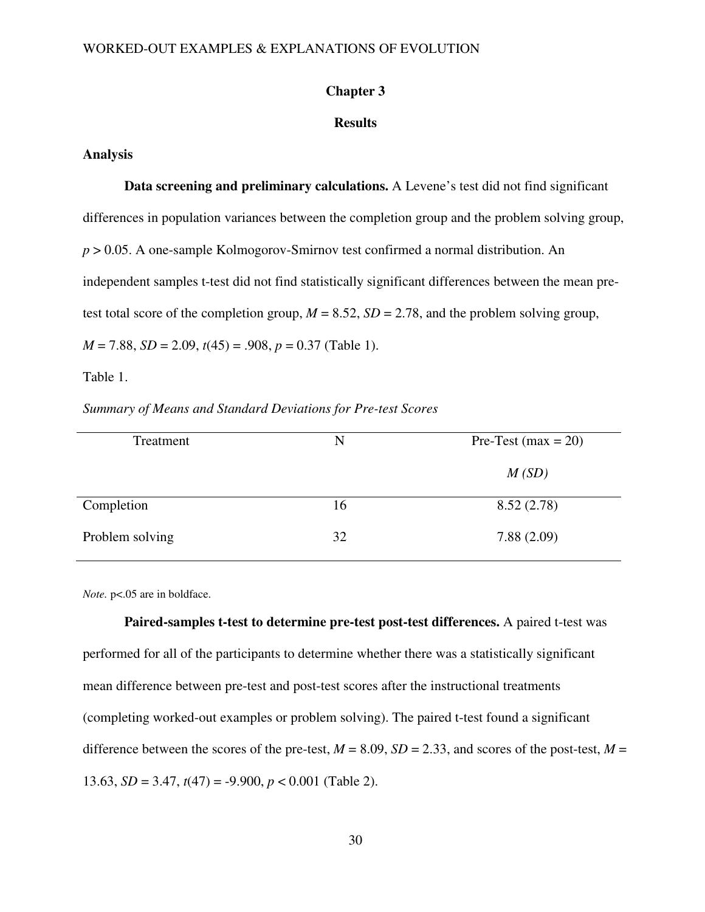# Chapter 3

## Results

### Analysis

**Data screening and preliminary calculations.** A Levene's test did not find significant differences in population variances between the completion group and the problem solving group, $p > 0.05$. A one-sample Kolmogorov-Smirnov test confirmed a normal distribution. An independent samples t-test did not find statistically significant differences between the mean pre-test total score of the completion group, $M = 8.52$, $SD = 2.78$, and the problem solving group, $M = 7.88$, $SD = 2.09$, $t(45) = .908$, $p = 0.37$ (Table 1).

Table 1.

*Summary of Means and Standard Deviations for Pre-test Scores*

| Treatment | N | Pre-Test (max = 20) *M (SD)* |
|---|---|---|
| Completion | 16 | 8.52 (2.78) |
| Problem solving | 32 | 7.88 (2.09) |

*Note.* p<.05 are in boldface.

**Paired-samples t-test to determine pre-test post-test differences.** A paired t-test was performed for all of the participants to determine whether there was a statistically significant mean difference between pre-test and post-test scores after the instructional treatments (completing worked-out examples or problem solving). The paired t-test found a significant difference between the scores of the pre-test, $M = 8.09$, $SD = 2.33$, and scores of the post-test, $M = 13.63$, $SD = 3.47$, $t(47) = -9.900$, $p < 0.001$ (Table 2).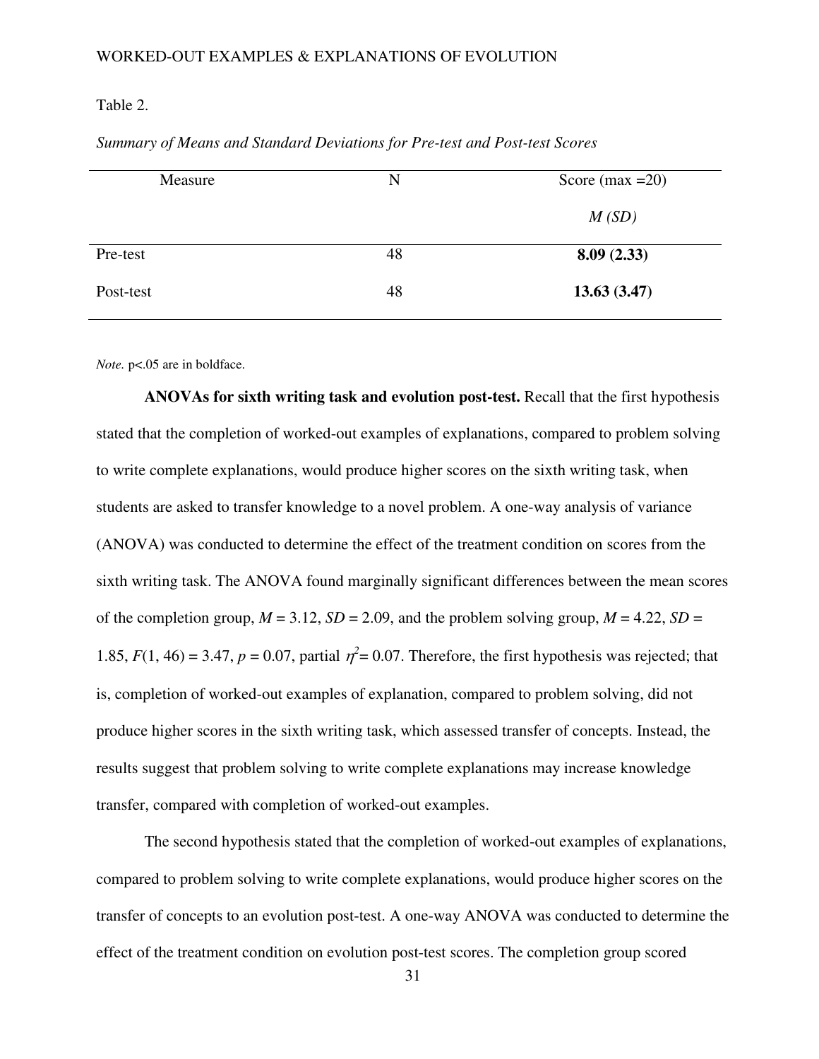Table 2.

*Summary of Means and Standard Deviations for Pre-test and Post-test Scores*

| Measure | N | Score (max =20) |
|---|---|---|
| | | *M (SD)* |
| Pre-test | 48 | **8.09 (2.33)** |
| Post-test | 48 | **13.63 (3.47)** |

*Note.* p<.05 are in boldface.

**ANOVAs for sixth writing task and evolution post-test.** Recall that the first hypothesis stated that the completion of worked-out examples of explanations, compared to problem solving to write complete explanations, would produce higher scores on the sixth writing task, when students are asked to transfer knowledge to a novel problem. A one-way analysis of variance (ANOVA) was conducted to determine the effect of the treatment condition on scores from the sixth writing task. The ANOVA found marginally significant differences between the mean scores of the completion group, $M = 3.12$, $SD = 2.09$, and the problem solving group, $M = 4.22$, $SD = 1.85$, $F(1, 46) = 3.47$, $p = 0.07$, partial $\eta^2 = 0.07$. Therefore, the first hypothesis was rejected; that is, completion of worked-out examples of explanation, compared to problem solving, did not produce higher scores in the sixth writing task, which assessed transfer of concepts. Instead, the results suggest that problem solving to write complete explanations may increase knowledge transfer, compared with completion of worked-out examples.

The second hypothesis stated that the completion of worked-out examples of explanations, compared to problem solving to write complete explanations, would produce higher scores on the transfer of concepts to an evolution post-test. A one-way ANOVA was conducted to determine the effect of the treatment condition on evolution post-test scores. The completion group scored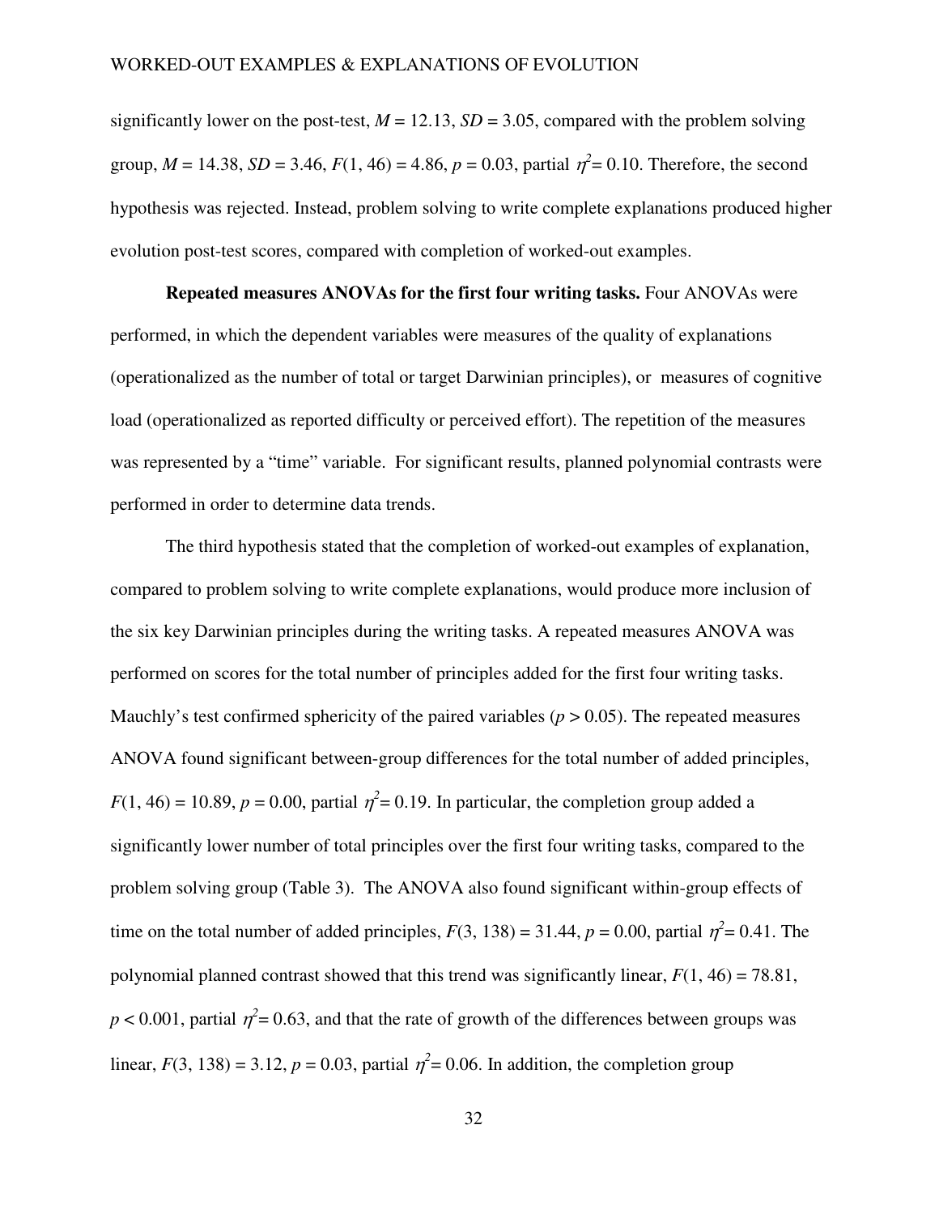significantly lower on the post-test, $M = 12.13$, $SD = 3.05$, compared with the problem solving group, $M = 14.38$, $SD = 3.46$, $F(1, 46) = 4.86$, $p = 0.03$, partial $\eta^2 = 0.10$. Therefore, the second hypothesis was rejected. Instead, problem solving to write complete explanations produced higher evolution post-test scores, compared with completion of worked-out examples.

**Repeated measures ANOVAs for the first four writing tasks.** Four ANOVAs were performed, in which the dependent variables were measures of the quality of explanations (operationalized as the number of total or target Darwinian principles), or measures of cognitive load (operationalized as reported difficulty or perceived effort). The repetition of the measures was represented by a "time" variable. For significant results, planned polynomial contrasts were performed in order to determine data trends.

The third hypothesis stated that the completion of worked-out examples of explanation, compared to problem solving to write complete explanations, would produce more inclusion of the six key Darwinian principles during the writing tasks. A repeated measures ANOVA was performed on scores for the total number of principles added for the first four writing tasks. Mauchly's test confirmed sphericity of the paired variables ($p > 0.05$). The repeated measures ANOVA found significant between-group differences for the total number of added principles, $F(1, 46) = 10.89$, $p = 0.00$, partial $\eta^2 = 0.19$. In particular, the completion group added a significantly lower number of total principles over the first four writing tasks, compared to the problem solving group (Table 3). The ANOVA also found significant within-group effects of time on the total number of added principles, $F(3, 138) = 31.44$, $p = 0.00$, partial $\eta^2 = 0.41$. The polynomial planned contrast showed that this trend was significantly linear, $F(1, 46) = 78.81$, $p < 0.001$, partial $\eta^2 = 0.63$, and that the rate of growth of the differences between groups was linear, $F(3, 138) = 3.12$, $p = 0.03$, partial $\eta^2 = 0.06$. In addition, the completion group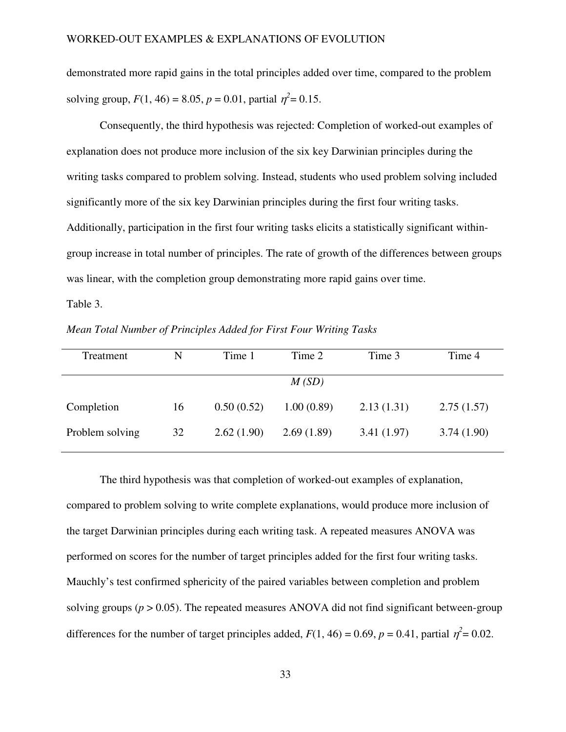demonstrated more rapid gains in the total principles added over time, compared to the problem solving group, $F(1, 46) = 8.05$, $p = 0.01$, partial $\eta^2 = 0.15$.

Consequently, the third hypothesis was rejected: Completion of worked-out examples of explanation does not produce more inclusion of the six key Darwinian principles during the writing tasks compared to problem solving. Instead, students who used problem solving included significantly more of the six key Darwinian principles during the first four writing tasks. Additionally, participation in the first four writing tasks elicits a statistically significant within-group increase in total number of principles. The rate of growth of the differences between groups was linear, with the completion group demonstrating more rapid gains over time.

Table 3.

*Mean Total Number of Principles Added for First Four Writing Tasks*

| Treatment | N | Time 1 | Time 2 | Time 3 | Time 4 |
|---|---|---|---|---|---|
| | | | *M (SD)* | | |
| Completion | 16 | 0.50 (0.52) | 1.00 (0.89) | 2.13 (1.31) | 2.75 (1.57) |
| Problem solving | 32 | 2.62 (1.90) | 2.69 (1.89) | 3.41 (1.97) | 3.74 (1.90) |

The third hypothesis was that completion of worked-out examples of explanation, compared to problem solving to write complete explanations, would produce more inclusion of the target Darwinian principles during each writing task. A repeated measures ANOVA was performed on scores for the number of target principles added for the first four writing tasks. Mauchly's test confirmed sphericity of the paired variables between completion and problem solving groups ($p > 0.05$). The repeated measures ANOVA did not find significant between-group differences for the number of target principles added, $F(1, 46) = 0.69$, $p = 0.41$, partial $\eta^2 = 0.02$.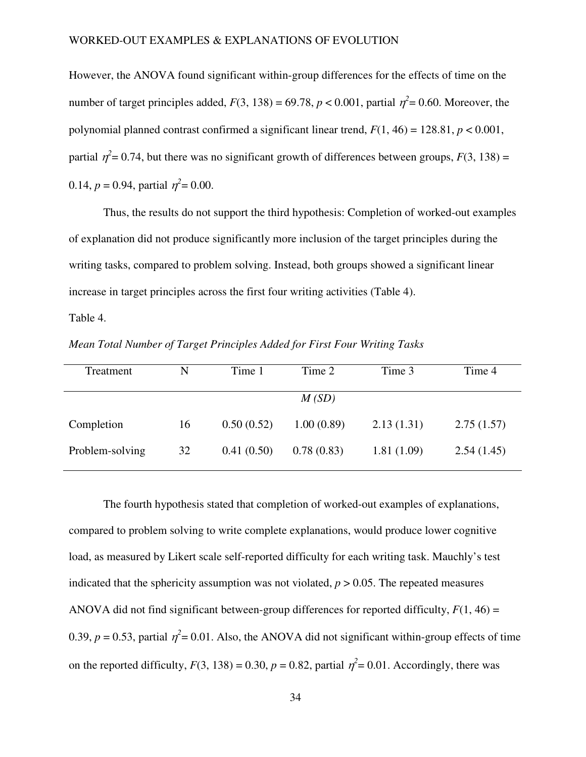However, the ANOVA found significant within-group differences for the effects of time on the number of target principles added, $F(3, 138) = 69.78$, $p < 0.001$, partial $\eta^2 = 0.60$. Moreover, the polynomial planned contrast confirmed a significant linear trend, $F(1, 46) = 128.81$, $p < 0.001$, partial $\eta^2 = 0.74$, but there was no significant growth of differences between groups, $F(3, 138) = 0.14$, $p = 0.94$, partial $\eta^2 = 0.00$.

Thus, the results do not support the third hypothesis: Completion of worked-out examples of explanation did not produce significantly more inclusion of the target principles during the writing tasks, compared to problem solving. Instead, both groups showed a significant linear increase in target principles across the first four writing activities (Table 4).

Table 4.

*Mean Total Number of Target Principles Added for First Four Writing Tasks*

| Treatment | N | Time 1 | Time 2 | Time 3 | Time 4 |
|---|---|---|---|---|---|
| | | | *M (SD)* | | |
| Completion | 16 | 0.50 (0.52) | 1.00 (0.89) | 2.13 (1.31) | 2.75 (1.57) |
| Problem-solving | 32 | 0.41 (0.50) | 0.78 (0.83) | 1.81 (1.09) | 2.54 (1.45) |

The fourth hypothesis stated that completion of worked-out examples of explanations, compared to problem solving to write complete explanations, would produce lower cognitive load, as measured by Likert scale self-reported difficulty for each writing task. Mauchly's test indicated that the sphericity assumption was not violated, $p > 0.05$. The repeated measures ANOVA did not find significant between-group differences for reported difficulty, $F(1, 46) = 0.39$, $p = 0.53$, partial $\eta^2 = 0.01$. Also, the ANOVA did not significant within-group effects of time on the reported difficulty, $F(3, 138) = 0.30$, $p = 0.82$, partial $\eta^2 = 0.01$. Accordingly, there was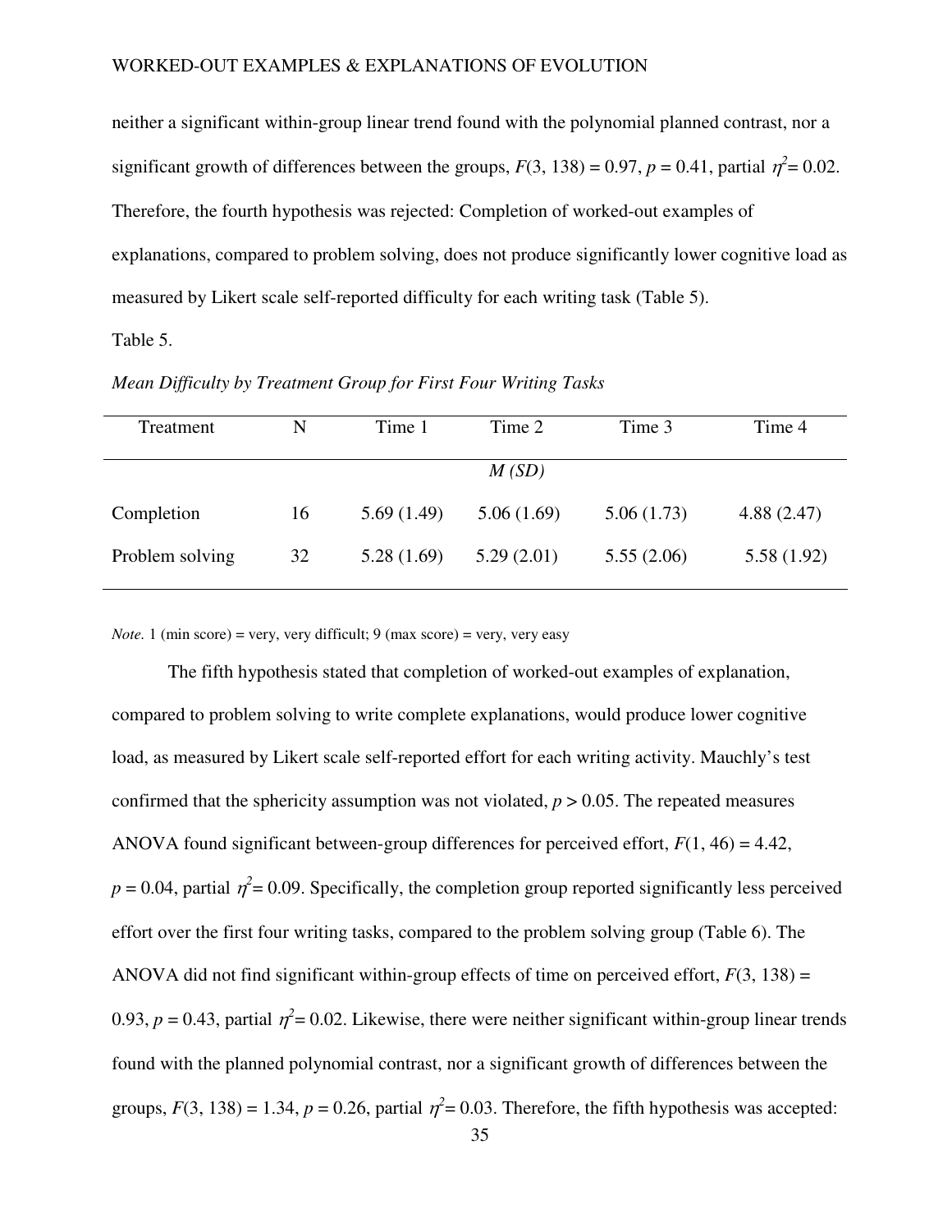neither a significant within-group linear trend found with the polynomial planned contrast, nor a significant growth of differences between the groups, $F(3, 138) = 0.97$, $p = 0.41$, partial $\eta^2 = 0.02$. Therefore, the fourth hypothesis was rejected: Completion of worked-out examples of explanations, compared to problem solving, does not produce significantly lower cognitive load as measured by Likert scale self-reported difficulty for each writing task (Table 5).

Table 5.

*Mean Difficulty by Treatment Group for First Four Writing Tasks*

| Treatment | N | Time 1 | Time 2 | Time 3 | Time 4 |
|---|---|---|---|---|---|
| | | | *M (SD)* | | |
| Completion | 16 | 5.69 (1.49) | 5.06 (1.69) | 5.06 (1.73) | 4.88 (2.47) |
| Problem solving | 32 | 5.28 (1.69) | 5.29 (2.01) | 5.55 (2.06) | 5.58 (1.92) |

*Note.* 1 (min score) = very, very difficult; 9 (max score) = very, very easy

The fifth hypothesis stated that completion of worked-out examples of explanation, compared to problem solving to write complete explanations, would produce lower cognitive load, as measured by Likert scale self-reported effort for each writing activity. Mauchly's test confirmed that the sphericity assumption was not violated, $p > 0.05$. The repeated measures ANOVA found significant between-group differences for perceived effort, $F(1, 46) = 4.42$, $p = 0.04$, partial $\eta^2 = 0.09$. Specifically, the completion group reported significantly less perceived effort over the first four writing tasks, compared to the problem solving group (Table 6). The ANOVA did not find significant within-group effects of time on perceived effort, $F(3, 138) = 0.93$, $p = 0.43$, partial $\eta^2 = 0.02$. Likewise, there were neither significant within-group linear trends found with the planned polynomial contrast, nor a significant growth of differences between the groups, $F(3, 138) = 1.34$, $p = 0.26$, partial $\eta^2 = 0.03$. Therefore, the fifth hypothesis was accepted: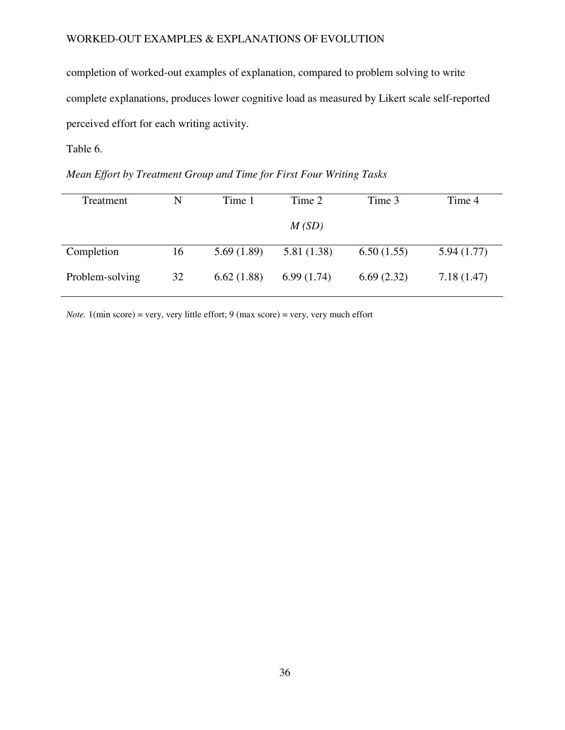completion of worked-out examples of explanation, compared to problem solving to write complete explanations, produces lower cognitive load as measured by Likert scale self-reported perceived effort for each writing activity.

Table 6.

*Mean Effort by Treatment Group and Time for First Four Writing Tasks*

| Treatment | N | Time 1 | Time 2 | Time 3 | Time 4 |
|---|---|---|---|---|---|
| | | | *M (SD)* | | |
| Completion | 16 | 5.69 (1.89) | 5.81 (1.38) | 6.50 (1.55) | 5.94 (1.77) |
| Problem-solving | 32 | 6.62 (1.88) | 6.99 (1.74) | 6.69 (2.32) | 7.18 (1.47) |

*Note.* 1(min score) = very, very little effort; 9 (max score) = very, very much effort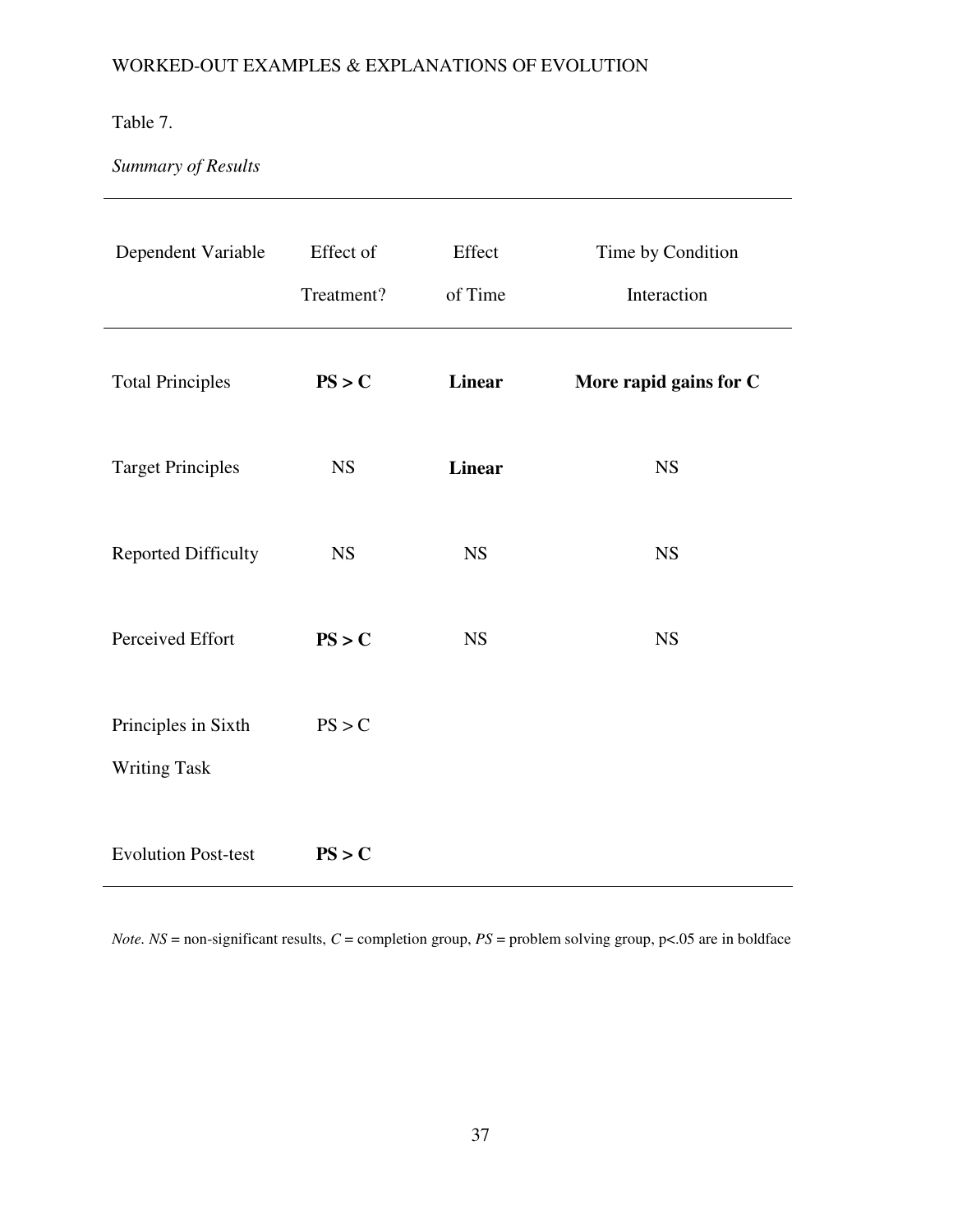Table 7.

*Summary of Results*

| Dependent Variable | Effect of Treatment? | Effect of Time | Time by Condition Interaction |
|---|---|---|---|
| Total Principles | **PS > C** | **Linear** | **More rapid gains for C** |
| Target Principles | NS | **Linear** | NS |
| Reported Difficulty | NS | NS | NS |
| Perceived Effort | **PS > C** | NS | NS |
| Principles in Sixth Writing Task | PS > C | | |
| Evolution Post-test | **PS > C** | | |

*Note. NS* = non-significant results, *C* = completion group, *PS* = problem solving group, p<.05 are in boldface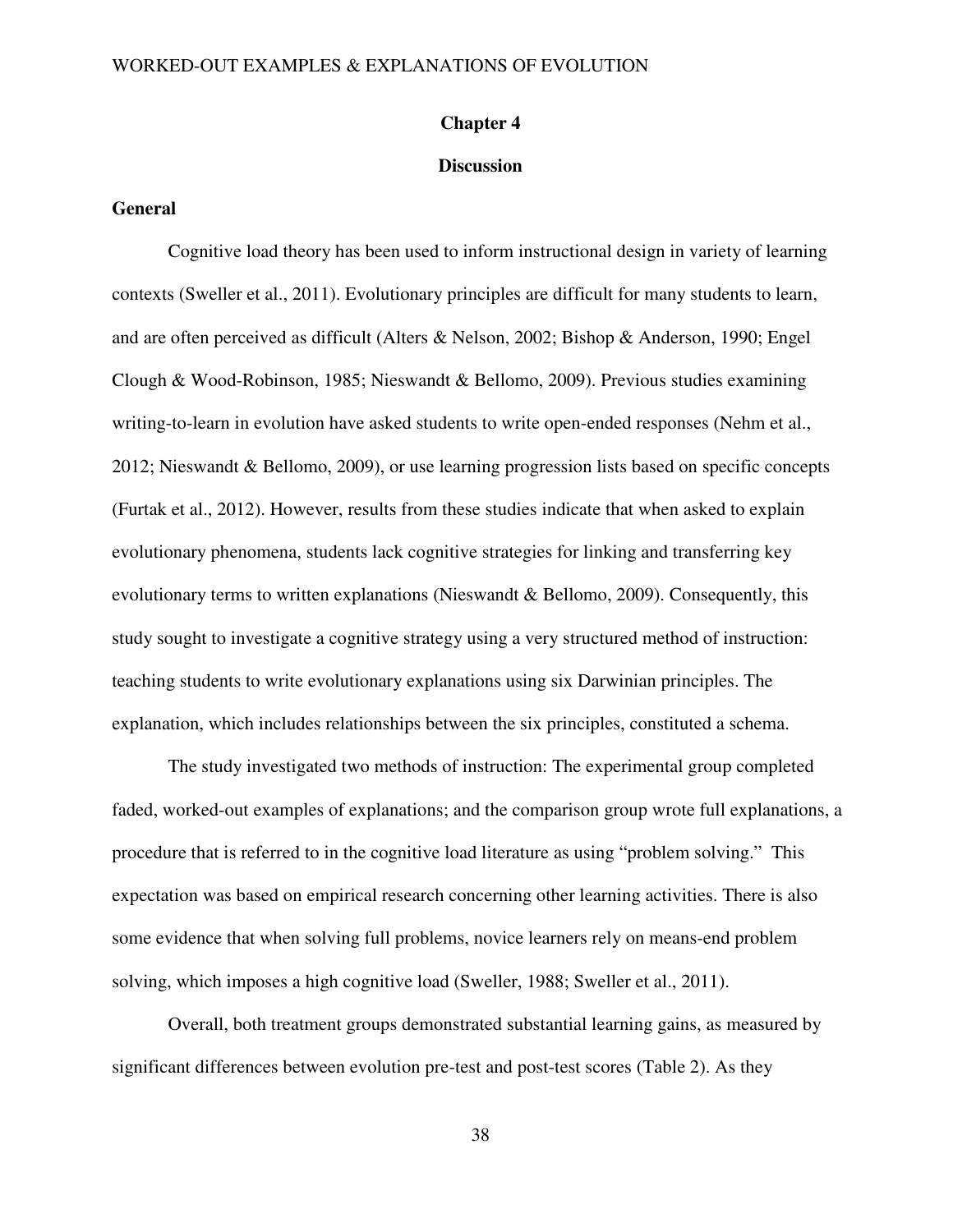# Chapter 4

# Discussion

## General

Cognitive load theory has been used to inform instructional design in variety of learning contexts (Sweller et al., 2011). Evolutionary principles are difficult for many students to learn, and are often perceived as difficult (Alters & Nelson, 2002; Bishop & Anderson, 1990; Engel Clough & Wood-Robinson, 1985; Nieswandt & Bellomo, 2009). Previous studies examining writing-to-learn in evolution have asked students to write open-ended responses (Nehm et al., 2012; Nieswandt & Bellomo, 2009), or use learning progression lists based on specific concepts (Furtak et al., 2012). However, results from these studies indicate that when asked to explain evolutionary phenomena, students lack cognitive strategies for linking and transferring key evolutionary terms to written explanations (Nieswandt & Bellomo, 2009). Consequently, this study sought to investigate a cognitive strategy using a very structured method of instruction: teaching students to write evolutionary explanations using six Darwinian principles. The explanation, which includes relationships between the six principles, constituted a schema.

The study investigated two methods of instruction: The experimental group completed faded, worked-out examples of explanations; and the comparison group wrote full explanations, a procedure that is referred to in the cognitive load literature as using "problem solving." This expectation was based on empirical research concerning other learning activities. There is also some evidence that when solving full problems, novice learners rely on means-end problem solving, which imposes a high cognitive load (Sweller, 1988; Sweller et al., 2011).

Overall, both treatment groups demonstrated substantial learning gains, as measured by significant differences between evolution pre-test and post-test scores (Table 2). As they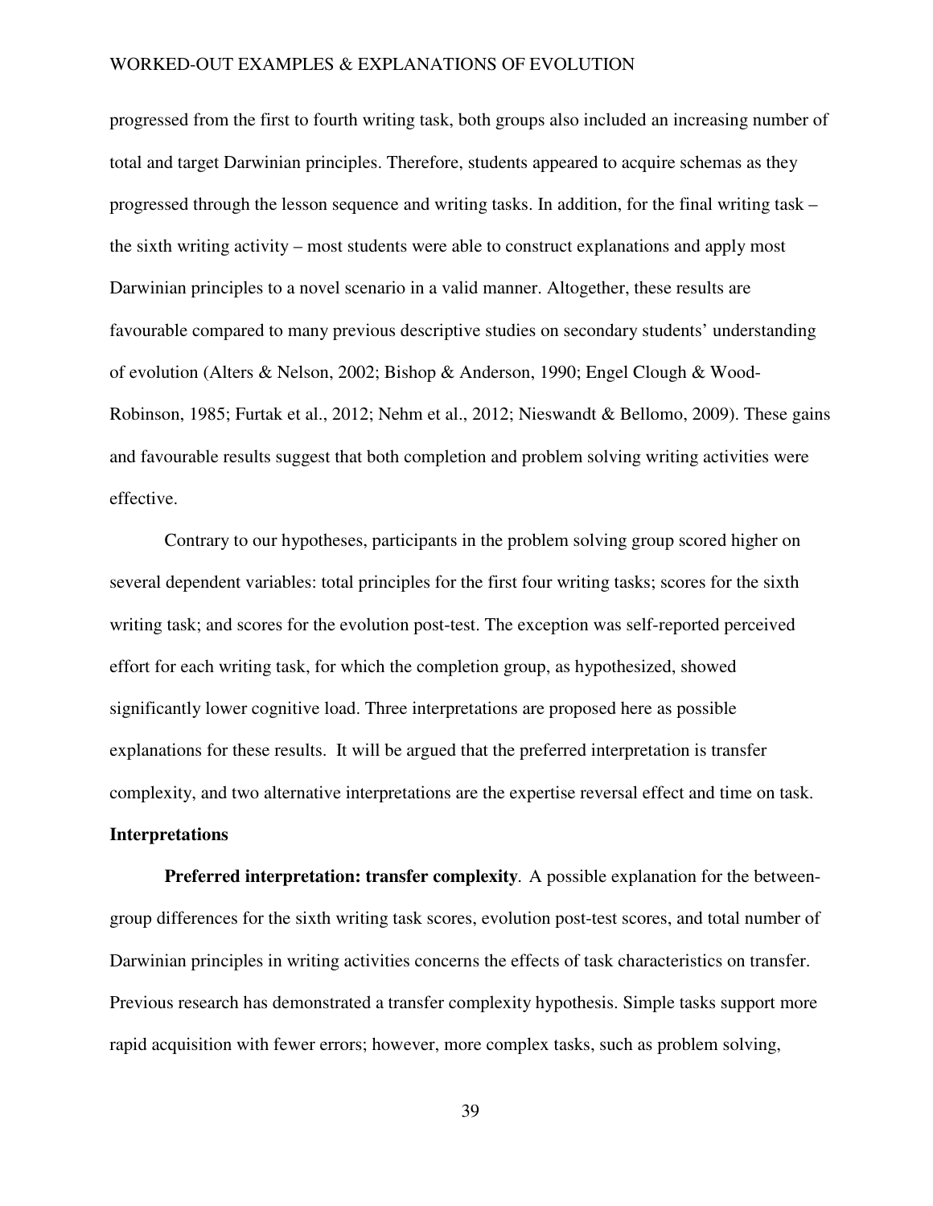progressed from the first to fourth writing task, both groups also included an increasing number of total and target Darwinian principles. Therefore, students appeared to acquire schemas as they progressed through the lesson sequence and writing tasks. In addition, for the final writing task – the sixth writing activity – most students were able to construct explanations and apply most Darwinian principles to a novel scenario in a valid manner. Altogether, these results are favourable compared to many previous descriptive studies on secondary students' understanding of evolution (Alters & Nelson, 2002; Bishop & Anderson, 1990; Engel Clough & Wood-Robinson, 1985; Furtak et al., 2012; Nehm et al., 2012; Nieswandt & Bellomo, 2009). These gains and favourable results suggest that both completion and problem solving writing activities were effective.

Contrary to our hypotheses, participants in the problem solving group scored higher on several dependent variables: total principles for the first four writing tasks; scores for the sixth writing task; and scores for the evolution post-test. The exception was self-reported perceived effort for each writing task, for which the completion group, as hypothesized, showed significantly lower cognitive load. Three interpretations are proposed here as possible explanations for these results. It will be argued that the preferred interpretation is transfer complexity, and two alternative interpretations are the expertise reversal effect and time on task.

**Interpretations**

**Preferred interpretation: transfer complexity**. A possible explanation for the between-group differences for the sixth writing task scores, evolution post-test scores, and total number of Darwinian principles in writing activities concerns the effects of task characteristics on transfer. Previous research has demonstrated a transfer complexity hypothesis. Simple tasks support more rapid acquisition with fewer errors; however, more complex tasks, such as problem solving,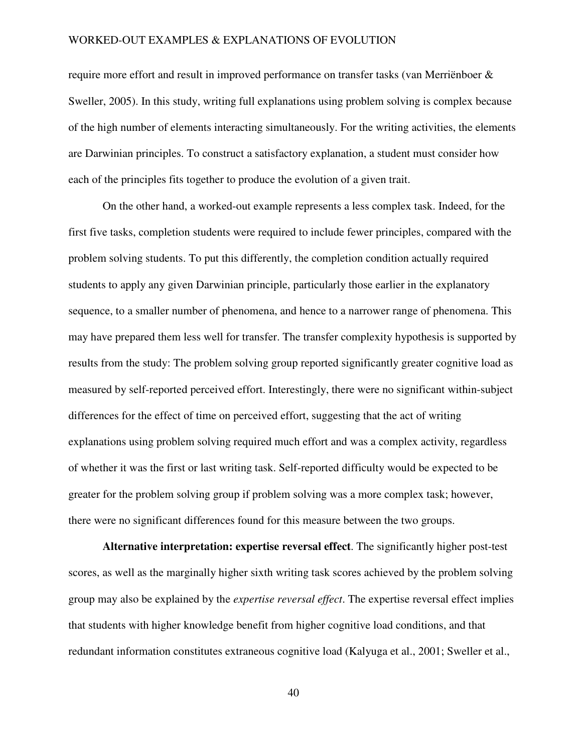require more effort and result in improved performance on transfer tasks (van Merriënboer & Sweller, 2005). In this study, writing full explanations using problem solving is complex because of the high number of elements interacting simultaneously. For the writing activities, the elements are Darwinian principles. To construct a satisfactory explanation, a student must consider how each of the principles fits together to produce the evolution of a given trait.

On the other hand, a worked-out example represents a less complex task. Indeed, for the first five tasks, completion students were required to include fewer principles, compared with the problem solving students. To put this differently, the completion condition actually required students to apply any given Darwinian principle, particularly those earlier in the explanatory sequence, to a smaller number of phenomena, and hence to a narrower range of phenomena. This may have prepared them less well for transfer. The transfer complexity hypothesis is supported by results from the study: The problem solving group reported significantly greater cognitive load as measured by self-reported perceived effort. Interestingly, there were no significant within-subject differences for the effect of time on perceived effort, suggesting that the act of writing explanations using problem solving required much effort and was a complex activity, regardless of whether it was the first or last writing task. Self-reported difficulty would be expected to be greater for the problem solving group if problem solving was a more complex task; however, there were no significant differences found for this measure between the two groups.

**Alternative interpretation: expertise reversal effect**. The significantly higher post-test scores, as well as the marginally higher sixth writing task scores achieved by the problem solving group may also be explained by the *expertise reversal effect*. The expertise reversal effect implies that students with higher knowledge benefit from higher cognitive load conditions, and that redundant information constitutes extraneous cognitive load (Kalyuga et al., 2001; Sweller et al.,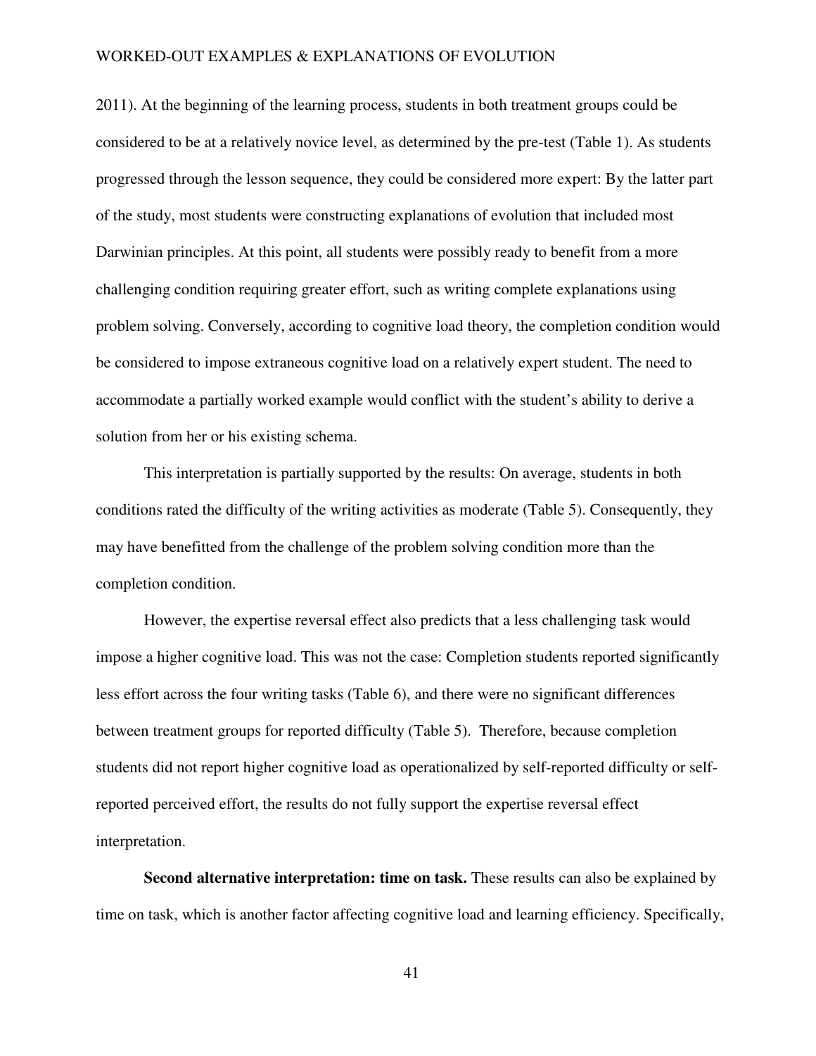2011). At the beginning of the learning process, students in both treatment groups could be considered to be at a relatively novice level, as determined by the pre-test (Table 1). As students progressed through the lesson sequence, they could be considered more expert: By the latter part of the study, most students were constructing explanations of evolution that included most Darwinian principles. At this point, all students were possibly ready to benefit from a more challenging condition requiring greater effort, such as writing complete explanations using problem solving. Conversely, according to cognitive load theory, the completion condition would be considered to impose extraneous cognitive load on a relatively expert student. The need to accommodate a partially worked example would conflict with the student's ability to derive a solution from her or his existing schema.

This interpretation is partially supported by the results: On average, students in both conditions rated the difficulty of the writing activities as moderate (Table 5). Consequently, they may have benefitted from the challenge of the problem solving condition more than the completion condition.

However, the expertise reversal effect also predicts that a less challenging task would impose a higher cognitive load. This was not the case: Completion students reported significantly less effort across the four writing tasks (Table 6), and there were no significant differences between treatment groups for reported difficulty (Table 5). Therefore, because completion students did not report higher cognitive load as operationalized by self-reported difficulty or self-reported perceived effort, the results do not fully support the expertise reversal effect interpretation.

**Second alternative interpretation: time on task.** These results can also be explained by time on task, which is another factor affecting cognitive load and learning efficiency. Specifically,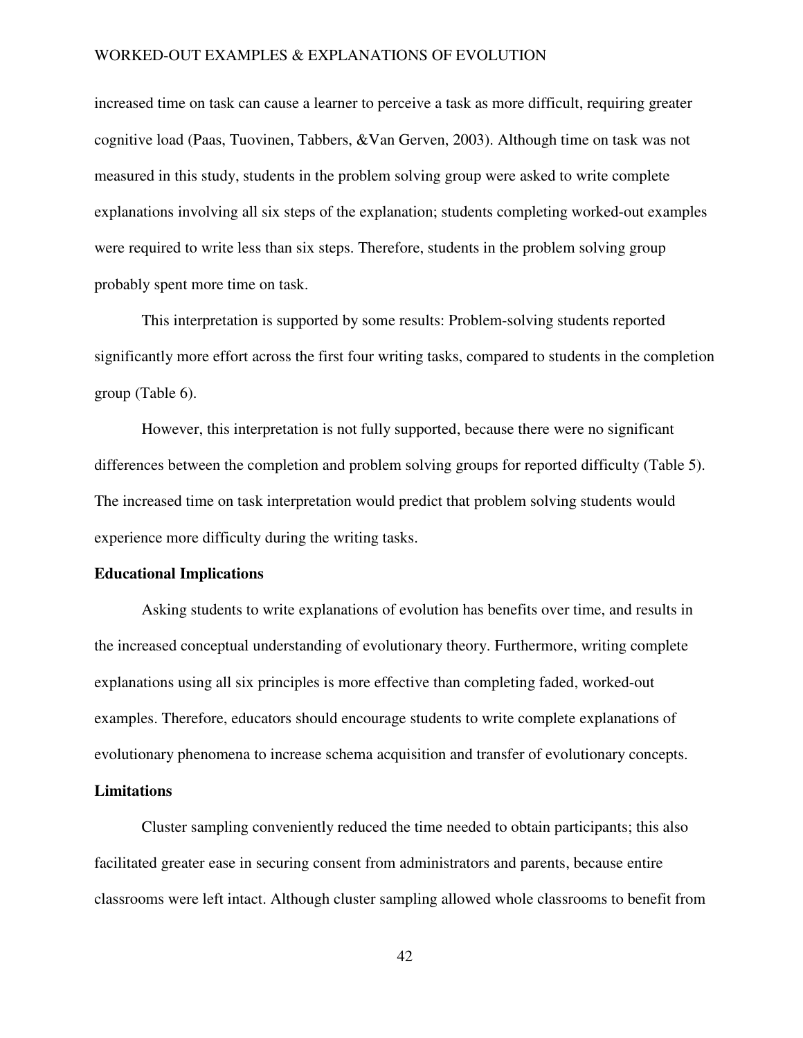increased time on task can cause a learner to perceive a task as more difficult, requiring greater cognitive load (Paas, Tuovinen, Tabbers, &Van Gerven, 2003). Although time on task was not measured in this study, students in the problem solving group were asked to write complete explanations involving all six steps of the explanation; students completing worked-out examples were required to write less than six steps. Therefore, students in the problem solving group probably spent more time on task.

This interpretation is supported by some results: Problem-solving students reported significantly more effort across the first four writing tasks, compared to students in the completion group (Table 6).

However, this interpretation is not fully supported, because there were no significant differences between the completion and problem solving groups for reported difficulty (Table 5). The increased time on task interpretation would predict that problem solving students would experience more difficulty during the writing tasks.

## Educational Implications

Asking students to write explanations of evolution has benefits over time, and results in the increased conceptual understanding of evolutionary theory. Furthermore, writing complete explanations using all six principles is more effective than completing faded, worked-out examples. Therefore, educators should encourage students to write complete explanations of evolutionary phenomena to increase schema acquisition and transfer of evolutionary concepts.

## Limitations

Cluster sampling conveniently reduced the time needed to obtain participants; this also facilitated greater ease in securing consent from administrators and parents, because entire classrooms were left intact. Although cluster sampling allowed whole classrooms to benefit from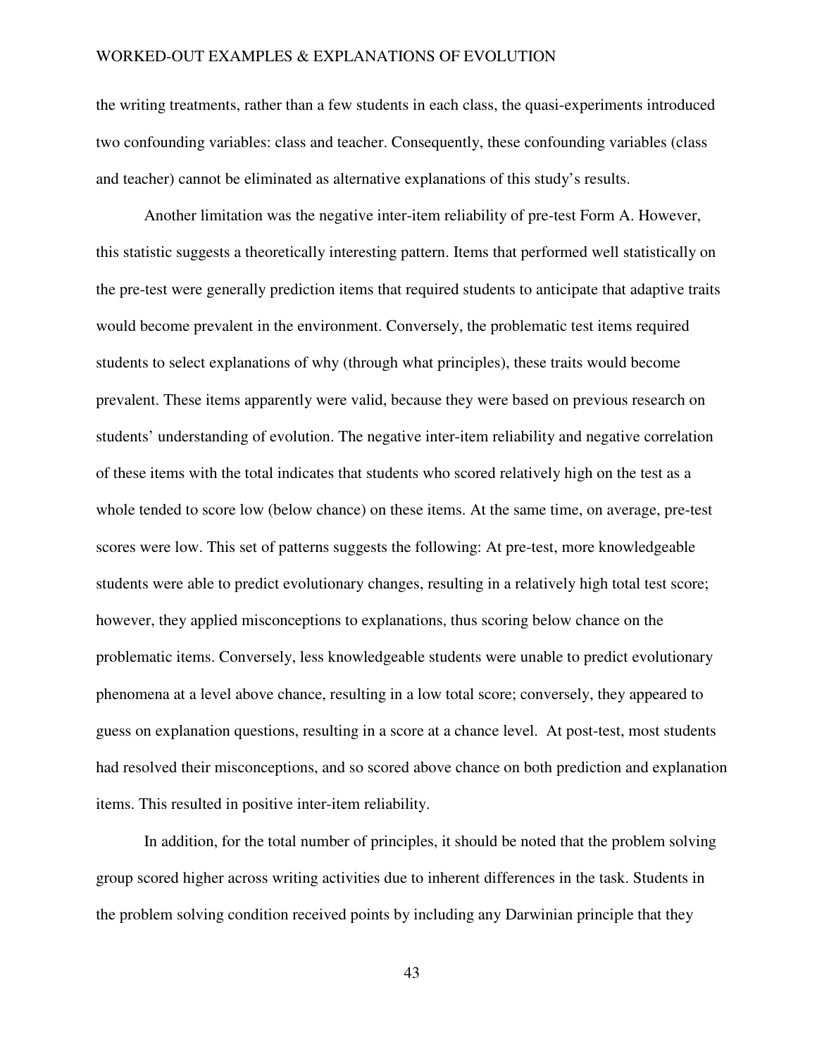the writing treatments, rather than a few students in each class, the quasi-experiments introduced two confounding variables: class and teacher. Consequently, these confounding variables (class and teacher) cannot be eliminated as alternative explanations of this study's results.

Another limitation was the negative inter-item reliability of pre-test Form A. However, this statistic suggests a theoretically interesting pattern. Items that performed well statistically on the pre-test were generally prediction items that required students to anticipate that adaptive traits would become prevalent in the environment. Conversely, the problematic test items required students to select explanations of why (through what principles), these traits would become prevalent. These items apparently were valid, because they were based on previous research on students' understanding of evolution. The negative inter-item reliability and negative correlation of these items with the total indicates that students who scored relatively high on the test as a whole tended to score low (below chance) on these items. At the same time, on average, pre-test scores were low. This set of patterns suggests the following: At pre-test, more knowledgeable students were able to predict evolutionary changes, resulting in a relatively high total test score; however, they applied misconceptions to explanations, thus scoring below chance on the problematic items. Conversely, less knowledgeable students were unable to predict evolutionary phenomena at a level above chance, resulting in a low total score; conversely, they appeared to guess on explanation questions, resulting in a score at a chance level. At post-test, most students had resolved their misconceptions, and so scored above chance on both prediction and explanation items. This resulted in positive inter-item reliability.

In addition, for the total number of principles, it should be noted that the problem solving group scored higher across writing activities due to inherent differences in the task. Students in the problem solving condition received points by including any Darwinian principle that they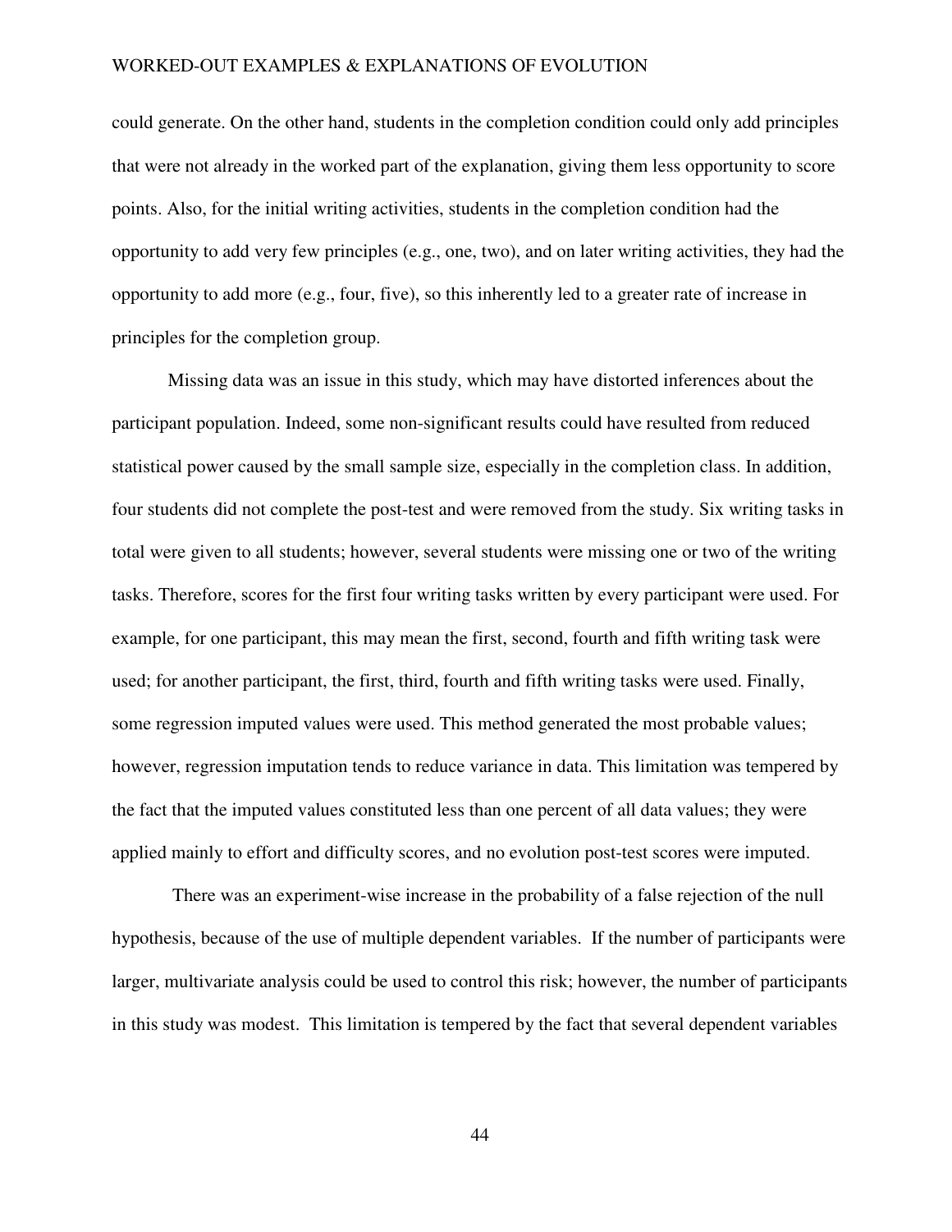could generate. On the other hand, students in the completion condition could only add principles that were not already in the worked part of the explanation, giving them less opportunity to score points. Also, for the initial writing activities, students in the completion condition had the opportunity to add very few principles (e.g., one, two), and on later writing activities, they had the opportunity to add more (e.g., four, five), so this inherently led to a greater rate of increase in principles for the completion group.

Missing data was an issue in this study, which may have distorted inferences about the participant population. Indeed, some non-significant results could have resulted from reduced statistical power caused by the small sample size, especially in the completion class. In addition, four students did not complete the post-test and were removed from the study. Six writing tasks in total were given to all students; however, several students were missing one or two of the writing tasks. Therefore, scores for the first four writing tasks written by every participant were used. For example, for one participant, this may mean the first, second, fourth and fifth writing task were used; for another participant, the first, third, fourth and fifth writing tasks were used. Finally, some regression imputed values were used. This method generated the most probable values; however, regression imputation tends to reduce variance in data. This limitation was tempered by the fact that the imputed values constituted less than one percent of all data values; they were applied mainly to effort and difficulty scores, and no evolution post-test scores were imputed.

There was an experiment-wise increase in the probability of a false rejection of the null hypothesis, because of the use of multiple dependent variables. If the number of participants were larger, multivariate analysis could be used to control this risk; however, the number of participants in this study was modest. This limitation is tempered by the fact that several dependent variables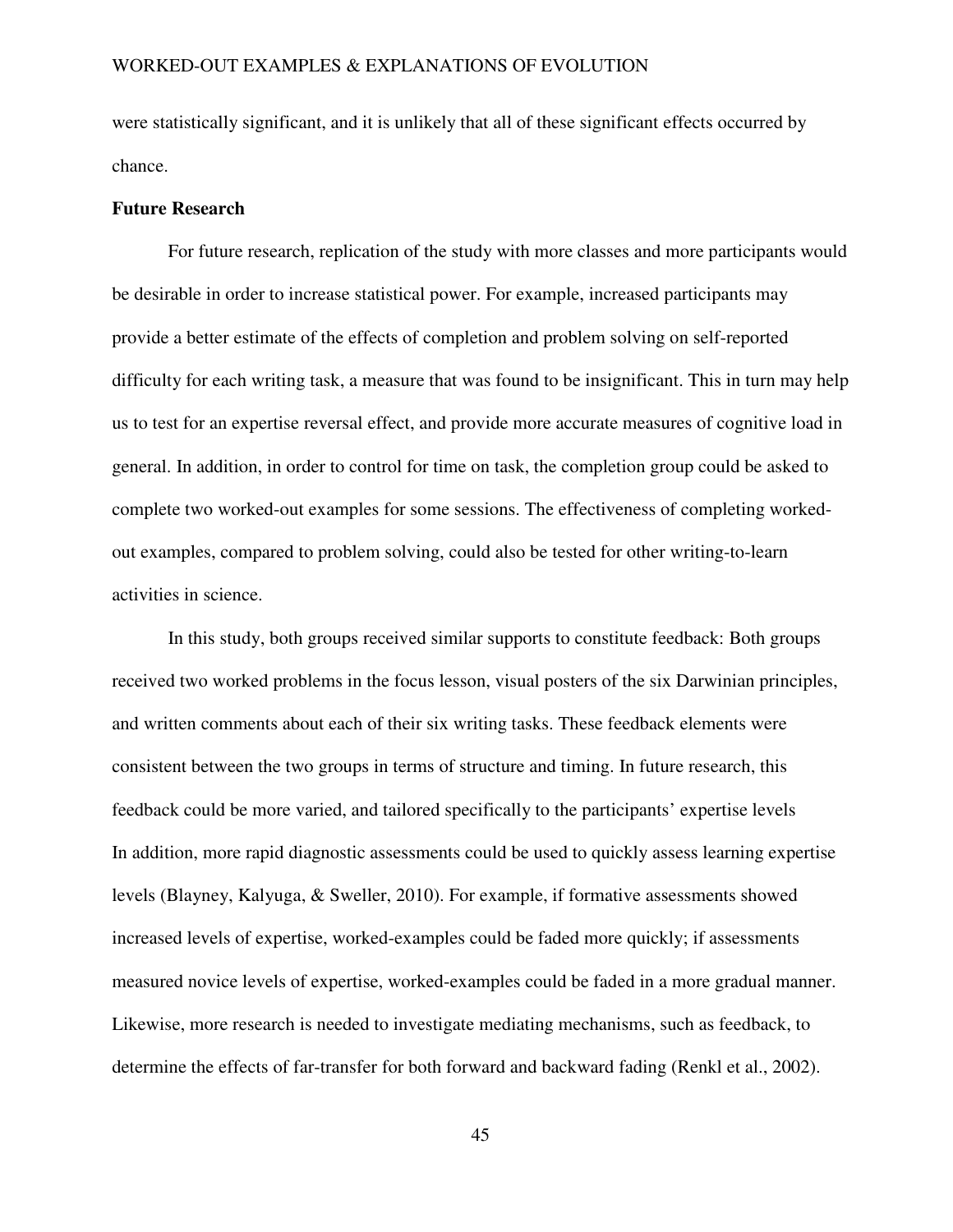were statistically significant, and it is unlikely that all of these significant effects occurred by chance.

**Future Research**

For future research, replication of the study with more classes and more participants would be desirable in order to increase statistical power. For example, increased participants may provide a better estimate of the effects of completion and problem solving on self-reported difficulty for each writing task, a measure that was found to be insignificant. This in turn may help us to test for an expertise reversal effect, and provide more accurate measures of cognitive load in general. In addition, in order to control for time on task, the completion group could be asked to complete two worked-out examples for some sessions. The effectiveness of completing worked-out examples, compared to problem solving, could also be tested for other writing-to-learn activities in science.

In this study, both groups received similar supports to constitute feedback: Both groups received two worked problems in the focus lesson, visual posters of the six Darwinian principles, and written comments about each of their six writing tasks. These feedback elements were consistent between the two groups in terms of structure and timing. In future research, this feedback could be more varied, and tailored specifically to the participants' expertise levels
In addition, more rapid diagnostic assessments could be used to quickly assess learning expertise levels (Blayney, Kalyuga, & Sweller, 2010). For example, if formative assessments showed increased levels of expertise, worked-examples could be faded more quickly; if assessments measured novice levels of expertise, worked-examples could be faded in a more gradual manner. Likewise, more research is needed to investigate mediating mechanisms, such as feedback, to determine the effects of far-transfer for both forward and backward fading (Renkl et al., 2002).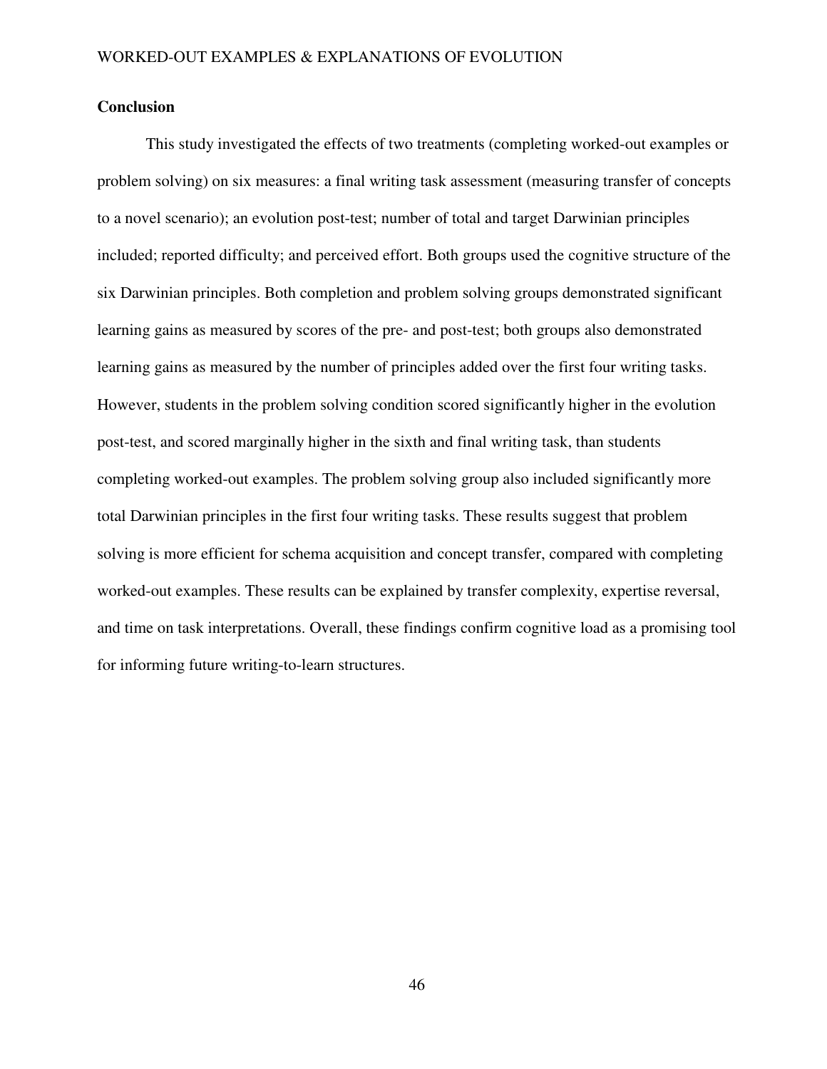## Conclusion

This study investigated the effects of two treatments (completing worked-out examples or problem solving) on six measures: a final writing task assessment (measuring transfer of concepts to a novel scenario); an evolution post-test; number of total and target Darwinian principles included; reported difficulty; and perceived effort. Both groups used the cognitive structure of the six Darwinian principles. Both completion and problem solving groups demonstrated significant learning gains as measured by scores of the pre- and post-test; both groups also demonstrated learning gains as measured by the number of principles added over the first four writing tasks. However, students in the problem solving condition scored significantly higher in the evolution post-test, and scored marginally higher in the sixth and final writing task, than students completing worked-out examples. The problem solving group also included significantly more total Darwinian principles in the first four writing tasks. These results suggest that problem solving is more efficient for schema acquisition and concept transfer, compared with completing worked-out examples. These results can be explained by transfer complexity, expertise reversal, and time on task interpretations. Overall, these findings confirm cognitive load as a promising tool for informing future writing-to-learn structures.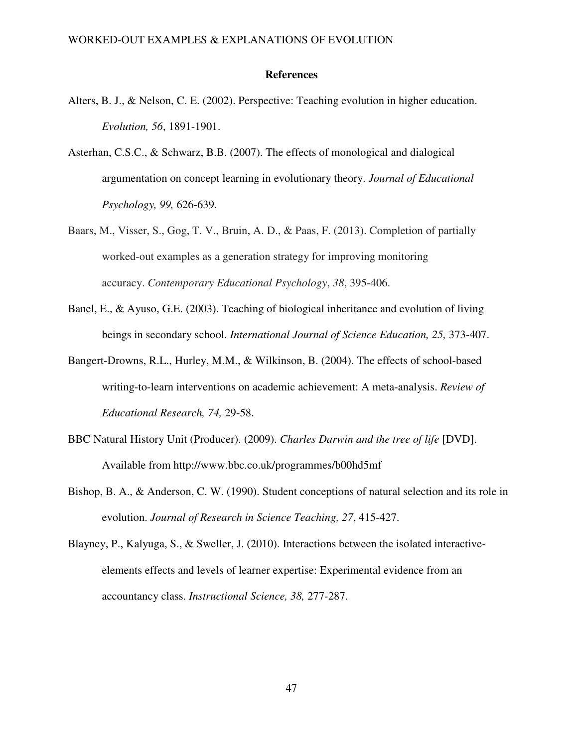# References

Alters, B. J., & Nelson, C. E. (2002). Perspective: Teaching evolution in higher education. *Evolution, 56*, 1891-1901.

Asterhan, C.S.C., & Schwarz, B.B. (2007). The effects of monological and dialogical argumentation on concept learning in evolutionary theory. *Journal of Educational Psychology, 99,* 626-639.

Baars, M., Visser, S., Gog, T. V., Bruin, A. D., & Paas, F. (2013). Completion of partially worked-out examples as a generation strategy for improving monitoring accuracy. *Contemporary Educational Psychology*, *38*, 395-406.

Banel, E., & Ayuso, G.E. (2003). Teaching of biological inheritance and evolution of living beings in secondary school. *International Journal of Science Education, 25,* 373-407.

Bangert-Drowns, R.L., Hurley, M.M., & Wilkinson, B. (2004). The effects of school-based writing-to-learn interventions on academic achievement: A meta-analysis. *Review of Educational Research, 74,* 29-58.

BBC Natural History Unit (Producer). (2009). *Charles Darwin and the tree of life* [DVD]. Available from http://www.bbc.co.uk/programmes/b00hd5mf

Bishop, B. A., & Anderson, C. W. (1990). Student conceptions of natural selection and its role in evolution. *Journal of Research in Science Teaching, 27*, 415-427.

Blayney, P., Kalyuga, S., & Sweller, J. (2010). Interactions between the isolated interactive-elements effects and levels of learner expertise: Experimental evidence from an accountancy class. *Instructional Science, 38,* 277-287.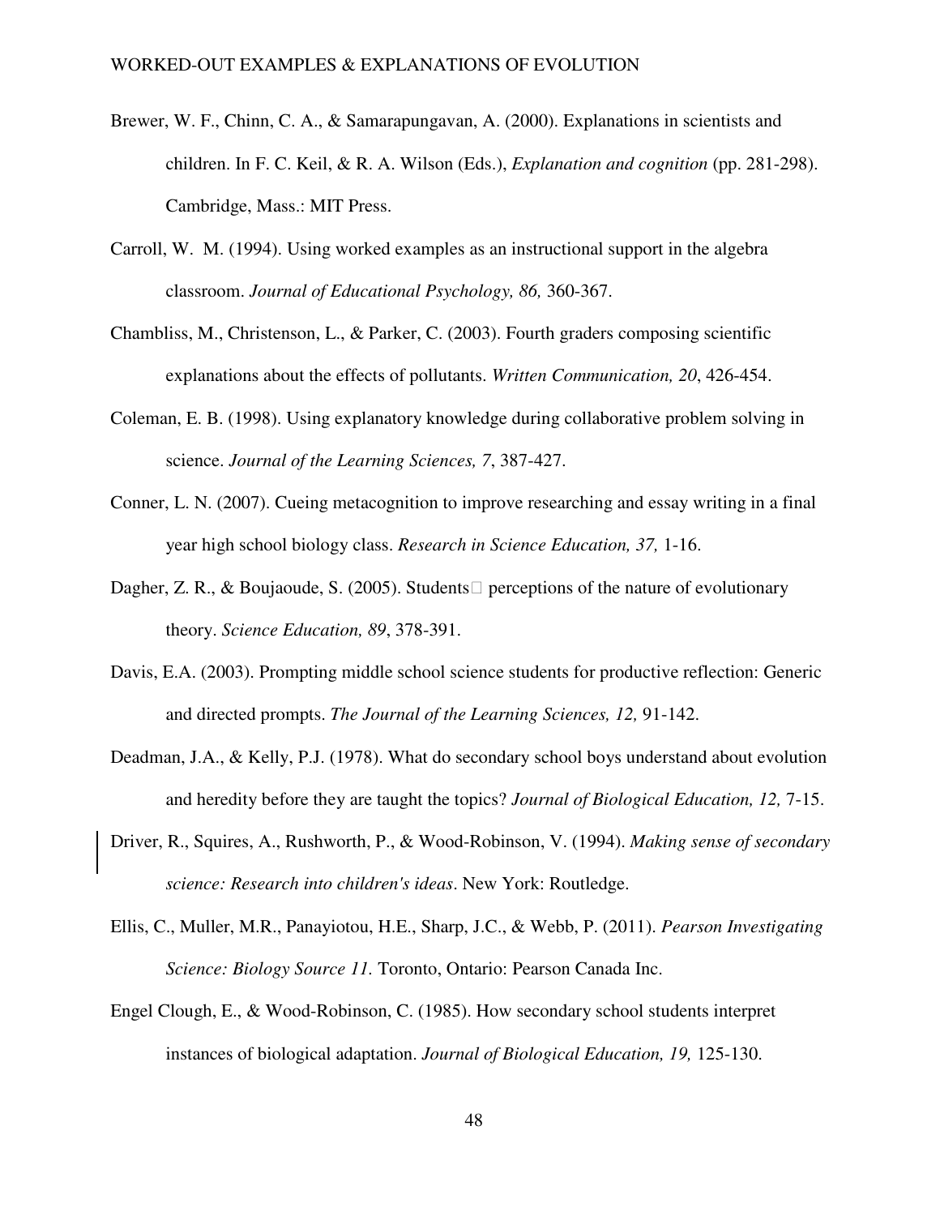Brewer, W. F., Chinn, C. A., & Samarapungavan, A. (2000). Explanations in scientists and children. In F. C. Keil, & R. A. Wilson (Eds.), *Explanation and cognition* (pp. 281-298). Cambridge, Mass.: MIT Press.

Carroll, W. M. (1994). Using worked examples as an instructional support in the algebra classroom. *Journal of Educational Psychology, 86,* 360-367.

Chambliss, M., Christenson, L., & Parker, C. (2003). Fourth graders composing scientific explanations about the effects of pollutants. *Written Communication, 20*, 426-454.

Coleman, E. B. (1998). Using explanatory knowledge during collaborative problem solving in science. *Journal of the Learning Sciences, 7*, 387-427.

Conner, L. N. (2007). Cueing metacognition to improve researching and essay writing in a final year high school biology class. *Research in Science Education, 37,* 1-16.

Dagher, Z. R., & Boujaoude, S. (2005). Students perceptions of the nature of evolutionary theory. *Science Education, 89*, 378-391.

Davis, E.A. (2003). Prompting middle school science students for productive reflection: Generic and directed prompts. *The Journal of the Learning Sciences, 12,* 91-142.

Deadman, J.A., & Kelly, P.J. (1978). What do secondary school boys understand about evolution and heredity before they are taught the topics? *Journal of Biological Education, 12,* 7-15.

Driver, R., Squires, A., Rushworth, P., & Wood-Robinson, V. (1994). *Making sense of secondary science: Research into children's ideas*. New York: Routledge.

Ellis, C., Muller, M.R., Panayiotou, H.E., Sharp, J.C., & Webb, P. (2011). *Pearson Investigating Science: Biology Source 11.* Toronto, Ontario: Pearson Canada Inc.

Engel Clough, E., & Wood-Robinson, C. (1985). How secondary school students interpret instances of biological adaptation. *Journal of Biological Education, 19,* 125-130.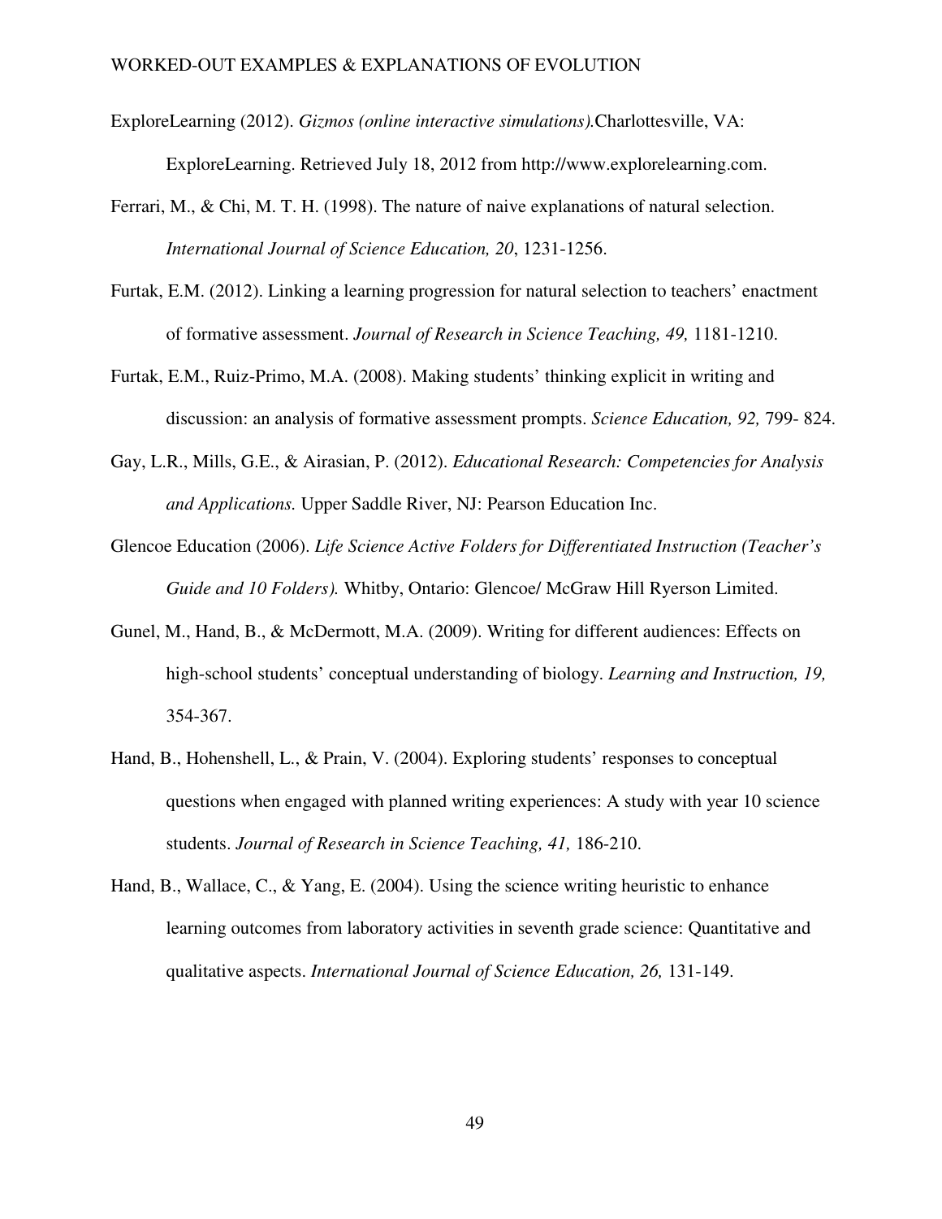ExploreLearning (2012). *Gizmos (online interactive simulations).*Charlottesville, VA: ExploreLearning. Retrieved July 18, 2012 from http://www.explorelearning.com.

Ferrari, M., & Chi, M. T. H. (1998). The nature of naive explanations of natural selection. *International Journal of Science Education, 20*, 1231-1256.

Furtak, E.M. (2012). Linking a learning progression for natural selection to teachers' enactment of formative assessment. *Journal of Research in Science Teaching, 49,* 1181-1210.

Furtak, E.M., Ruiz-Primo, M.A. (2008). Making students' thinking explicit in writing and discussion: an analysis of formative assessment prompts. *Science Education, 92,* 799- 824.

Gay, L.R., Mills, G.E., & Airasian, P. (2012). *Educational Research: Competencies for Analysis and Applications.* Upper Saddle River, NJ: Pearson Education Inc.

Glencoe Education (2006). *Life Science Active Folders for Differentiated Instruction (Teacher's Guide and 10 Folders).* Whitby, Ontario: Glencoe/ McGraw Hill Ryerson Limited.

Gunel, M., Hand, B., & McDermott, M.A. (2009). Writing for different audiences: Effects on high-school students' conceptual understanding of biology. *Learning and Instruction, 19,* 354-367.

Hand, B., Hohenshell, L., & Prain, V. (2004). Exploring students' responses to conceptual questions when engaged with planned writing experiences: A study with year 10 science students. *Journal of Research in Science Teaching, 41,* 186-210.

Hand, B., Wallace, C., & Yang, E. (2004). Using the science writing heuristic to enhance learning outcomes from laboratory activities in seventh grade science: Quantitative and qualitative aspects. *International Journal of Science Education, 26,* 131-149.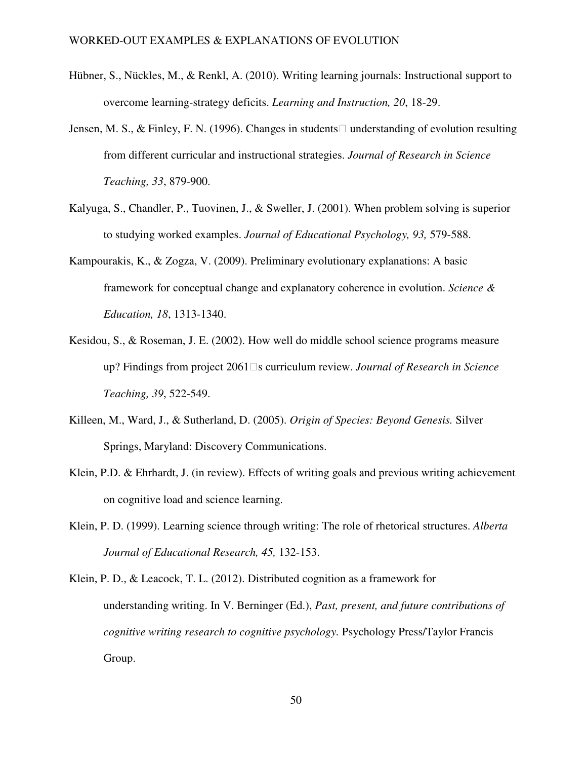Hübner, S., Nückles, M., & Renkl, A. (2010). Writing learning journals: Instructional support to overcome learning-strategy deficits. *Learning and Instruction, 20*, 18-29.

Jensen, M. S., & Finley, F. N. (1996). Changes in students□ understanding of evolution resulting from different curricular and instructional strategies. *Journal of Research in Science Teaching, 33*, 879-900.

Kalyuga, S., Chandler, P., Tuovinen, J., & Sweller, J. (2001). When problem solving is superior to studying worked examples. *Journal of Educational Psychology, 93,* 579-588.

Kampourakis, K., & Zogza, V. (2009). Preliminary evolutionary explanations: A basic framework for conceptual change and explanatory coherence in evolution. *Science & Education, 18*, 1313-1340.

Kesidou, S., & Roseman, J. E. (2002). How well do middle school science programs measure up? Findings from project 2061□s curriculum review. *Journal of Research in Science Teaching, 39*, 522-549.

Killeen, M., Ward, J., & Sutherland, D. (2005). *Origin of Species: Beyond Genesis.* Silver Springs, Maryland: Discovery Communications.

Klein, P.D. & Ehrhardt, J. (in review). Effects of writing goals and previous writing achievement on cognitive load and science learning.

Klein, P. D. (1999). Learning science through writing: The role of rhetorical structures. *Alberta Journal of Educational Research, 45,* 132-153.

Klein, P. D., & Leacock, T. L. (2012). Distributed cognition as a framework for understanding writing. In V. Berninger (Ed.), *Past, present, and future contributions of cognitive writing research to cognitive psychology.* Psychology Press/Taylor Francis Group.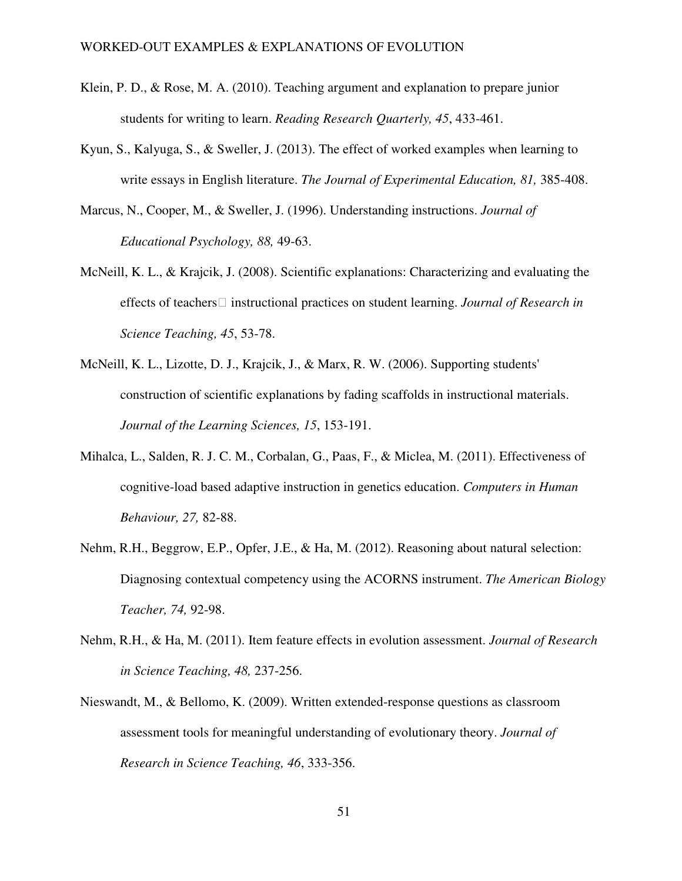Klein, P. D., & Rose, M. A. (2010). Teaching argument and explanation to prepare junior students for writing to learn. *Reading Research Quarterly, 45*, 433-461.

Kyun, S., Kalyuga, S., & Sweller, J. (2013). The effect of worked examples when learning to write essays in English literature. *The Journal of Experimental Education, 81,* 385-408.

Marcus, N., Cooper, M., & Sweller, J. (1996). Understanding instructions. *Journal of Educational Psychology, 88,* 49-63.

McNeill, K. L., & Krajcik, J. (2008). Scientific explanations: Characterizing and evaluating the effects of teachers instructional practices on student learning. *Journal of Research in Science Teaching, 45*, 53-78.

McNeill, K. L., Lizotte, D. J., Krajcik, J., & Marx, R. W. (2006). Supporting students' construction of scientific explanations by fading scaffolds in instructional materials. *Journal of the Learning Sciences, 15*, 153-191.

Mihalca, L., Salden, R. J. C. M., Corbalan, G., Paas, F., & Miclea, M. (2011). Effectiveness of cognitive-load based adaptive instruction in genetics education. *Computers in Human Behaviour, 27,* 82-88.

Nehm, R.H., Beggrow, E.P., Opfer, J.E., & Ha, M. (2012). Reasoning about natural selection: Diagnosing contextual competency using the ACORNS instrument. *The American Biology Teacher, 74,* 92-98.

Nehm, R.H., & Ha, M. (2011). Item feature effects in evolution assessment. *Journal of Research in Science Teaching, 48,* 237-256.

Nieswandt, M., & Bellomo, K. (2009). Written extended-response questions as classroom assessment tools for meaningful understanding of evolutionary theory. *Journal of Research in Science Teaching, 46*, 333-356.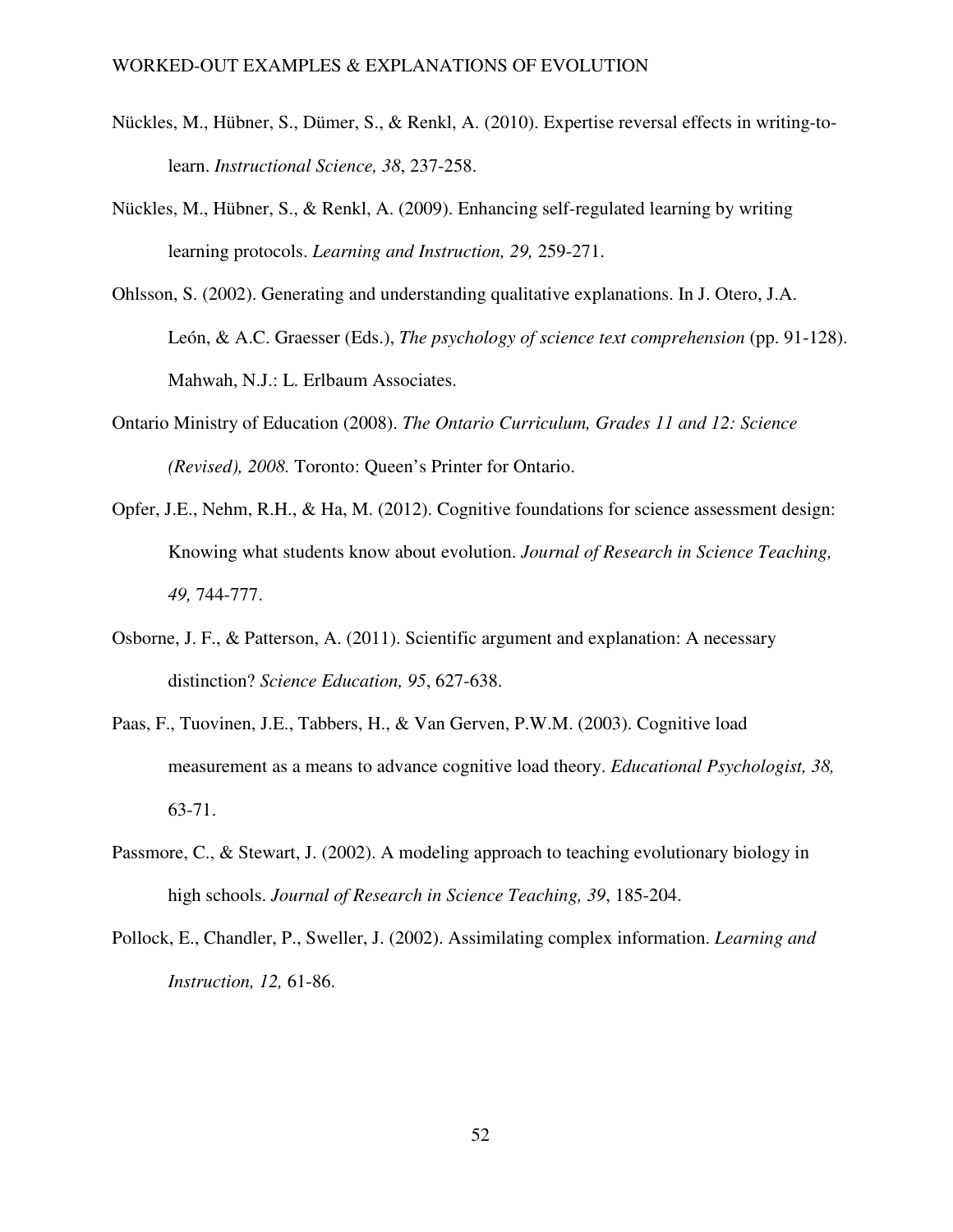Nückles, M., Hübner, S., Dümer, S., & Renkl, A. (2010). Expertise reversal effects in writing-to-learn. *Instructional Science, 38*, 237-258.

Nückles, M., Hübner, S., & Renkl, A. (2009). Enhancing self-regulated learning by writing learning protocols. *Learning and Instruction, 29,* 259-271.

Ohlsson, S. (2002). Generating and understanding qualitative explanations. In J. Otero, J.A. León, & A.C. Graesser (Eds.), *The psychology of science text comprehension* (pp. 91-128). Mahwah, N.J.: L. Erlbaum Associates.

Ontario Ministry of Education (2008). *The Ontario Curriculum, Grades 11 and 12: Science (Revised), 2008.* Toronto: Queen's Printer for Ontario.

Opfer, J.E., Nehm, R.H., & Ha, M. (2012). Cognitive foundations for science assessment design: Knowing what students know about evolution. *Journal of Research in Science Teaching, 49,* 744-777.

Osborne, J. F., & Patterson, A. (2011). Scientific argument and explanation: A necessary distinction? *Science Education, 95*, 627-638.

Paas, F., Tuovinen, J.E., Tabbers, H., & Van Gerven, P.W.M. (2003). Cognitive load measurement as a means to advance cognitive load theory. *Educational Psychologist, 38,* 63-71.

Passmore, C., & Stewart, J. (2002). A modeling approach to teaching evolutionary biology in high schools. *Journal of Research in Science Teaching, 39*, 185-204.

Pollock, E., Chandler, P., Sweller, J. (2002). Assimilating complex information. *Learning and Instruction, 12,* 61-86.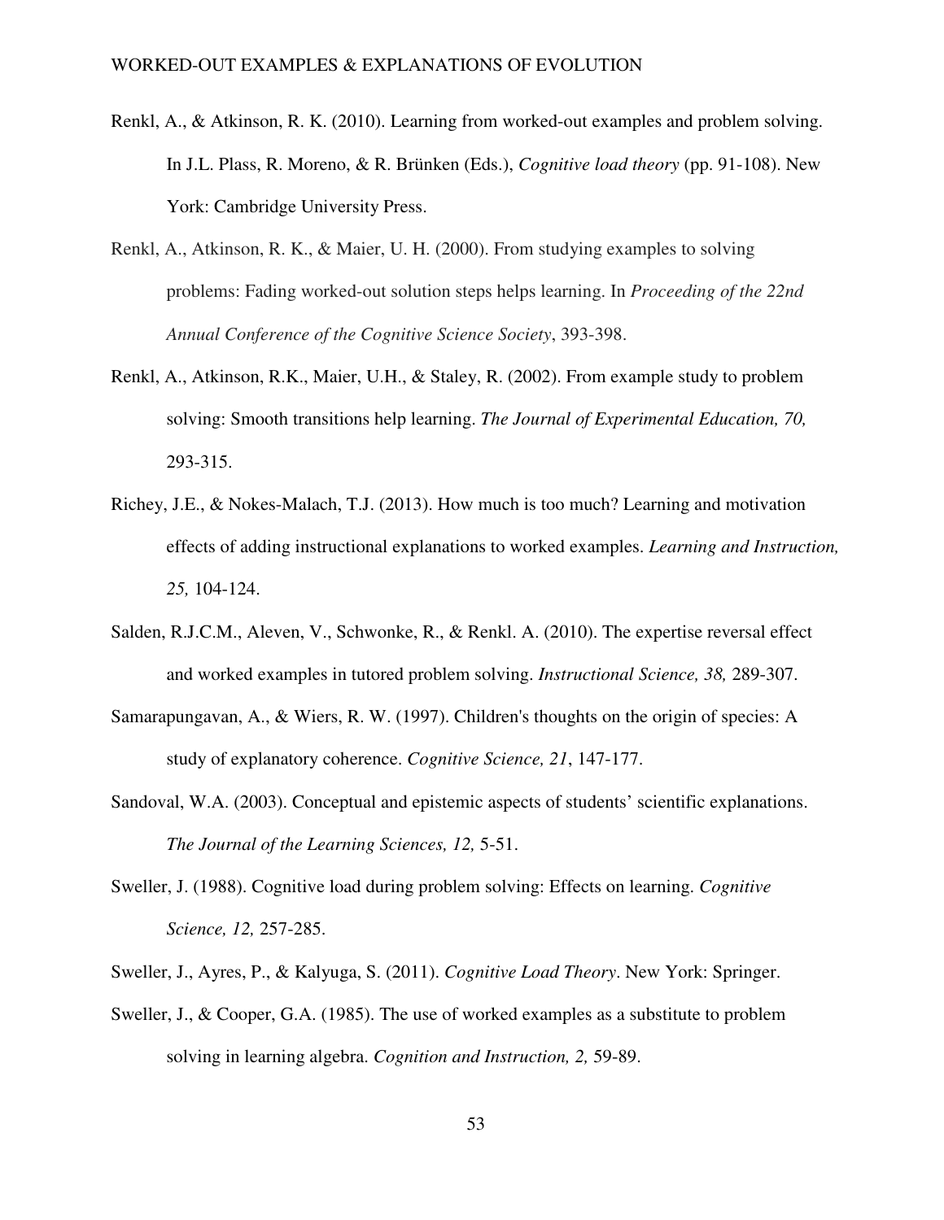Renkl, A., & Atkinson, R. K. (2010). Learning from worked-out examples and problem solving. In J.L. Plass, R. Moreno, & R. Brünken (Eds.), *Cognitive load theory* (pp. 91-108). New York: Cambridge University Press.

Renkl, A., Atkinson, R. K., & Maier, U. H. (2000). From studying examples to solving problems: Fading worked-out solution steps helps learning. In *Proceeding of the 22nd Annual Conference of the Cognitive Science Society*, 393-398.

Renkl, A., Atkinson, R.K., Maier, U.H., & Staley, R. (2002). From example study to problem solving: Smooth transitions help learning. *The Journal of Experimental Education, 70,* 293-315.

Richey, J.E., & Nokes-Malach, T.J. (2013). How much is too much? Learning and motivation effects of adding instructional explanations to worked examples. *Learning and Instruction, 25,* 104-124.

Salden, R.J.C.M., Aleven, V., Schwonke, R., & Renkl. A. (2010). The expertise reversal effect and worked examples in tutored problem solving. *Instructional Science, 38,* 289-307.

Samarapungavan, A., & Wiers, R. W. (1997). Children's thoughts on the origin of species: A study of explanatory coherence. *Cognitive Science, 21*, 147-177.

Sandoval, W.A. (2003). Conceptual and epistemic aspects of students' scientific explanations. *The Journal of the Learning Sciences, 12,* 5-51.

Sweller, J. (1988). Cognitive load during problem solving: Effects on learning. *Cognitive Science, 12,* 257-285.

Sweller, J., Ayres, P., & Kalyuga, S. (2011). *Cognitive Load Theory*. New York: Springer.

Sweller, J., & Cooper, G.A. (1985). The use of worked examples as a substitute to problem solving in learning algebra. *Cognition and Instruction, 2,* 59-89.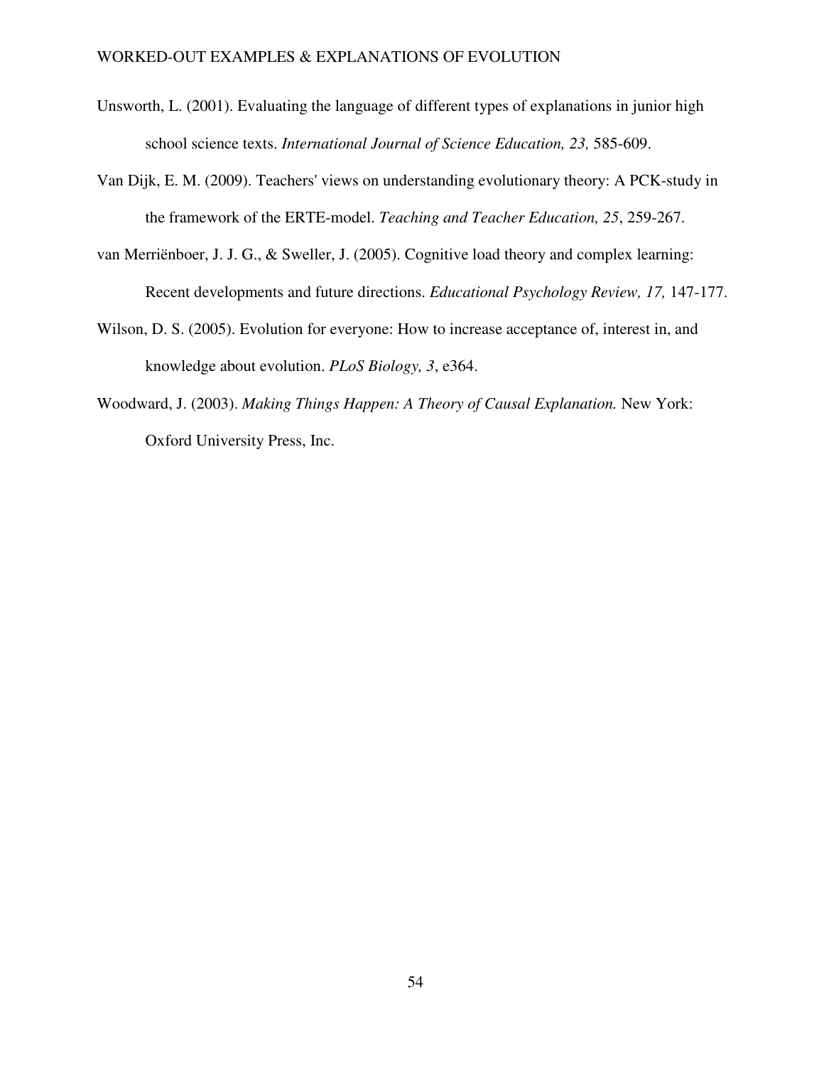Unsworth, L. (2001). Evaluating the language of different types of explanations in junior high school science texts. *International Journal of Science Education, 23,* 585-609.

Van Dijk, E. M. (2009). Teachers' views on understanding evolutionary theory: A PCK-study in the framework of the ERTE-model. *Teaching and Teacher Education, 25*, 259-267.

van Merriënboer, J. J. G., & Sweller, J. (2005). Cognitive load theory and complex learning: Recent developments and future directions. *Educational Psychology Review, 17,* 147-177.

Wilson, D. S. (2005). Evolution for everyone: How to increase acceptance of, interest in, and knowledge about evolution. *PLoS Biology, 3*, e364.

Woodward, J. (2003). *Making Things Happen: A Theory of Causal Explanation.* New York: Oxford University Press, Inc.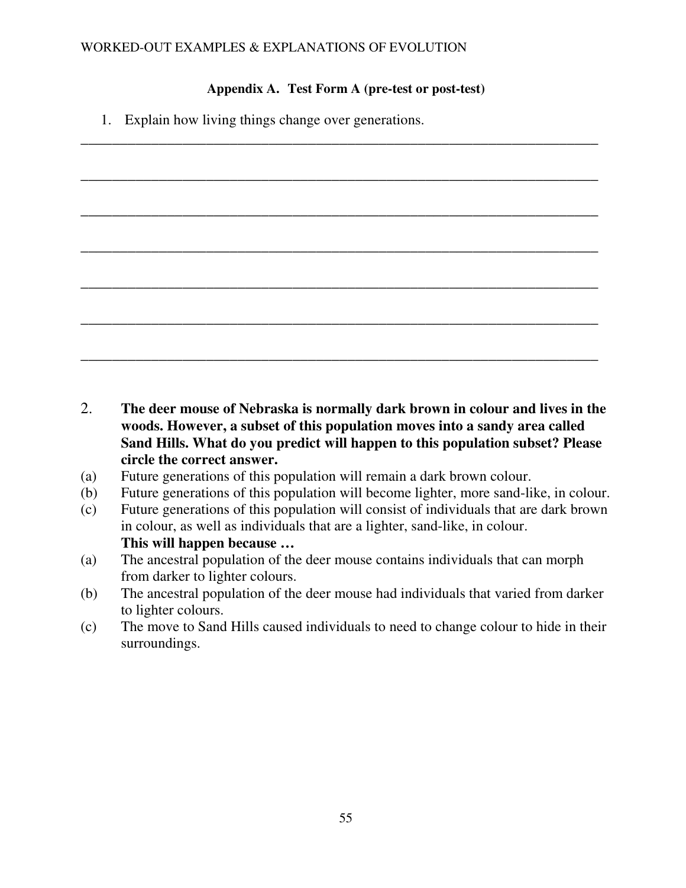**Appendix A. Test Form A (pre-test or post-test)**

1. Explain how living things change over generations.

_____________________________________________________________________________

_____________________________________________________________________________

_____________________________________________________________________________

_____________________________________________________________________________

_____________________________________________________________________________

_____________________________________________________________________________

_____________________________________________________________________________

2. **The deer mouse of Nebraska is normally dark brown in colour and lives in the woods. However, a subset of this population moves into a sandy area called Sand Hills. What do you predict will happen to this population subset? Please circle the correct answer.**

(a) Future generations of this population will remain a dark brown colour.
(b) Future generations of this population will become lighter, more sand-like, in colour.
(c) Future generations of this population will consist of individuals that are dark brown in colour, as well as individuals that are a lighter, sand-like, in colour.

**This will happen because …**

(a) The ancestral population of the deer mouse contains individuals that can morph from darker to lighter colours.
(b) The ancestral population of the deer mouse had individuals that varied from darker to lighter colours.
(c) The move to Sand Hills caused individuals to need to change colour to hide in their surroundings.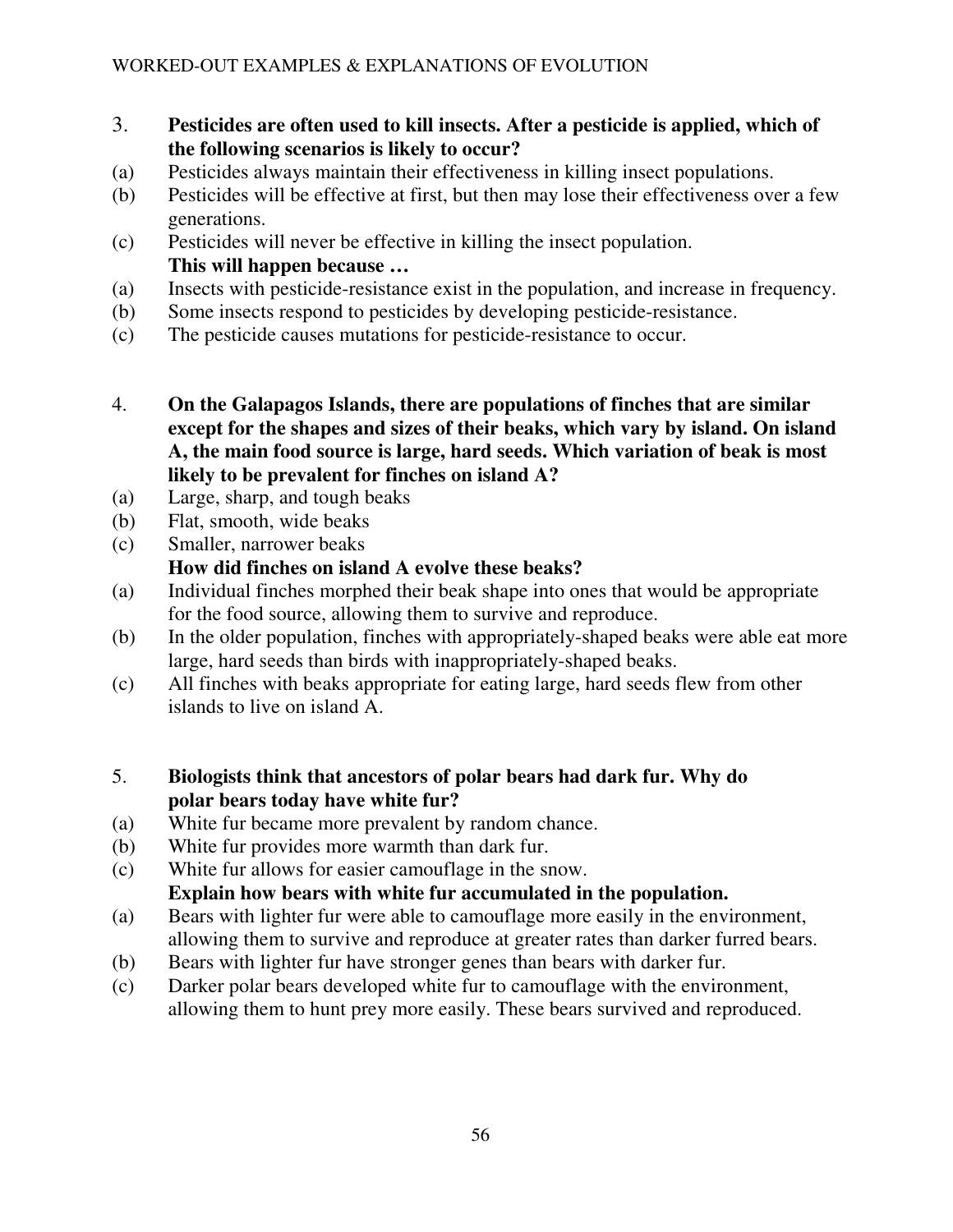3. **Pesticides are often used to kill insects. After a pesticide is applied, which of the following scenarios is likely to occur?**

(a) Pesticides always maintain their effectiveness in killing insect populations.
(b) Pesticides will be effective at first, but then may lose their effectiveness over a few generations.
(c) Pesticides will never be effective in killing the insect population.

**This will happen because …**

(a) Insects with pesticide-resistance exist in the population, and increase in frequency.
(b) Some insects respond to pesticides by developing pesticide-resistance.
(c) The pesticide causes mutations for pesticide-resistance to occur.

4. **On the Galapagos Islands, there are populations of finches that are similar except for the shapes and sizes of their beaks, which vary by island. On island A, the main food source is large, hard seeds. Which variation of beak is most likely to be prevalent for finches on island A?**

(a) Large, sharp, and tough beaks
(b) Flat, smooth, wide beaks
(c) Smaller, narrower beaks

**How did finches on island A evolve these beaks?**

(a) Individual finches morphed their beak shape into ones that would be appropriate for the food source, allowing them to survive and reproduce.
(b) In the older population, finches with appropriately-shaped beaks were able eat more large, hard seeds than birds with inappropriately-shaped beaks.
(c) All finches with beaks appropriate for eating large, hard seeds flew from other islands to live on island A.

5. **Biologists think that ancestors of polar bears had dark fur. Why do polar bears today have white fur?**

(a) White fur became more prevalent by random chance.
(b) White fur provides more warmth than dark fur.
(c) White fur allows for easier camouflage in the snow.

**Explain how bears with white fur accumulated in the population.**

(a) Bears with lighter fur were able to camouflage more easily in the environment, allowing them to survive and reproduce at greater rates than darker furred bears.
(b) Bears with lighter fur have stronger genes than bears with darker fur.
(c) Darker polar bears developed white fur to camouflage with the environment, allowing them to hunt prey more easily. These bears survived and reproduced.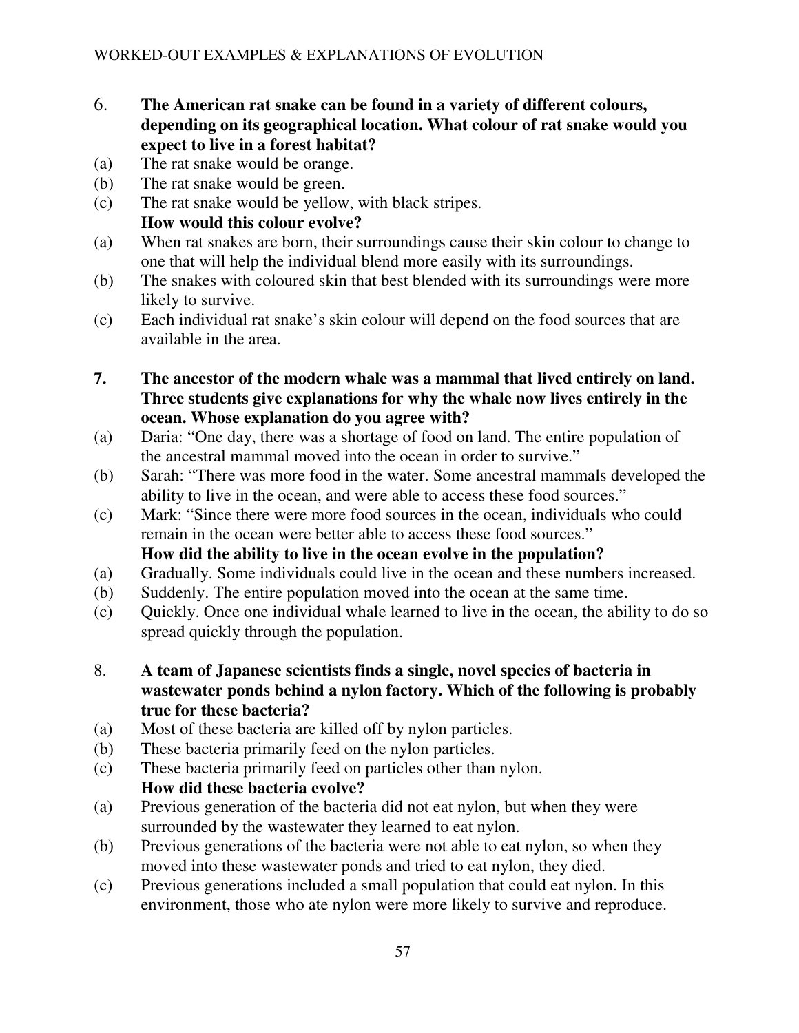6. **The American rat snake can be found in a variety of different colours, depending on its geographical location. What colour of rat snake would you expect to live in a forest habitat?**

(a) The rat snake would be orange.
(b) The rat snake would be green.
(c) The rat snake would be yellow, with black stripes.

**How would this colour evolve?**

(a) When rat snakes are born, their surroundings cause their skin colour to change to one that will help the individual blend more easily with its surroundings.
(b) The snakes with coloured skin that best blended with its surroundings were more likely to survive.
(c) Each individual rat snake's skin colour will depend on the food sources that are available in the area.

**7. The ancestor of the modern whale was a mammal that lived entirely on land. Three students give explanations for why the whale now lives entirely in the ocean. Whose explanation do you agree with?**

(a) Daria: "One day, there was a shortage of food on land. The entire population of the ancestral mammal moved into the ocean in order to survive."
(b) Sarah: "There was more food in the water. Some ancestral mammals developed the ability to live in the ocean, and were able to access these food sources."
(c) Mark: "Since there were more food sources in the ocean, individuals who could remain in the ocean were better able to access these food sources."

**How did the ability to live in the ocean evolve in the population?**

(a) Gradually. Some individuals could live in the ocean and these numbers increased.
(b) Suddenly. The entire population moved into the ocean at the same time.
(c) Quickly. Once one individual whale learned to live in the ocean, the ability to do so spread quickly through the population.

8. **A team of Japanese scientists finds a single, novel species of bacteria in wastewater ponds behind a nylon factory. Which of the following is probably true for these bacteria?**

(a) Most of these bacteria are killed off by nylon particles.
(b) These bacteria primarily feed on the nylon particles.
(c) These bacteria primarily feed on particles other than nylon.

**How did these bacteria evolve?**

(a) Previous generation of the bacteria did not eat nylon, but when they were surrounded by the wastewater they learned to eat nylon.
(b) Previous generations of the bacteria were not able to eat nylon, so when they moved into these wastewater ponds and tried to eat nylon, they died.
(c) Previous generations included a small population that could eat nylon. In this environment, those who ate nylon were more likely to survive and reproduce.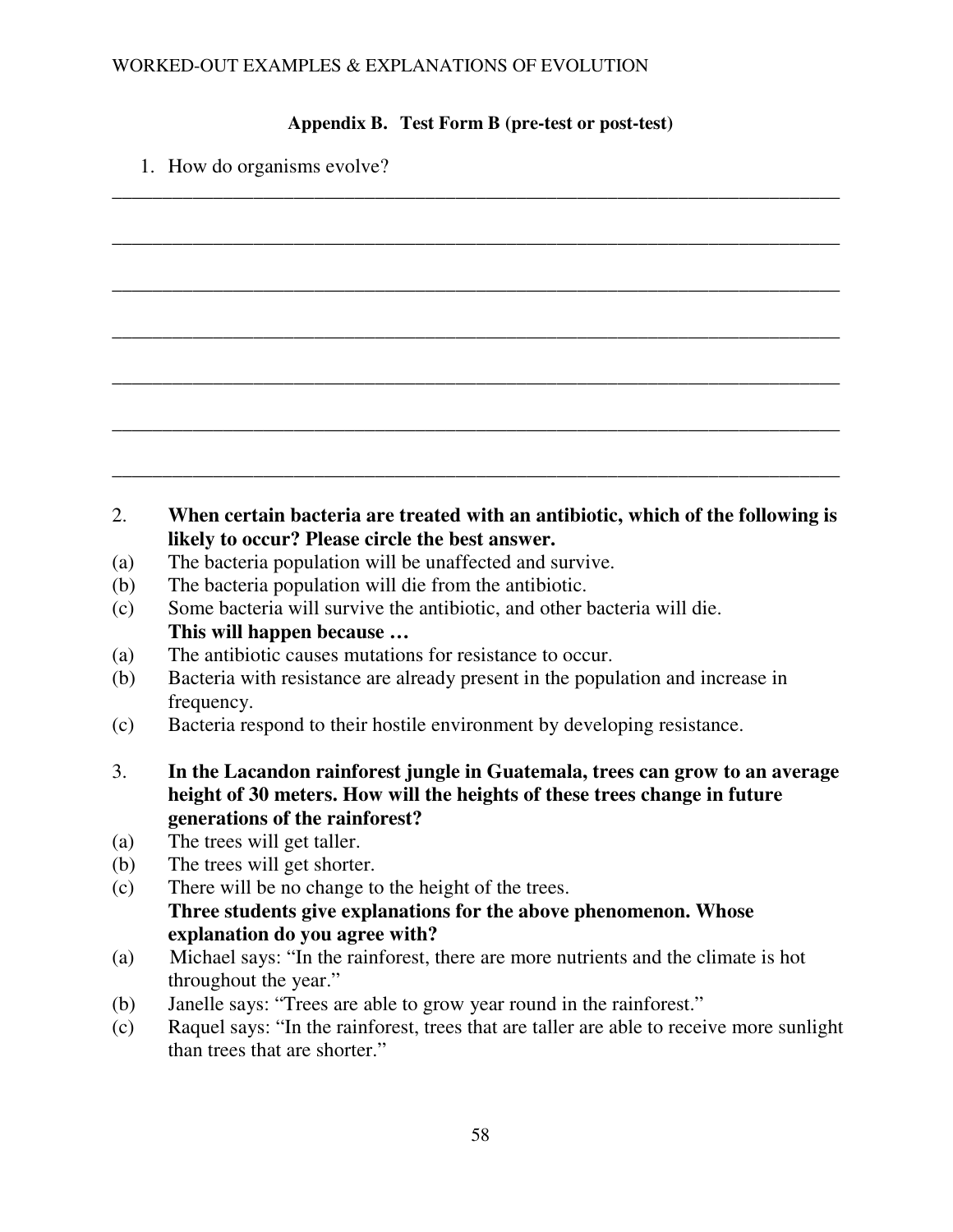**Appendix B. Test Form B (pre-test or post-test)**

1. How do organisms evolve?

_____________________________________________________________________________

_____________________________________________________________________________

_____________________________________________________________________________

_____________________________________________________________________________

_____________________________________________________________________________

_____________________________________________________________________________

_____________________________________________________________________________

2. **When certain bacteria are treated with an antibiotic, which of the following is likely to occur? Please circle the best answer.**

(a) The bacteria population will be unaffected and survive.
(b) The bacteria population will die from the antibiotic.
(c) Some bacteria will survive the antibiotic, and other bacteria will die.

**This will happen because …**

(a) The antibiotic causes mutations for resistance to occur.
(b) Bacteria with resistance are already present in the population and increase in frequency.
(c) Bacteria respond to their hostile environment by developing resistance.

3. **In the Lacandon rainforest jungle in Guatemala, trees can grow to an average height of 30 meters. How will the heights of these trees change in future generations of the rainforest?**

(a) The trees will get taller.
(b) The trees will get shorter.
(c) There will be no change to the height of the trees.

**Three students give explanations for the above phenomenon. Whose explanation do you agree with?**

(a) Michael says: "In the rainforest, there are more nutrients and the climate is hot throughout the year."
(b) Janelle says: "Trees are able to grow year round in the rainforest."
(c) Raquel says: "In the rainforest, trees that are taller are able to receive more sunlight than trees that are shorter."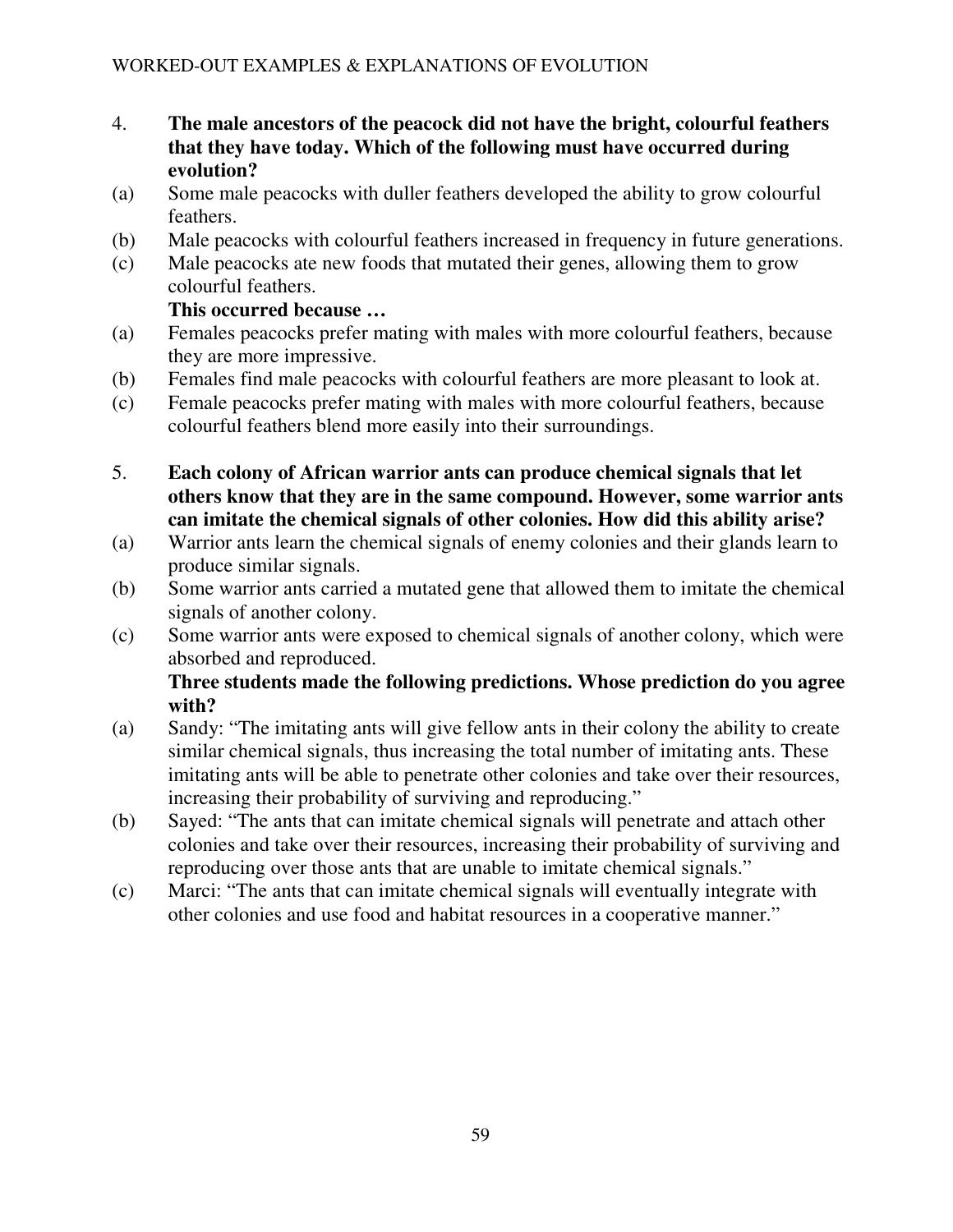4. **The male ancestors of the peacock did not have the bright, colourful feathers that they have today. Which of the following must have occurred during evolution?**

(a) Some male peacocks with duller feathers developed the ability to grow colourful feathers.

(b) Male peacocks with colourful feathers increased in frequency in future generations.

(c) Male peacocks ate new foods that mutated their genes, allowing them to grow colourful feathers.

**This occurred because …**

(a) Females peacocks prefer mating with males with more colourful feathers, because they are more impressive.

(b) Females find male peacocks with colourful feathers are more pleasant to look at.

(c) Female peacocks prefer mating with males with more colourful feathers, because colourful feathers blend more easily into their surroundings.

5. **Each colony of African warrior ants can produce chemical signals that let others know that they are in the same compound. However, some warrior ants can imitate the chemical signals of other colonies. How did this ability arise?**

(a) Warrior ants learn the chemical signals of enemy colonies and their glands learn to produce similar signals.

(b) Some warrior ants carried a mutated gene that allowed them to imitate the chemical signals of another colony.

(c) Some warrior ants were exposed to chemical signals of another colony, which were absorbed and reproduced.

**Three students made the following predictions. Whose prediction do you agree with?**

(a) Sandy: "The imitating ants will give fellow ants in their colony the ability to create similar chemical signals, thus increasing the total number of imitating ants. These imitating ants will be able to penetrate other colonies and take over their resources, increasing their probability of surviving and reproducing."

(b) Sayed: "The ants that can imitate chemical signals will penetrate and attach other colonies and take over their resources, increasing their probability of surviving and reproducing over those ants that are unable to imitate chemical signals."

(c) Marci: "The ants that can imitate chemical signals will eventually integrate with other colonies and use food and habitat resources in a cooperative manner."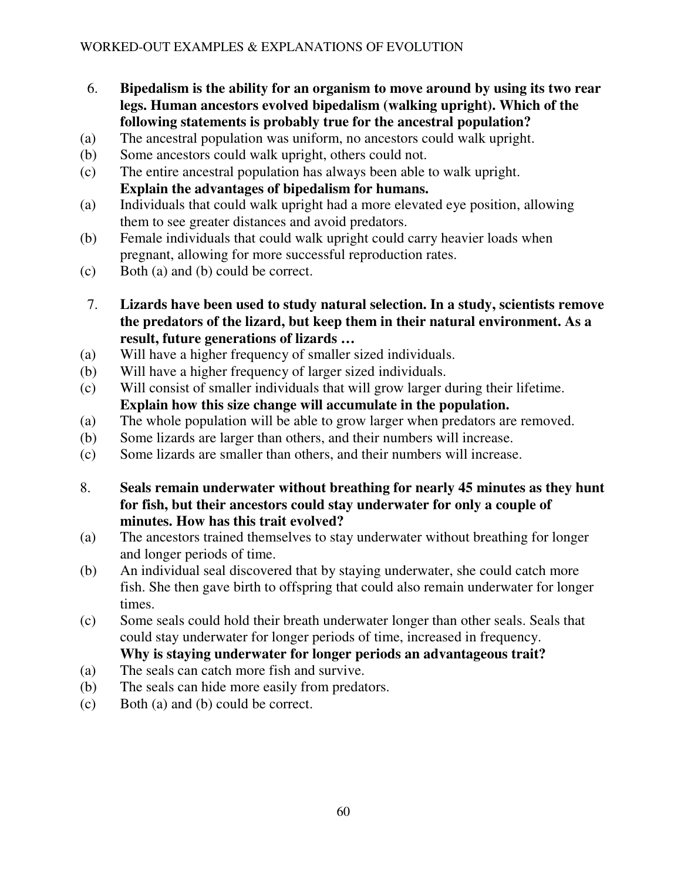6. **Bipedalism is the ability for an organism to move around by using its two rear legs. Human ancestors evolved bipedalism (walking upright). Which of the following statements is probably true for the ancestral population?**

(a) The ancestral population was uniform, no ancestors could walk upright.
(b) Some ancestors could walk upright, others could not.
(c) The entire ancestral population has always been able to walk upright.

**Explain the advantages of bipedalism for humans.**

(a) Individuals that could walk upright had a more elevated eye position, allowing them to see greater distances and avoid predators.
(b) Female individuals that could walk upright could carry heavier loads when pregnant, allowing for more successful reproduction rates.
(c) Both (a) and (b) could be correct.

7. **Lizards have been used to study natural selection. In a study, scientists remove the predators of the lizard, but keep them in their natural environment. As a result, future generations of lizards …**

(a) Will have a higher frequency of smaller sized individuals.
(b) Will have a higher frequency of larger sized individuals.
(c) Will consist of smaller individuals that will grow larger during their lifetime.

**Explain how this size change will accumulate in the population.**

(a) The whole population will be able to grow larger when predators are removed.
(b) Some lizards are larger than others, and their numbers will increase.
(c) Some lizards are smaller than others, and their numbers will increase.

8. **Seals remain underwater without breathing for nearly 45 minutes as they hunt for fish, but their ancestors could stay underwater for only a couple of minutes. How has this trait evolved?**

(a) The ancestors trained themselves to stay underwater without breathing for longer and longer periods of time.
(b) An individual seal discovered that by staying underwater, she could catch more fish. She then gave birth to offspring that could also remain underwater for longer times.
(c) Some seals could hold their breath underwater longer than other seals. Seals that could stay underwater for longer periods of time, increased in frequency.

**Why is staying underwater for longer periods an advantageous trait?**

(a) The seals can catch more fish and survive.
(b) The seals can hide more easily from predators.
(c) Both (a) and (b) could be correct.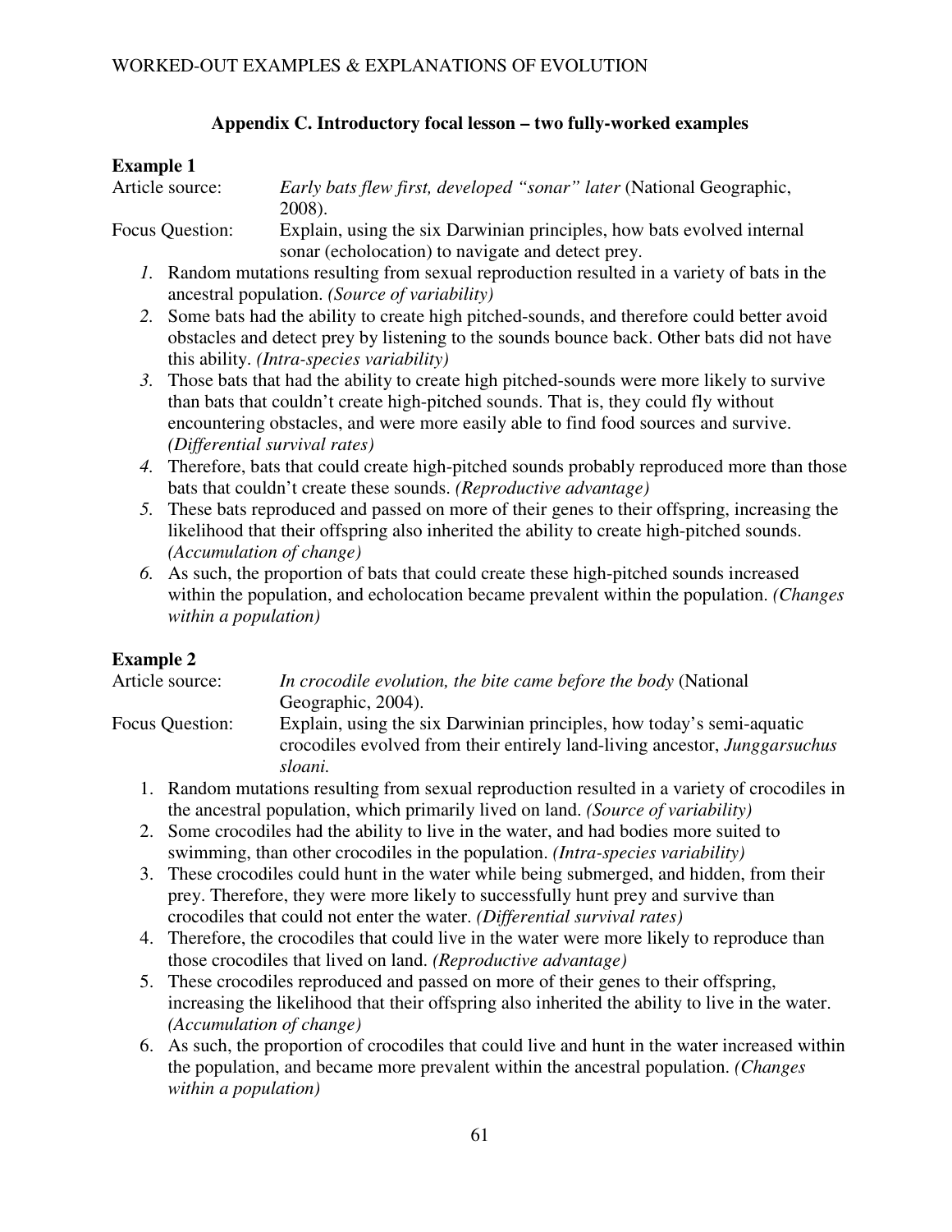## Appendix C. Introductory focal lesson – two fully-worked examples

### Example 1

Article source: *Early bats flew first, developed "sonar" later* (National Geographic, 2008).

Focus Question: Explain, using the six Darwinian principles, how bats evolved internal sonar (echolocation) to navigate and detect prey.

1. Random mutations resulting from sexual reproduction resulted in a variety of bats in the ancestral population. *(Source of variability)*
2. Some bats had the ability to create high pitched-sounds, and therefore could better avoid obstacles and detect prey by listening to the sounds bounce back. Other bats did not have this ability. *(Intra-species variability)*
3. Those bats that had the ability to create high pitched-sounds were more likely to survive than bats that couldn't create high-pitched sounds. That is, they could fly without encountering obstacles, and were more easily able to find food sources and survive. *(Differential survival rates)*
4. Therefore, bats that could create high-pitched sounds probably reproduced more than those bats that couldn't create these sounds. *(Reproductive advantage)*
5. These bats reproduced and passed on more of their genes to their offspring, increasing the likelihood that their offspring also inherited the ability to create high-pitched sounds. *(Accumulation of change)*
6. As such, the proportion of bats that could create these high-pitched sounds increased within the population, and echolocation became prevalent within the population. *(Changes within a population)*

### Example 2

Article source: *In crocodile evolution, the bite came before the body* (National Geographic, 2004).

Focus Question: Explain, using the six Darwinian principles, how today's semi-aquatic crocodiles evolved from their entirely land-living ancestor, *Junggarsuchus sloani.*

1. Random mutations resulting from sexual reproduction resulted in a variety of crocodiles in the ancestral population, which primarily lived on land. *(Source of variability)*
2. Some crocodiles had the ability to live in the water, and had bodies more suited to swimming, than other crocodiles in the population. *(Intra-species variability)*
3. These crocodiles could hunt in the water while being submerged, and hidden, from their prey. Therefore, they were more likely to successfully hunt prey and survive than crocodiles that could not enter the water. *(Differential survival rates)*
4. Therefore, the crocodiles that could live in the water were more likely to reproduce than those crocodiles that lived on land. *(Reproductive advantage)*
5. These crocodiles reproduced and passed on more of their genes to their offspring, increasing the likelihood that their offspring also inherited the ability to live in the water. *(Accumulation of change)*
6. As such, the proportion of crocodiles that could live and hunt in the water increased within the population, and became more prevalent within the ancestral population. *(Changes within a population)*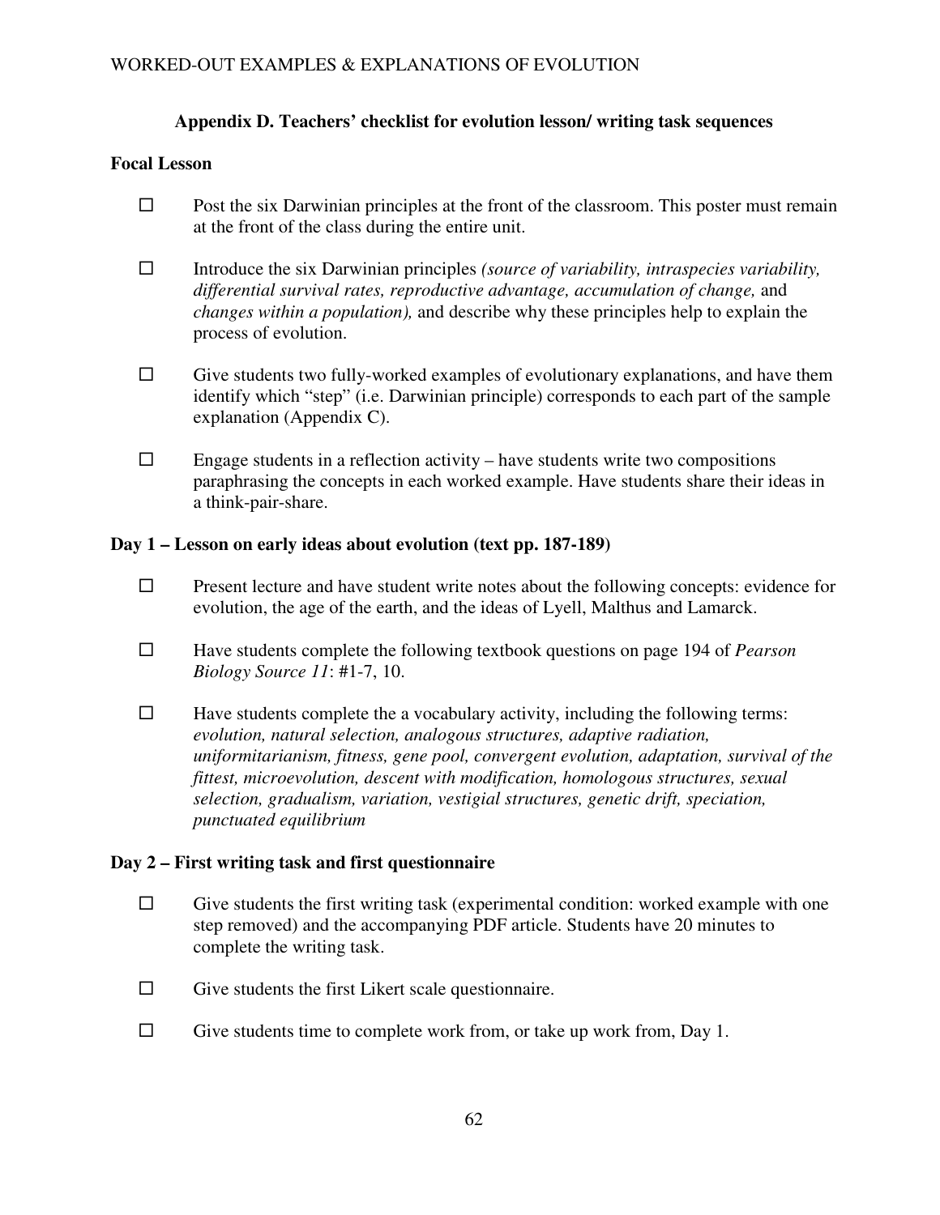### Appendix D. Teachers' checklist for evolution lesson/ writing task sequences

**Focal Lesson**

- ☐ Post the six Darwinian principles at the front of the classroom. This poster must remain at the front of the class during the entire unit.
- ☐ Introduce the six Darwinian principles *(source of variability, intraspecies variability, differential survival rates, reproductive advantage, accumulation of change,* and *changes within a population),* and describe why these principles help to explain the process of evolution.
- ☐ Give students two fully-worked examples of evolutionary explanations, and have them identify which "step" (i.e. Darwinian principle) corresponds to each part of the sample explanation (Appendix C).
- ☐ Engage students in a reflection activity – have students write two compositions paraphrasing the concepts in each worked example. Have students share their ideas in a think-pair-share.

**Day 1 – Lesson on early ideas about evolution (text pp. 187-189)**

- ☐ Present lecture and have student write notes about the following concepts: evidence for evolution, the age of the earth, and the ideas of Lyell, Malthus and Lamarck.
- ☐ Have students complete the following textbook questions on page 194 of *Pearson Biology Source 11*: #1-7, 10.
- ☐ Have students complete the a vocabulary activity, including the following terms: *evolution, natural selection, analogous structures, adaptive radiation, uniformitarianism, fitness, gene pool, convergent evolution, adaptation, survival of the fittest, microevolution, descent with modification, homologous structures, sexual selection, gradualism, variation, vestigial structures, genetic drift, speciation, punctuated equilibrium*

**Day 2 – First writing task and first questionnaire**

- ☐ Give students the first writing task (experimental condition: worked example with one step removed) and the accompanying PDF article. Students have 20 minutes to complete the writing task.
- ☐ Give students the first Likert scale questionnaire.
- ☐ Give students time to complete work from, or take up work from, Day 1.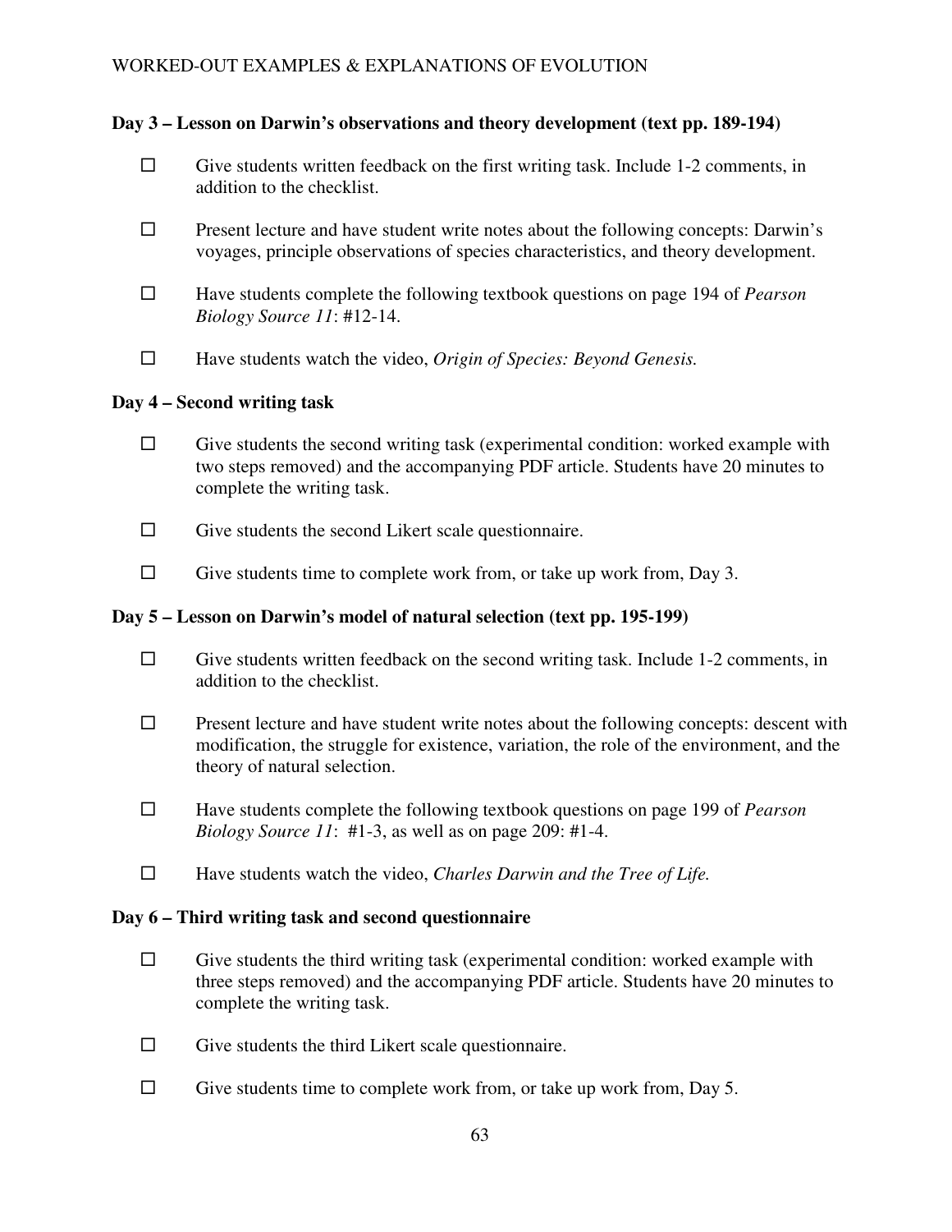**Day 3 – Lesson on Darwin's observations and theory development (text pp. 189-194)**

- ☐ Give students written feedback on the first writing task. Include 1-2 comments, in addition to the checklist.
- ☐ Present lecture and have student write notes about the following concepts: Darwin's voyages, principle observations of species characteristics, and theory development.
- ☐ Have students complete the following textbook questions on page 194 of *Pearson Biology Source 11*: #12-14.
- ☐ Have students watch the video, *Origin of Species: Beyond Genesis.*

**Day 4 – Second writing task**

- ☐ Give students the second writing task (experimental condition: worked example with two steps removed) and the accompanying PDF article. Students have 20 minutes to complete the writing task.
- ☐ Give students the second Likert scale questionnaire.
- ☐ Give students time to complete work from, or take up work from, Day 3.

**Day 5 – Lesson on Darwin's model of natural selection (text pp. 195-199)**

- ☐ Give students written feedback on the second writing task. Include 1-2 comments, in addition to the checklist.
- ☐ Present lecture and have student write notes about the following concepts: descent with modification, the struggle for existence, variation, the role of the environment, and the theory of natural selection.
- ☐ Have students complete the following textbook questions on page 199 of *Pearson Biology Source 11*: #1-3, as well as on page 209: #1-4.
- ☐ Have students watch the video, *Charles Darwin and the Tree of Life.*

**Day 6 – Third writing task and second questionnaire**

- ☐ Give students the third writing task (experimental condition: worked example with three steps removed) and the accompanying PDF article. Students have 20 minutes to complete the writing task.
- ☐ Give students the third Likert scale questionnaire.
- ☐ Give students time to complete work from, or take up work from, Day 5.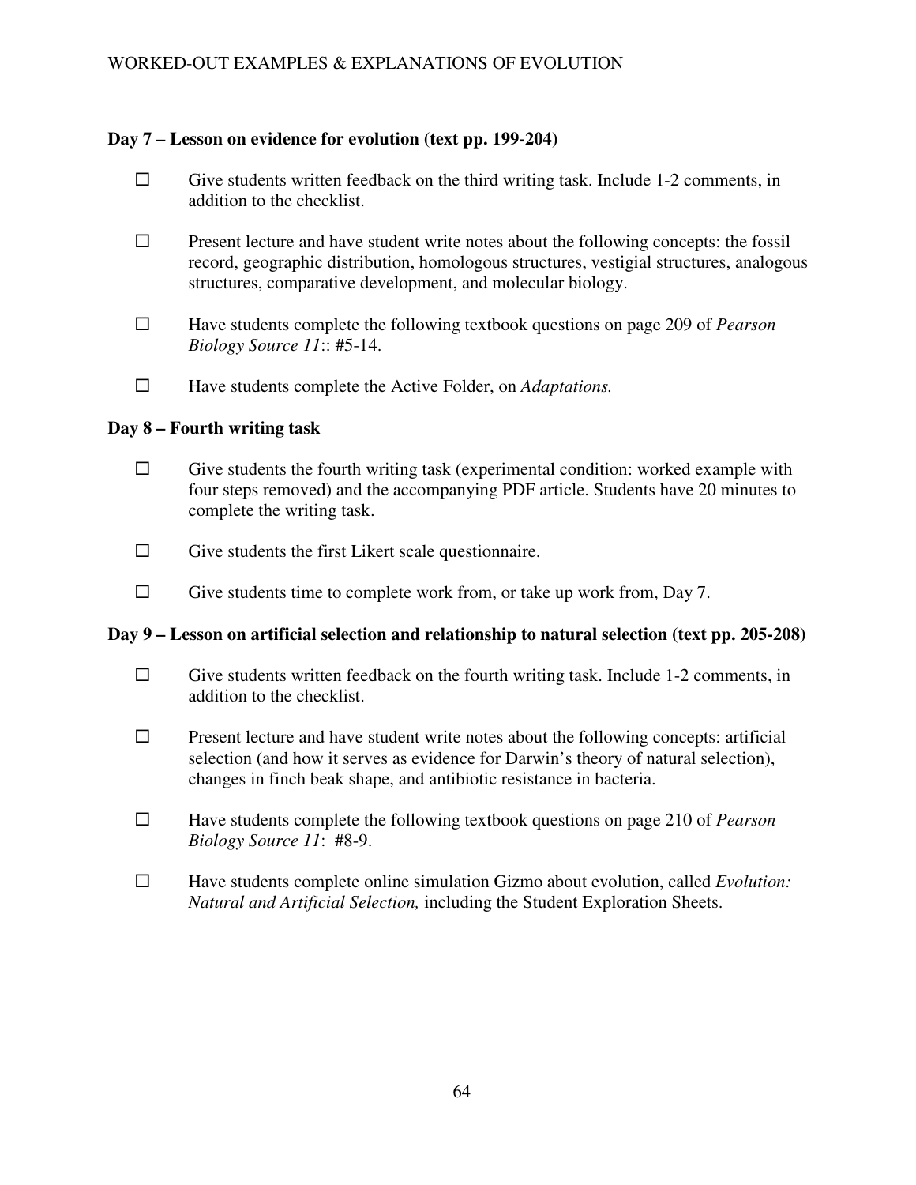**Day 7 – Lesson on evidence for evolution (text pp. 199-204)**

- ☐ Give students written feedback on the third writing task. Include 1-2 comments, in addition to the checklist.
- ☐ Present lecture and have student write notes about the following concepts: the fossil record, geographic distribution, homologous structures, vestigial structures, analogous structures, comparative development, and molecular biology.
- ☐ Have students complete the following textbook questions on page 209 of *Pearson Biology Source 11*:: #5-14.
- ☐ Have students complete the Active Folder, on *Adaptations.*

**Day 8 – Fourth writing task**

- ☐ Give students the fourth writing task (experimental condition: worked example with four steps removed) and the accompanying PDF article. Students have 20 minutes to complete the writing task.
- ☐ Give students the first Likert scale questionnaire.
- ☐ Give students time to complete work from, or take up work from, Day 7.

**Day 9 – Lesson on artificial selection and relationship to natural selection (text pp. 205-208)**

- ☐ Give students written feedback on the fourth writing task. Include 1-2 comments, in addition to the checklist.
- ☐ Present lecture and have student write notes about the following concepts: artificial selection (and how it serves as evidence for Darwin's theory of natural selection), changes in finch beak shape, and antibiotic resistance in bacteria.
- ☐ Have students complete the following textbook questions on page 210 of *Pearson Biology Source 11*: #8-9.
- ☐ Have students complete online simulation Gizmo about evolution, called *Evolution: Natural and Artificial Selection,* including the Student Exploration Sheets.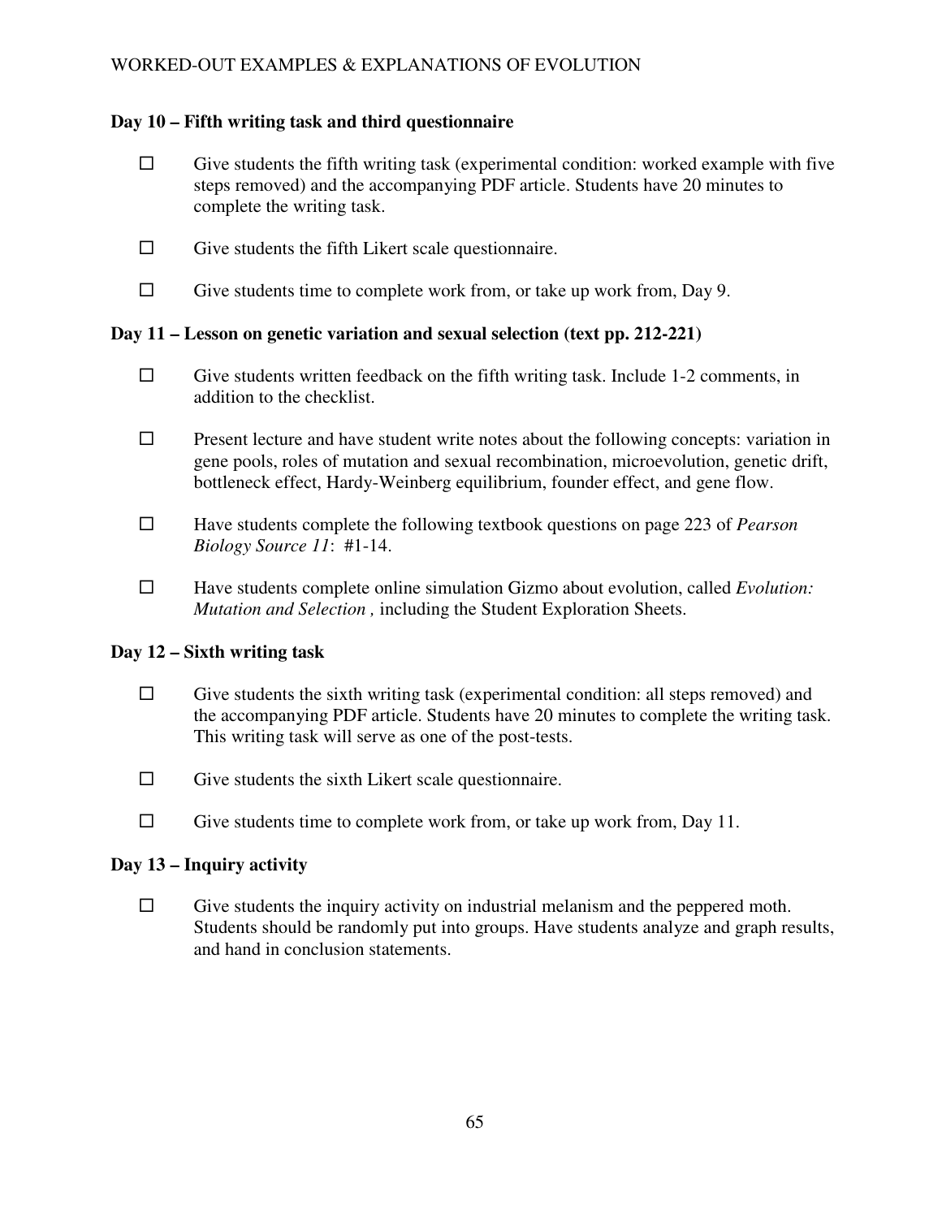### Day 10 – Fifth writing task and third questionnaire

- ☐ Give students the fifth writing task (experimental condition: worked example with five steps removed) and the accompanying PDF article. Students have 20 minutes to complete the writing task.
- ☐ Give students the fifth Likert scale questionnaire.
- ☐ Give students time to complete work from, or take up work from, Day 9.

### Day 11 – Lesson on genetic variation and sexual selection (text pp. 212-221)

- ☐ Give students written feedback on the fifth writing task. Include 1-2 comments, in addition to the checklist.
- ☐ Present lecture and have student write notes about the following concepts: variation in gene pools, roles of mutation and sexual recombination, microevolution, genetic drift, bottleneck effect, Hardy-Weinberg equilibrium, founder effect, and gene flow.
- ☐ Have students complete the following textbook questions on page 223 of *Pearson Biology Source 11*: #1-14.
- ☐ Have students complete online simulation Gizmo about evolution, called *Evolution: Mutation and Selection ,* including the Student Exploration Sheets.

### Day 12 – Sixth writing task

- ☐ Give students the sixth writing task (experimental condition: all steps removed) and the accompanying PDF article. Students have 20 minutes to complete the writing task. This writing task will serve as one of the post-tests.
- ☐ Give students the sixth Likert scale questionnaire.
- ☐ Give students time to complete work from, or take up work from, Day 11.

### Day 13 – Inquiry activity

- ☐ Give students the inquiry activity on industrial melanism and the peppered moth. Students should be randomly put into groups. Have students analyze and graph results, and hand in conclusion statements.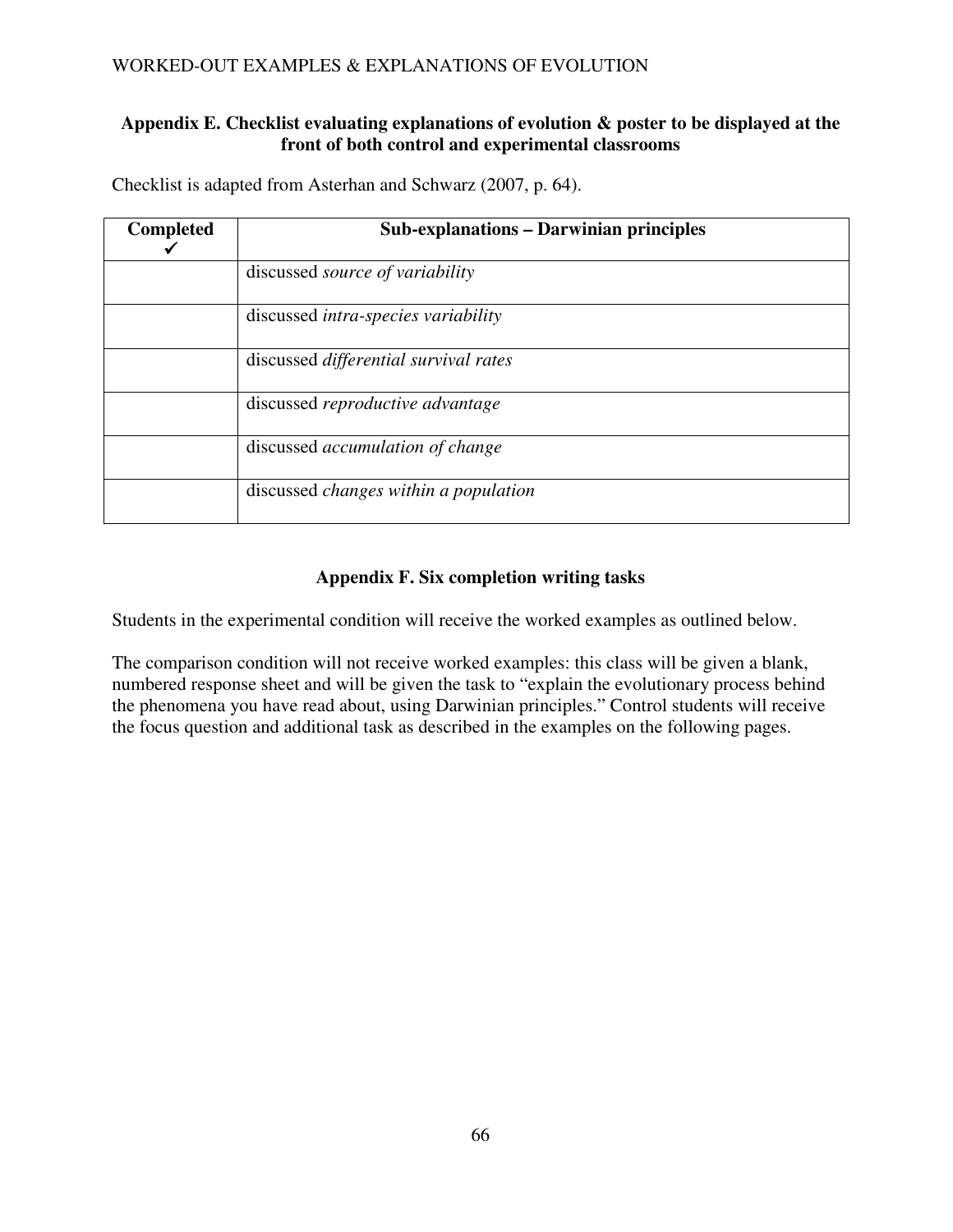### Appendix E. Checklist evaluating explanations of evolution & poster to be displayed at the front of both control and experimental classrooms

Checklist is adapted from Asterhan and Schwarz (2007, p. 64).

| **Completed** ✓ | **Sub-explanations – Darwinian principles** |
|---|---|
| | discussed *source of variability* |
| | discussed *intra-species variability* |
| | discussed *differential survival rates* |
| | discussed *reproductive advantage* |
| | discussed *accumulation of change* |
| | discussed *changes within a population* |

### Appendix F. Six completion writing tasks

Students in the experimental condition will receive the worked examples as outlined below.

The comparison condition will not receive worked examples: this class will be given a blank, numbered response sheet and will be given the task to "explain the evolutionary process behind the phenomena you have read about, using Darwinian principles." Control students will receive the focus question and additional task as described in the examples on the following pages.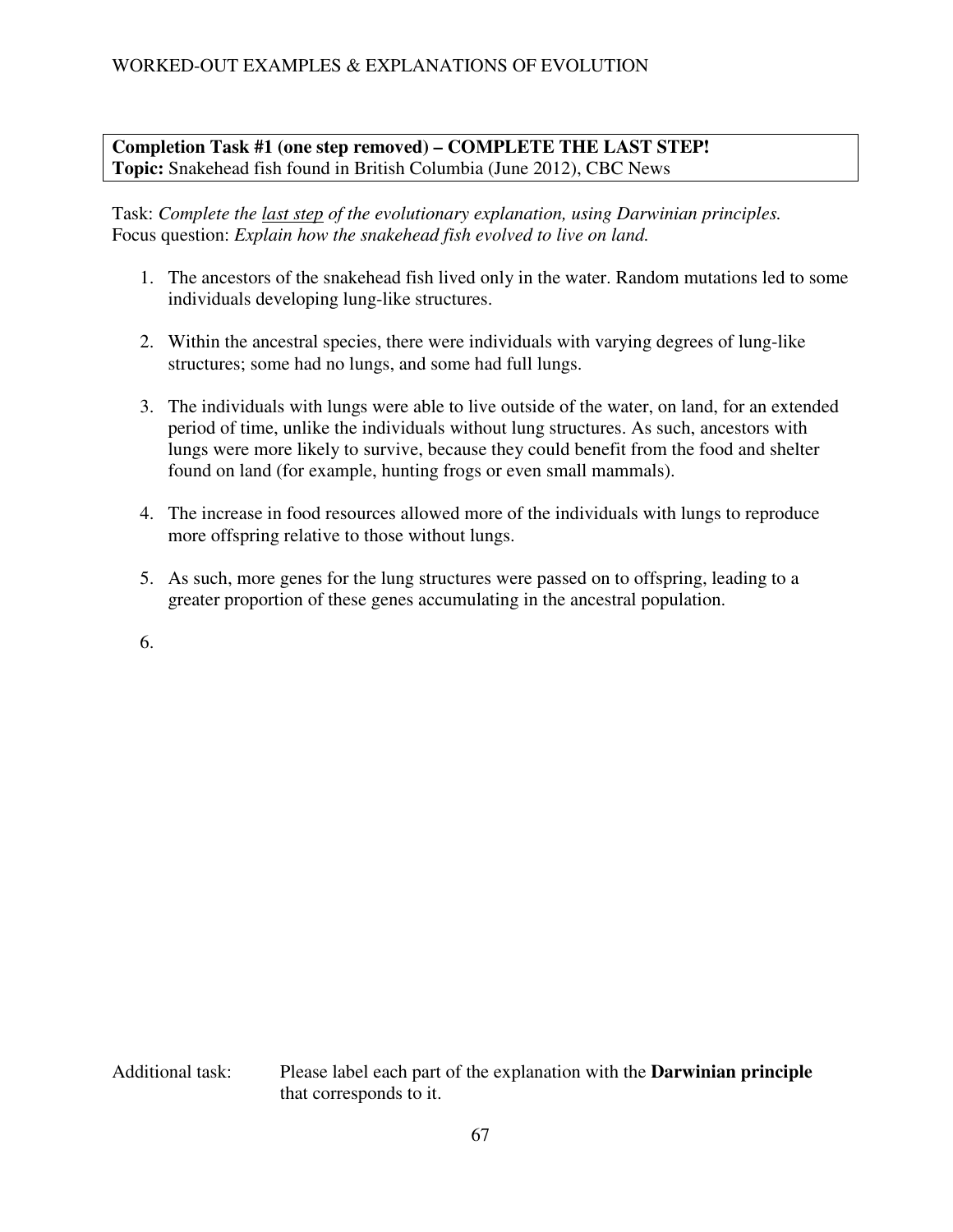**Completion Task #1 (one step removed) – COMPLETE THE LAST STEP!**
**Topic:** Snakehead fish found in British Columbia (June 2012), CBC News

Task: *Complete the* <u>*last step*</u> *of the evolutionary explanation, using Darwinian principles.*
Focus question: *Explain how the snakehead fish evolved to live on land.*

1. The ancestors of the snakehead fish lived only in the water. Random mutations led to some individuals developing lung-like structures.

2. Within the ancestral species, there were individuals with varying degrees of lung-like structures; some had no lungs, and some had full lungs.

3. The individuals with lungs were able to live outside of the water, on land, for an extended period of time, unlike the individuals without lung structures. As such, ancestors with lungs were more likely to survive, because they could benefit from the food and shelter found on land (for example, hunting frogs or even small mammals).

4. The increase in food resources allowed more of the individuals with lungs to reproduce more offspring relative to those without lungs.

5. As such, more genes for the lung structures were passed on to offspring, leading to a greater proportion of these genes accumulating in the ancestral population.

6.

Additional task: Please label each part of the explanation with the **Darwinian principle** that corresponds to it.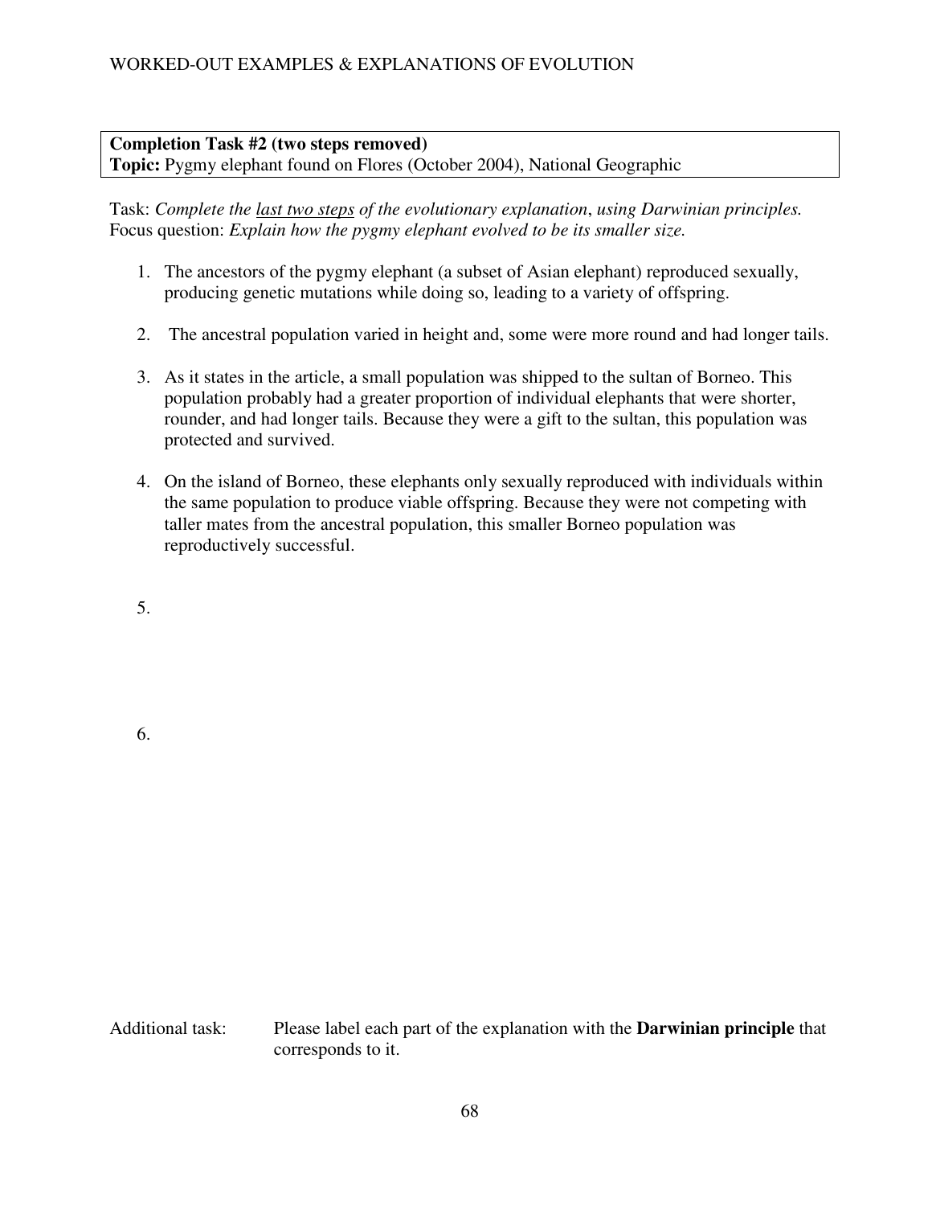**Completion Task #2 (two steps removed)**
**Topic:** Pygmy elephant found on Flores (October 2004), National Geographic

Task: *Complete the* <u>*last two steps*</u> *of the evolutionary explanation, using Darwinian principles.*
Focus question: *Explain how the pygmy elephant evolved to be its smaller size.*

1. The ancestors of the pygmy elephant (a subset of Asian elephant) reproduced sexually, producing genetic mutations while doing so, leading to a variety of offspring.

2. The ancestral population varied in height and, some were more round and had longer tails.

3. As it states in the article, a small population was shipped to the sultan of Borneo. This population probably had a greater proportion of individual elephants that were shorter, rounder, and had longer tails. Because they were a gift to the sultan, this population was protected and survived.

4. On the island of Borneo, these elephants only sexually reproduced with individuals within the same population to produce viable offspring. Because they were not competing with taller mates from the ancestral population, this smaller Borneo population was reproductively successful.

5. 

6. 

Additional task: Please label each part of the explanation with the **Darwinian principle** that corresponds to it.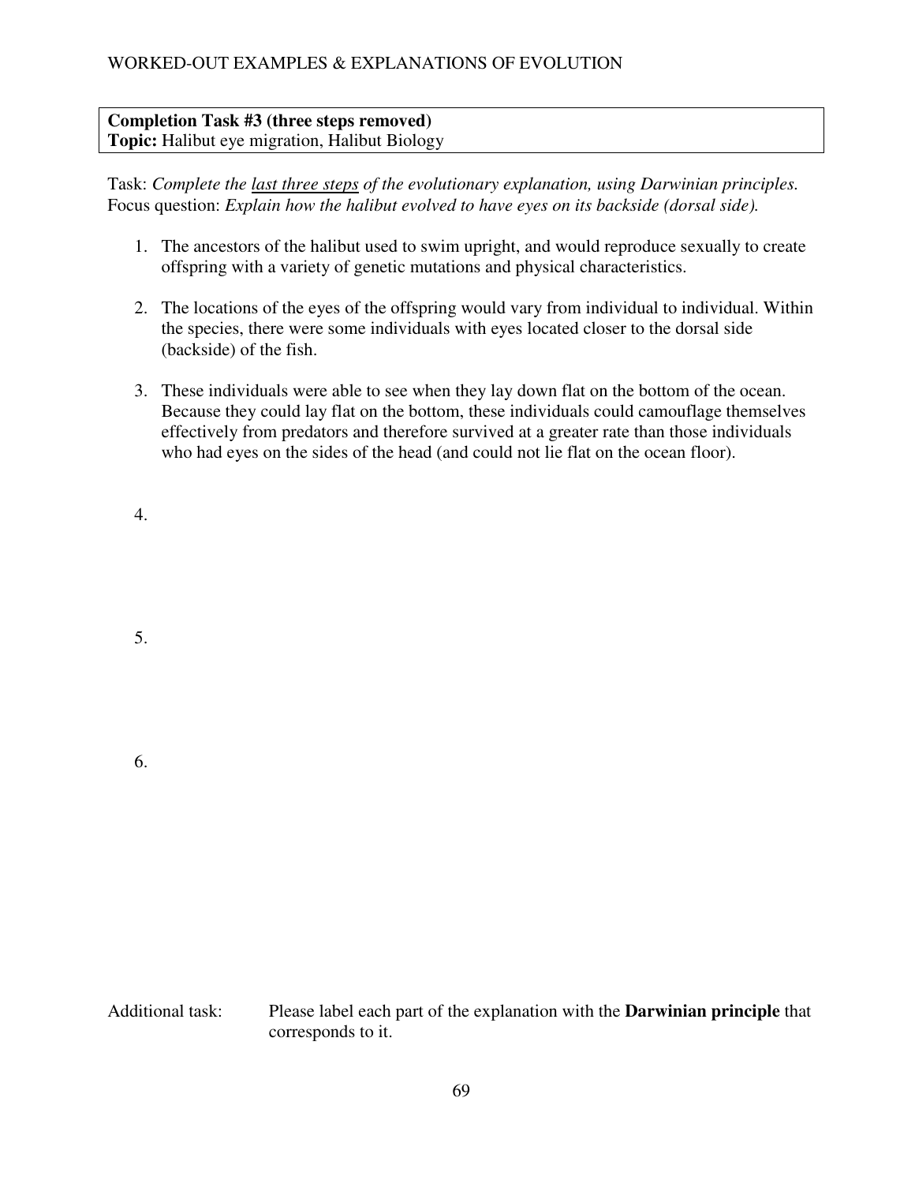**Completion Task #3 (three steps removed)**
**Topic:** Halibut eye migration, Halibut Biology

Task: *Complete the* <u>*last three steps*</u> *of the evolutionary explanation, using Darwinian principles.*
Focus question: *Explain how the halibut evolved to have eyes on its backside (dorsal side).*

1. The ancestors of the halibut used to swim upright, and would reproduce sexually to create offspring with a variety of genetic mutations and physical characteristics.

2. The locations of the eyes of the offspring would vary from individual to individual. Within the species, there were some individuals with eyes located closer to the dorsal side (backside) of the fish.

3. These individuals were able to see when they lay down flat on the bottom of the ocean. Because they could lay flat on the bottom, these individuals could camouflage themselves effectively from predators and therefore survived at a greater rate than those individuals who had eyes on the sides of the head (and could not lie flat on the ocean floor).

4.

5.

6.

Additional task: Please label each part of the explanation with the **Darwinian principle** that corresponds to it.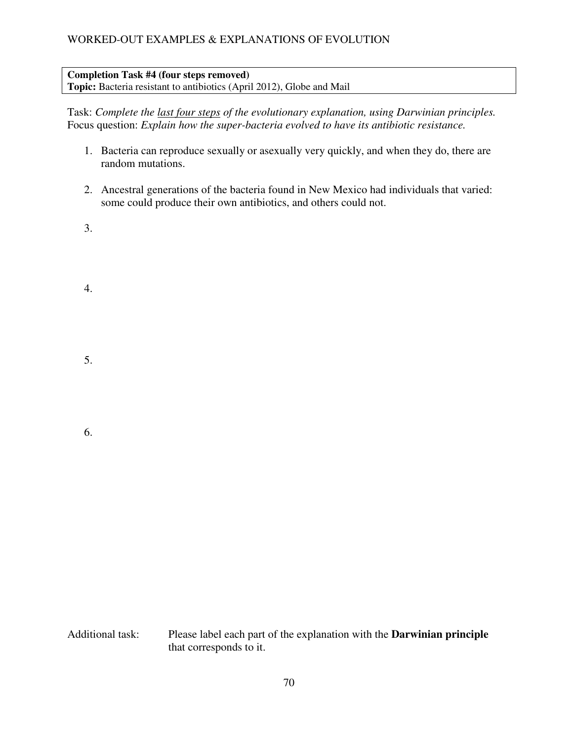**Completion Task #4 (four steps removed)**
**Topic:** Bacteria resistant to antibiotics (April 2012), Globe and Mail

Task: *Complete the* *last four steps* *of the evolutionary explanation, using Darwinian principles.*
Focus question: *Explain how the super-bacteria evolved to have its antibiotic resistance.*

1. Bacteria can reproduce sexually or asexually very quickly, and when they do, there are random mutations.

2. Ancestral generations of the bacteria found in New Mexico had individuals that varied: some could produce their own antibiotics, and others could not.

3. 

4. 

5. 

6. 

Additional task: Please label each part of the explanation with the **Darwinian principle** that corresponds to it.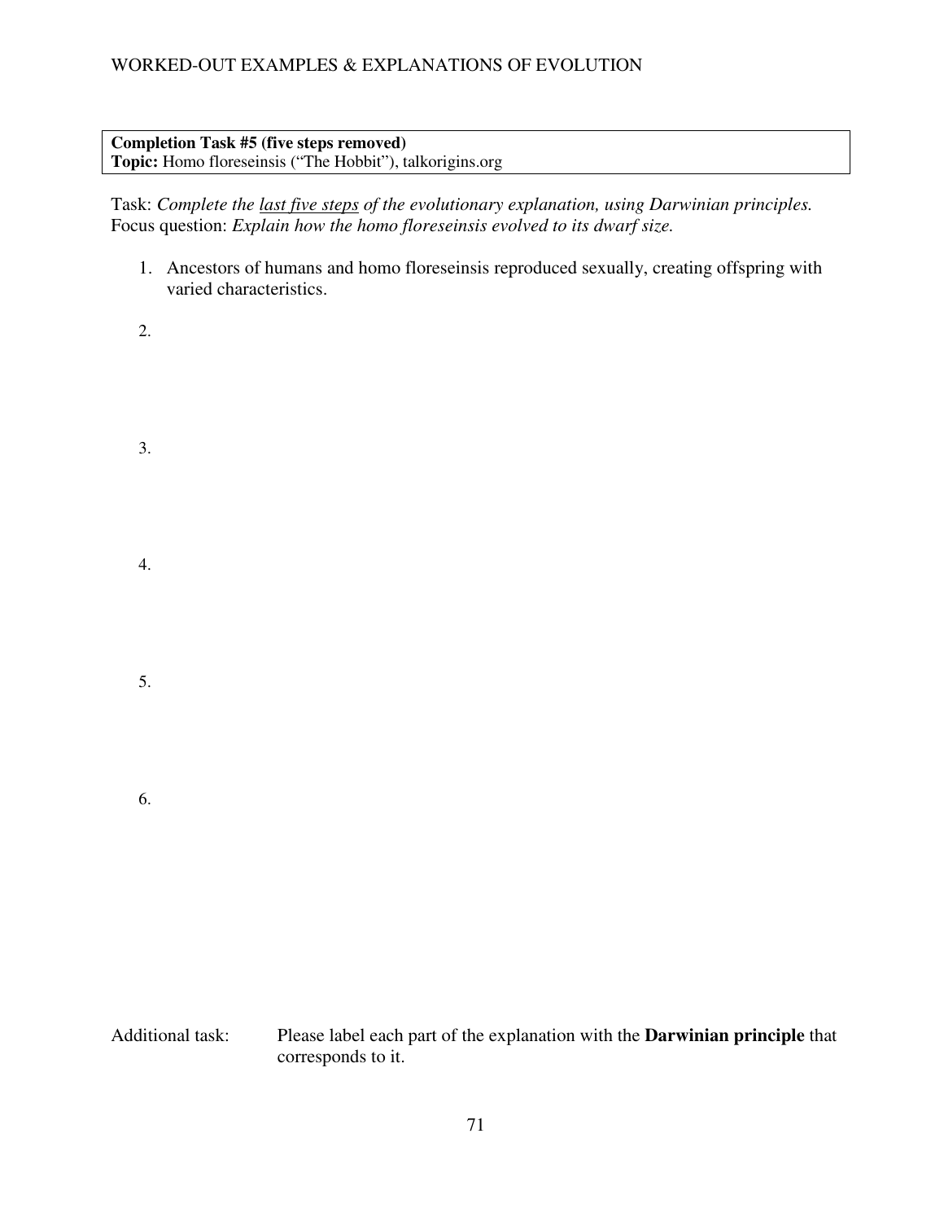**Completion Task #5 (five steps removed)**
**Topic:** Homo floreseinsis ("The Hobbit"), talkorigins.org

Task: *Complete the last five steps of the evolutionary explanation, using Darwinian principles.*
Focus question: *Explain how the homo floreseinsis evolved to its dwarf size.*

1. Ancestors of humans and homo floreseinsis reproduced sexually, creating offspring with varied characteristics.

2.

3.

4.

5.

6.

Additional task: Please label each part of the explanation with the **Darwinian principle** that corresponds to it.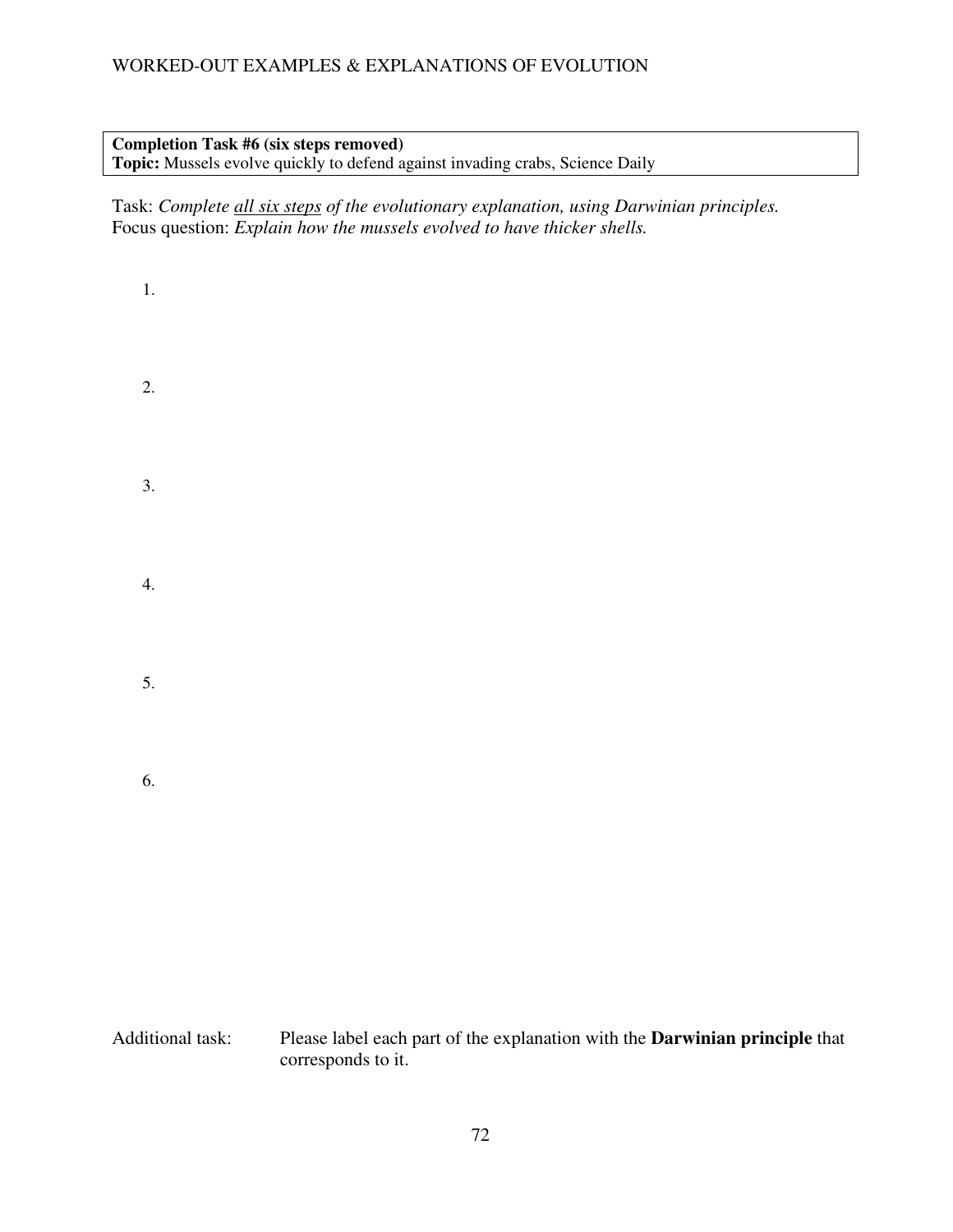**Completion Task #6 (six steps removed)**
**Topic:** Mussels evolve quickly to defend against invading crabs, Science Daily

Task: *Complete all six steps of the evolutionary explanation, using Darwinian principles.*
Focus question: *Explain how the mussels evolved to have thicker shells.*

1.

2.

3.

4.

5.

6.

Additional task: Please label each part of the explanation with the **Darwinian principle** that corresponds to it.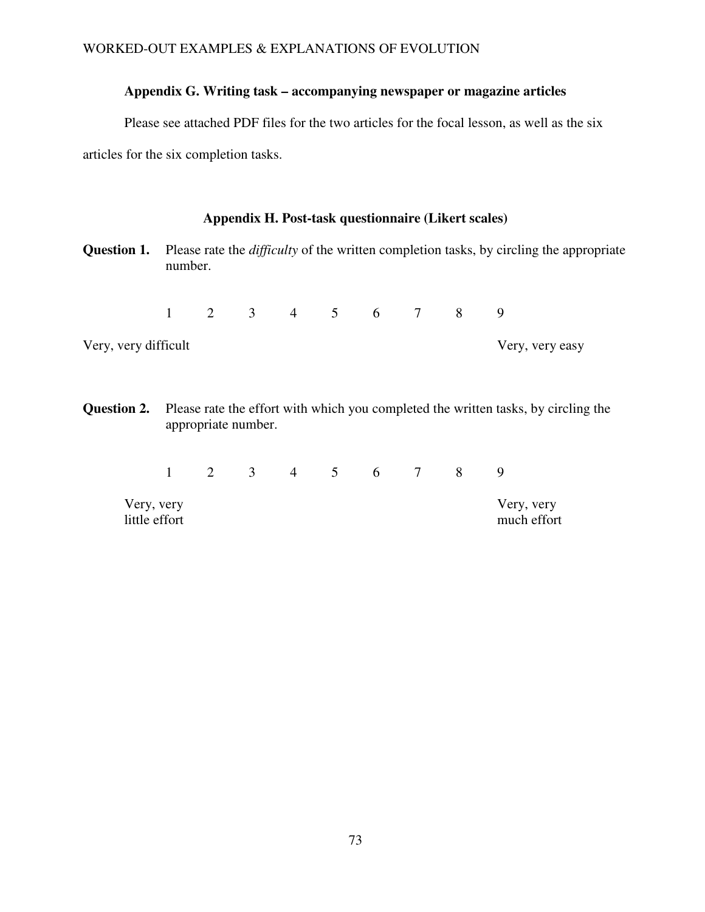### Appendix G. Writing task – accompanying newspaper or magazine articles

Please see attached PDF files for the two articles for the focal lesson, as well as the six articles for the six completion tasks.

### Appendix H. Post-task questionnaire (Likert scales)

**Question 1.** Please rate the *difficulty* of the written completion tasks, by circling the appropriate number.

1 2 3 4 5 6 7 8 9

Very, very difficult — Very, very easy

**Question 2.** Please rate the effort with which you completed the written tasks, by circling the appropriate number.

1 2 3 4 5 6 7 8 9

Very, very little effort — Very, very much effort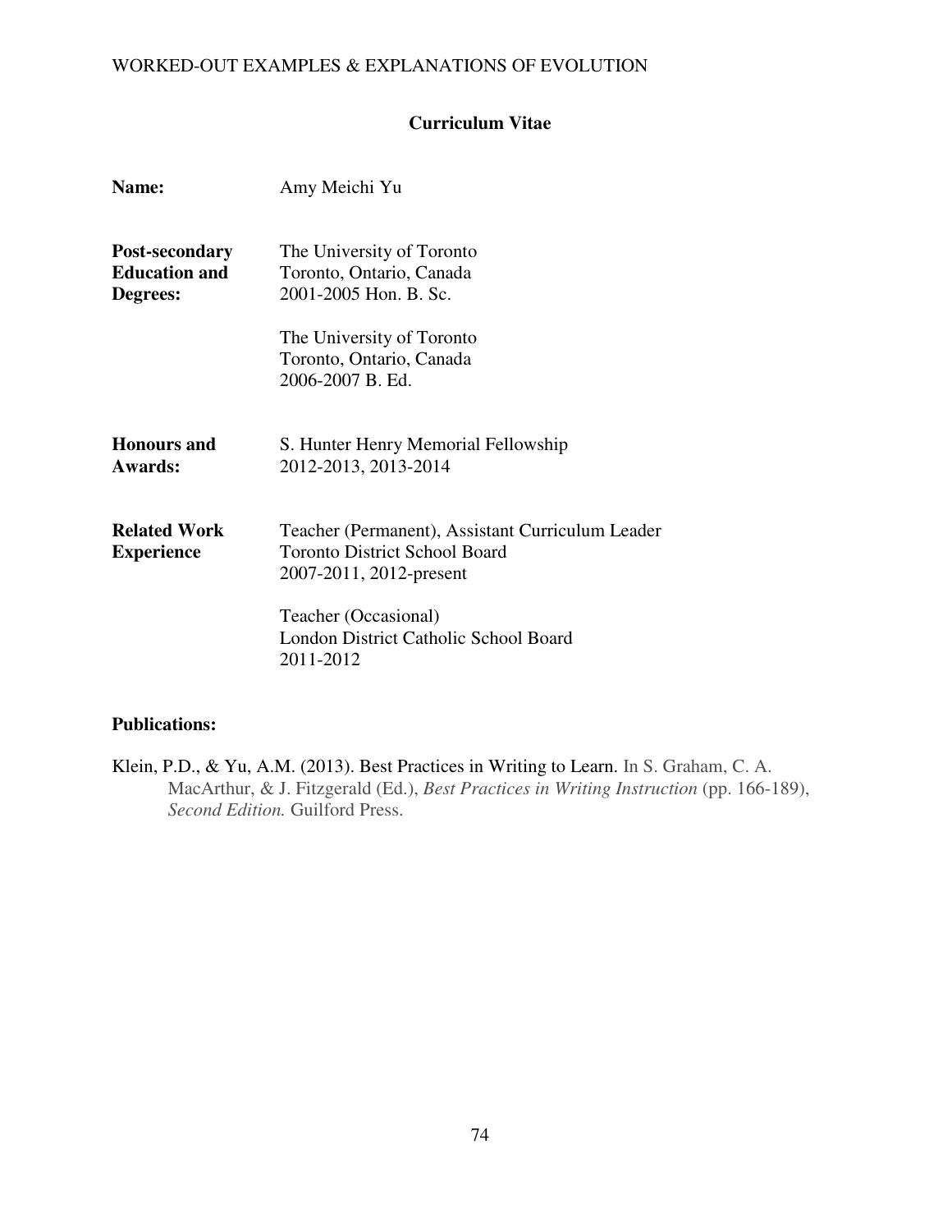## Curriculum Vitae

| | |
|---|---|
| **Name:** | Amy Meichi Yu |
| **Post-secondary Education and Degrees:** | The University of Toronto<br>Toronto, Ontario, Canada<br>2001-2005 Hon. B. Sc.<br><br>The University of Toronto<br>Toronto, Ontario, Canada<br>2006-2007 B. Ed. |
| **Honours and Awards:** | S. Hunter Henry Memorial Fellowship<br>2012-2013, 2013-2014 |
| **Related Work Experience** | Teacher (Permanent), Assistant Curriculum Leader<br>Toronto District School Board<br>2007-2011, 2012-present<br><br>Teacher (Occasional)<br>London District Catholic School Board<br>2011-2012 |

**Publications:**

Klein, P.D., & Yu, A.M. (2013). Best Practices in Writing to Learn. In S. Graham, C. A. MacArthur, & J. Fitzgerald (Ed.), *Best Practices in Writing Instruction* (pp. 166-189), *Second Edition.* Guilford Press.